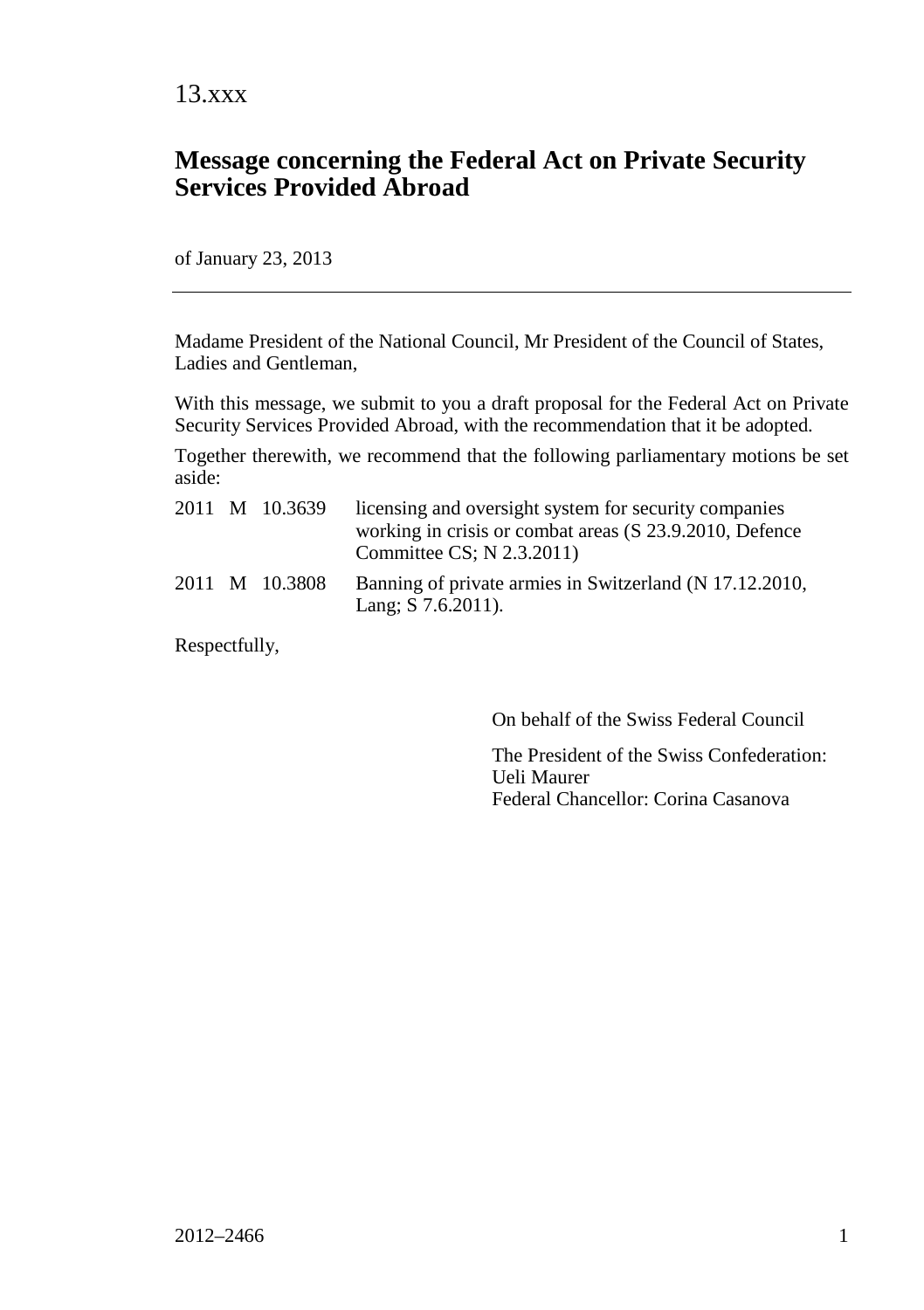13.xxx

# Message concerning the Federal Act on Private Security Services Provided Abroad

of January 23, 2013

---

Madame President of the National Council, Mr President of the Council of States, Ladies and Gentleman,

With this message, we submit to you a draft proposal for the Federal Act on Private Security Services Provided Abroad, with the recommendation that it be adopted.

Together therewith, we recommend that the following parliamentary motions be set aside:

| | | | |
|---|---|---|---|
| 2011 | M | 10.3639 | licensing and oversight system for security companies working in crisis or combat areas (S 23.9.2010, Defence Committee CS; N 2.3.2011) |
| 2011 | M | 10.3808 | Banning of private armies in Switzerland (N 17.12.2010, Lang; S 7.6.2011). |

Respectfully,

On behalf of the Swiss Federal Council

The President of the Swiss Confederation:
Ueli Maurer
Federal Chancellor: Corina Casanova

2012–2466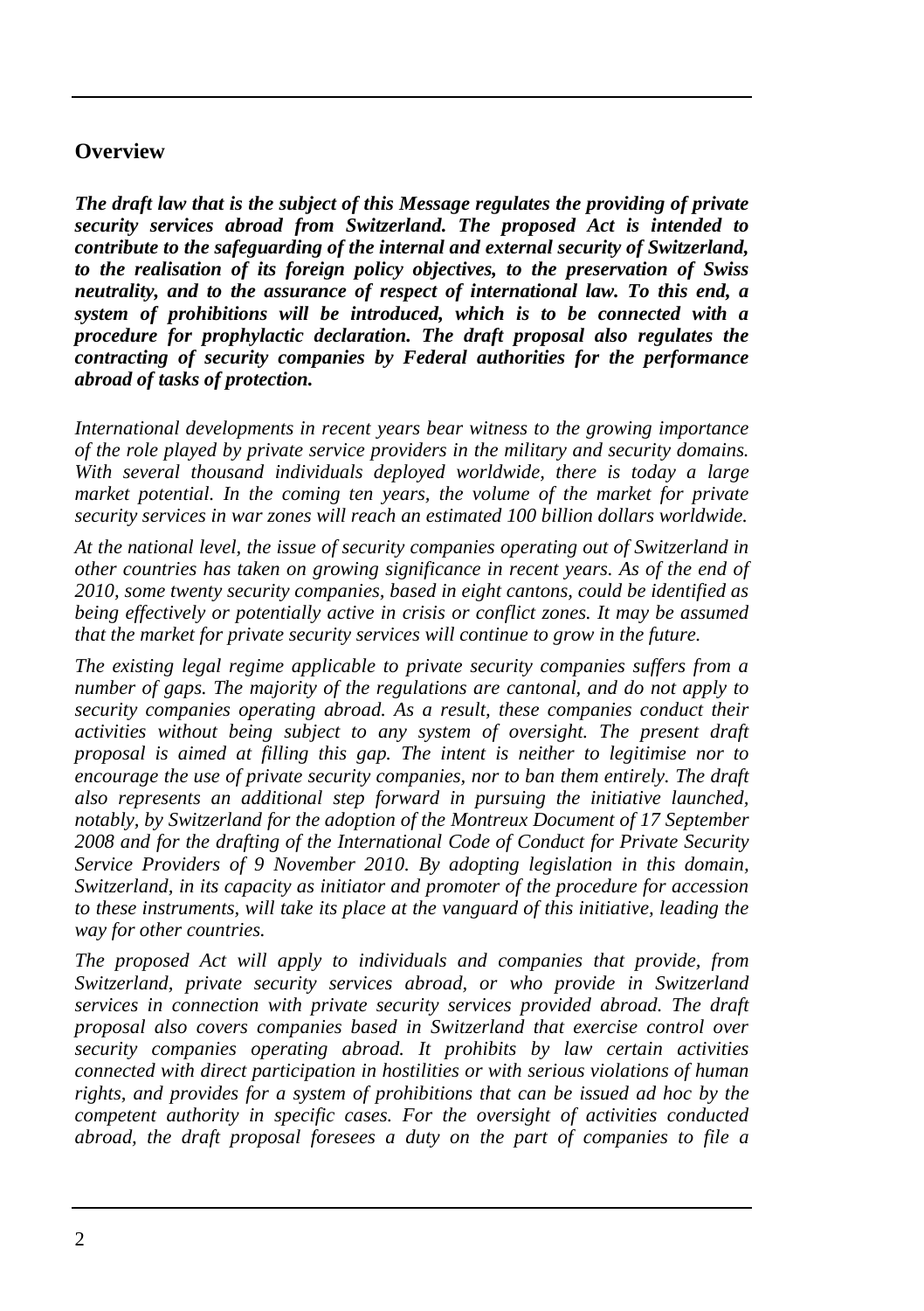## Overview

***The draft law that is the subject of this Message regulates the providing of private security services abroad from Switzerland. The proposed Act is intended to contribute to the safeguarding of the internal and external security of Switzerland, to the realisation of its foreign policy objectives, to the preservation of Swiss neutrality, and to the assurance of respect of international law. To this end, a system of prohibitions will be introduced, which is to be connected with a procedure for prophylactic declaration. The draft proposal also regulates the contracting of security companies by Federal authorities for the performance abroad of tasks of protection.***

*International developments in recent years bear witness to the growing importance of the role played by private service providers in the military and security domains. With several thousand individuals deployed worldwide, there is today a large market potential. In the coming ten years, the volume of the market for private security services in war zones will reach an estimated 100 billion dollars worldwide.*

*At the national level, the issue of security companies operating out of Switzerland in other countries has taken on growing significance in recent years. As of the end of 2010, some twenty security companies, based in eight cantons, could be identified as being effectively or potentially active in crisis or conflict zones. It may be assumed that the market for private security services will continue to grow in the future.*

*The existing legal regime applicable to private security companies suffers from a number of gaps. The majority of the regulations are cantonal, and do not apply to security companies operating abroad. As a result, these companies conduct their activities without being subject to any system of oversight. The present draft proposal is aimed at filling this gap. The intent is neither to legitimise nor to encourage the use of private security companies, nor to ban them entirely. The draft also represents an additional step forward in pursuing the initiative launched, notably, by Switzerland for the adoption of the Montreux Document of 17 September 2008 and for the drafting of the International Code of Conduct for Private Security Service Providers of 9 November 2010. By adopting legislation in this domain, Switzerland, in its capacity as initiator and promoter of the procedure for accession to these instruments, will take its place at the vanguard of this initiative, leading the way for other countries.*

*The proposed Act will apply to individuals and companies that provide, from Switzerland, private security services abroad, or who provide in Switzerland services in connection with private security services provided abroad. The draft proposal also covers companies based in Switzerland that exercise control over security companies operating abroad. It prohibits by law certain activities connected with direct participation in hostilities or with serious violations of human rights, and provides for a system of prohibitions that can be issued ad hoc by the competent authority in specific cases. For the oversight of activities conducted abroad, the draft proposal foresees a duty on the part of companies to file a*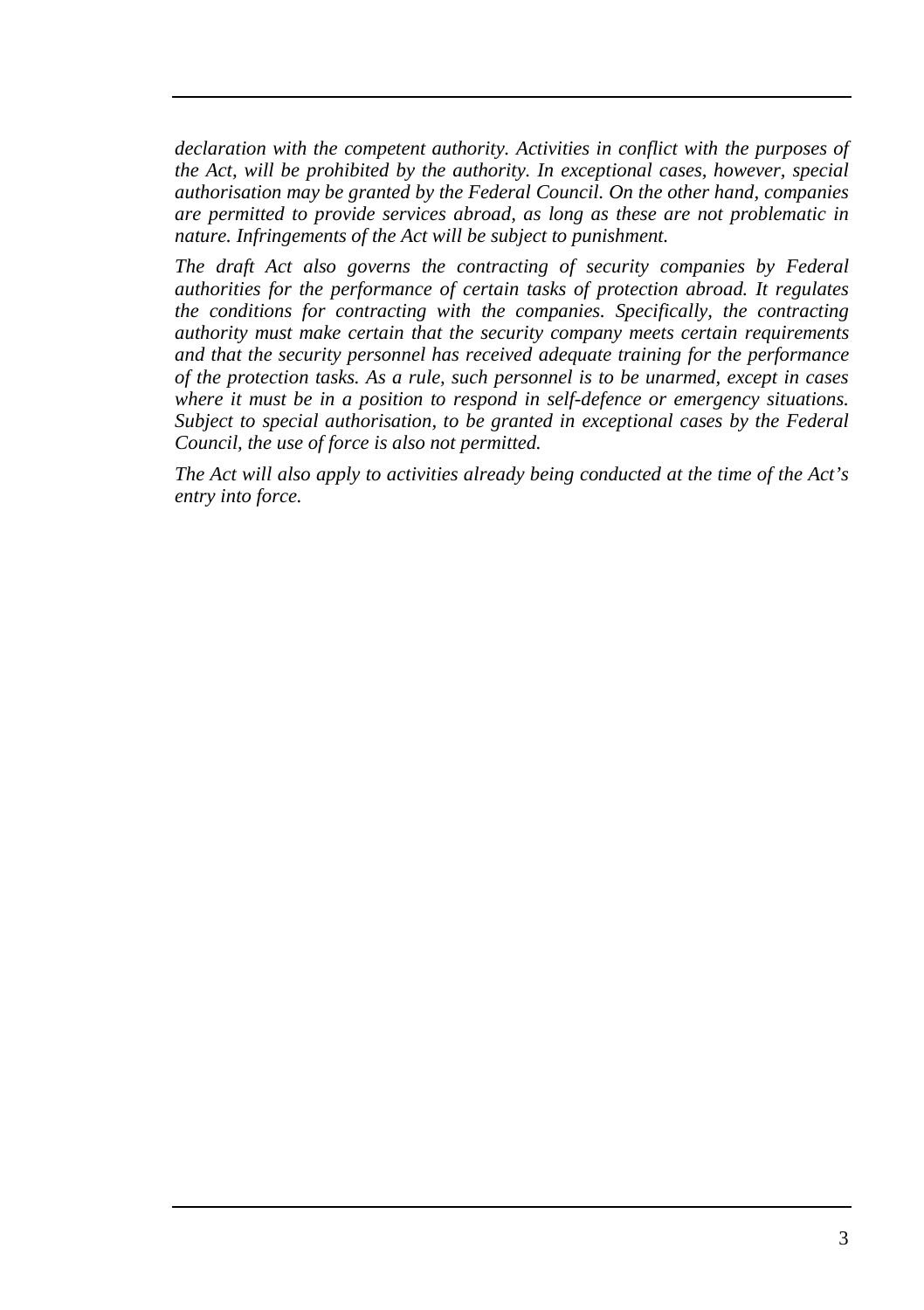*declaration with the competent authority. Activities in conflict with the purposes of the Act, will be prohibited by the authority. In exceptional cases, however, special authorisation may be granted by the Federal Council. On the other hand, companies are permitted to provide services abroad, as long as these are not problematic in nature. Infringements of the Act will be subject to punishment.*

*The draft Act also governs the contracting of security companies by Federal authorities for the performance of certain tasks of protection abroad. It regulates the conditions for contracting with the companies. Specifically, the contracting authority must make certain that the security company meets certain requirements and that the security personnel has received adequate training for the performance of the protection tasks. As a rule, such personnel is to be unarmed, except in cases where it must be in a position to respond in self-defence or emergency situations. Subject to special authorisation, to be granted in exceptional cases by the Federal Council, the use of force is also not permitted.*

*The Act will also apply to activities already being conducted at the time of the Act's entry into force.*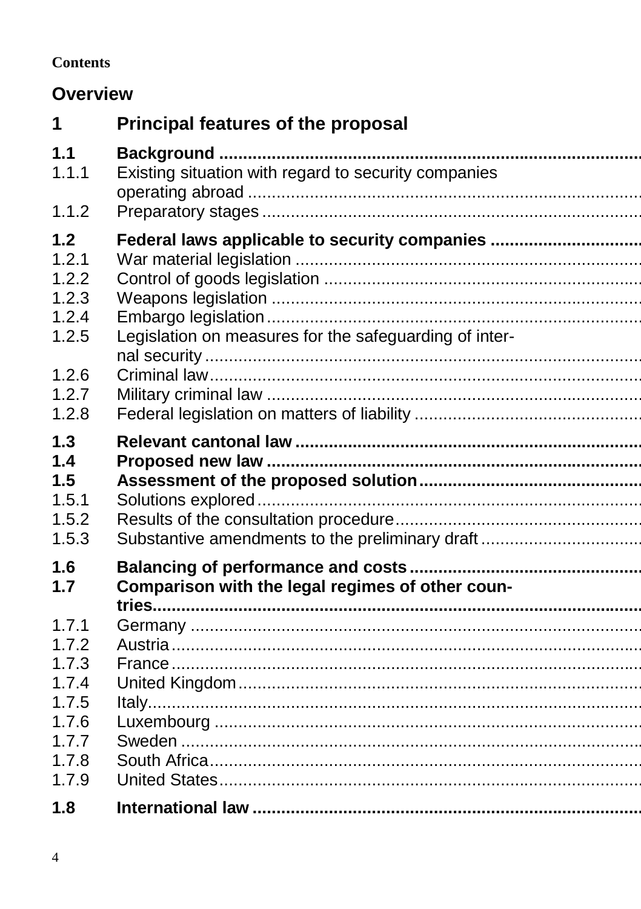**Contents**

## Overview

## 1 Principal features of the proposal

**1.1 Background**

1.1.1 Existing situation with regard to security companies operating abroad

1.1.2 Preparatory stages

**1.2 Federal laws applicable to security companies**

1.2.1 War material legislation

1.2.2 Control of goods legislation

1.2.3 Weapons legislation

1.2.4 Embargo legislation

1.2.5 Legislation on measures for the safeguarding of internal security

1.2.6 Criminal law

1.2.7 Military criminal law

1.2.8 Federal legislation on matters of liability

**1.3 Relevant cantonal law**

**1.4 Proposed new law**

**1.5 Assessment of the proposed solution**

1.5.1 Solutions explored

1.5.2 Results of the consultation procedure

1.5.3 Substantive amendments to the preliminary draft

**1.6 Balancing of performance and costs**

**1.7 Comparison with the legal regimes of other countries**

1.7.1 Germany

1.7.2 Austria

1.7.3 France

1.7.4 United Kingdom

1.7.5 Italy

1.7.6 Luxembourg

1.7.7 Sweden

1.7.8 South Africa

1.7.9 United States

**1.8 International law**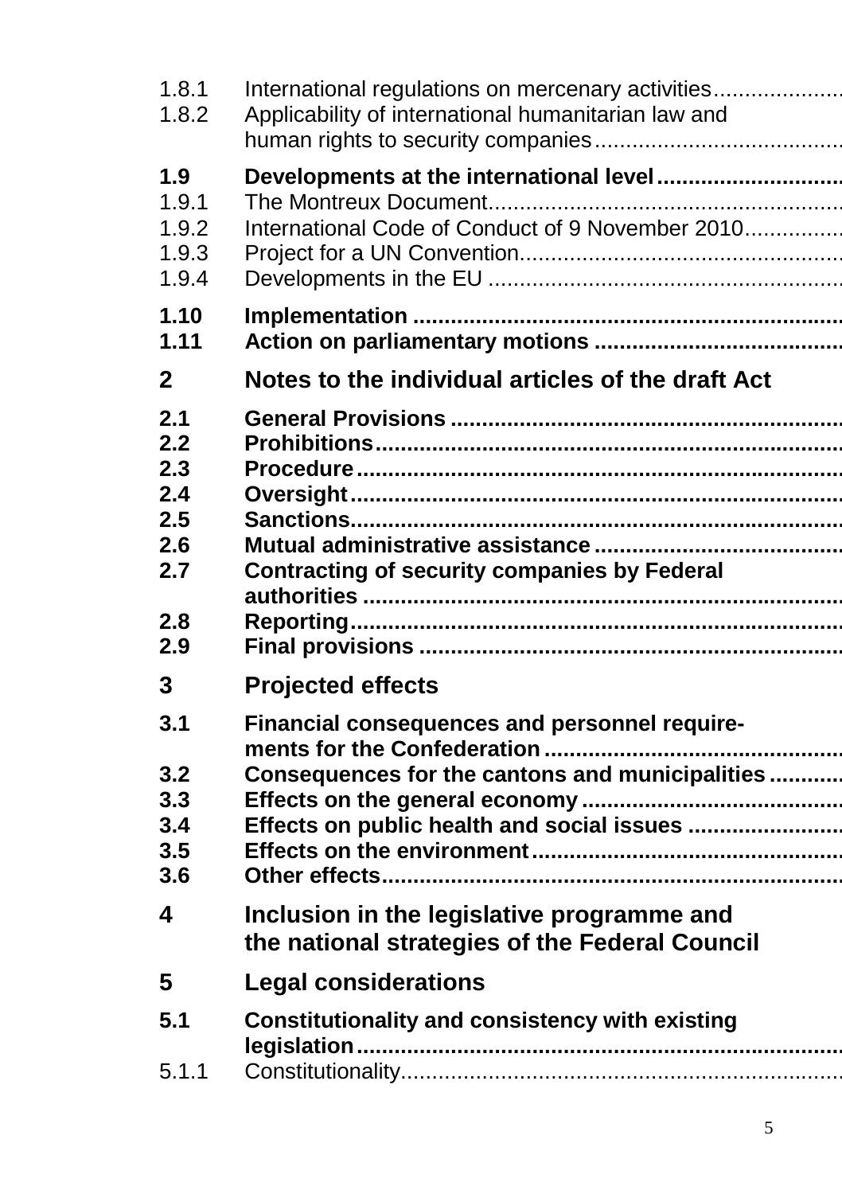1.8.1 International regulations on mercenary activities

1.8.2 Applicability of international humanitarian law and human rights to security companies

**1.9 Developments at the international level**

1.9.1 The Montreux Document

1.9.2 International Code of Conduct of 9 November 2010

1.9.3 Project for a UN Convention

1.9.4 Developments in the EU

**1.10 Implementation**

**1.11 Action on parliamentary motions**

**2 Notes to the individual articles of the draft Act**

**2.1 General Provisions**

**2.2 Prohibitions**

**2.3 Procedure**

**2.4 Oversight**

**2.5 Sanctions**

**2.6 Mutual administrative assistance**

**2.7 Contracting of security companies by Federal authorities**

**2.8 Reporting**

**2.9 Final provisions**

**3 Projected effects**

**3.1 Financial consequences and personnel requirements for the Confederation**

**3.2 Consequences for the cantons and municipalities**

**3.3 Effects on the general economy**

**3.4 Effects on public health and social issues**

**3.5 Effects on the environment**

**3.6 Other effects**

**4 Inclusion in the legislative programme and the national strategies of the Federal Council**

**5 Legal considerations**

**5.1 Constitutionality and consistency with existing legislation**

5.1.1 Constitutionality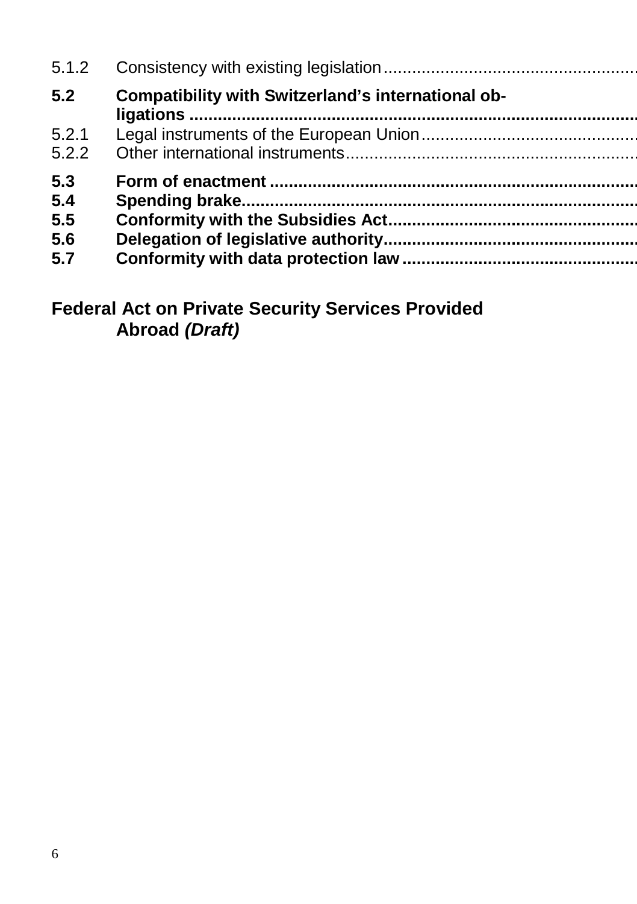5.1.2 Consistency with existing legislation

**5.2 Compatibility with Switzerland's international obligations**

5.2.1 Legal instruments of the European Union

5.2.2 Other international instruments

**5.3 Form of enactment**

**5.4 Spending brake**

**5.5 Conformity with the Subsidies Act**

**5.6 Delegation of legislative authority**

**5.7 Conformity with data protection law**

**Federal Act on Private Security Services Provided Abroad *(Draft)***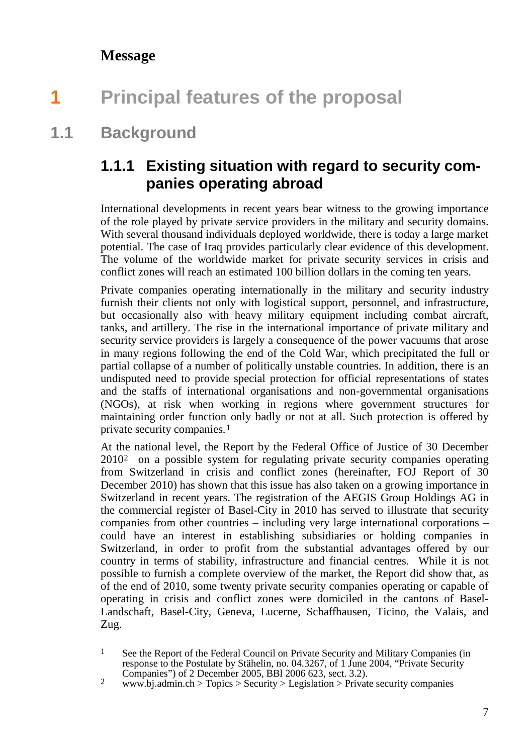**Message**

# 1 Principal features of the proposal

## 1.1 Background

### 1.1.1 Existing situation with regard to security companies operating abroad

International developments in recent years bear witness to the growing importance of the role played by private service providers in the military and security domains. With several thousand individuals deployed worldwide, there is today a large market potential. The case of Iraq provides particularly clear evidence of this development. The volume of the worldwide market for private security services in crisis and conflict zones will reach an estimated 100 billion dollars in the coming ten years.

Private companies operating internationally in the military and security industry furnish their clients not only with logistical support, personnel, and infrastructure, but occasionally also with heavy military equipment including combat aircraft, tanks, and artillery. The rise in the international importance of private military and security service providers is largely a consequence of the power vacuums that arose in many regions following the end of the Cold War, which precipitated the full or partial collapse of a number of politically unstable countries. In addition, there is an undisputed need to provide special protection for official representations of states and the staffs of international organisations and non-governmental organisations (NGOs), at risk when working in regions where government structures for maintaining order function only badly or not at all. Such protection is offered by private security companies.[1]

At the national level, the Report by the Federal Office of Justice of 30 December 2010[2] on a possible system for regulating private security companies operating from Switzerland in crisis and conflict zones (hereinafter, FOJ Report of 30 December 2010) has shown that this issue has also taken on a growing importance in Switzerland in recent years. The registration of the AEGIS Group Holdings AG in the commercial register of Basel-City in 2010 has served to illustrate that security companies from other countries – including very large international corporations – could have an interest in establishing subsidiaries or holding companies in Switzerland, in order to profit from the substantial advantages offered by our country in terms of stability, infrastructure and financial centres. While it is not possible to furnish a complete overview of the market, the Report did show that, as of the end of 2010, some twenty private security companies operating or capable of operating in crisis and conflict zones were domiciled in the cantons of Basel-Landschaft, Basel-City, Geneva, Lucerne, Schaffhausen, Ticino, the Valais, and Zug.

[1] See the Report of the Federal Council on Private Security and Military Companies (in response to the Postulate by Stähelin, no. 04.3267, of 1 June 2004, "Private Security Companies") of 2 December 2005, BBl 2006 623, sect. 3.2).

[2] www.bj.admin.ch > Topics > Security > Legislation > Private security companies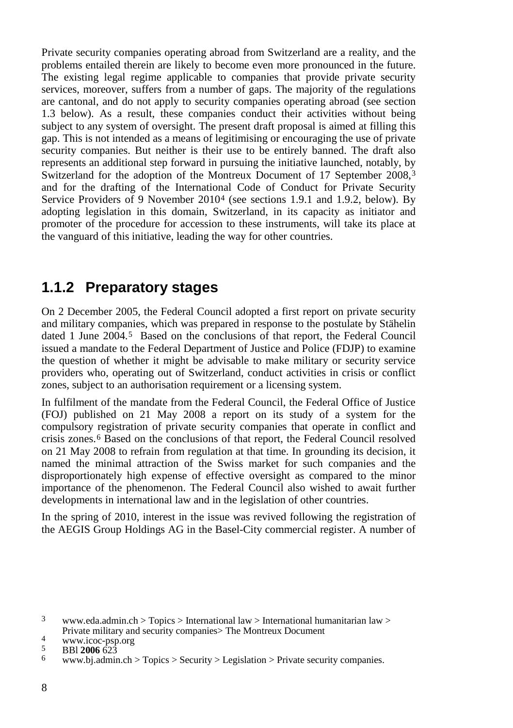Private security companies operating abroad from Switzerland are a reality, and the problems entailed therein are likely to become even more pronounced in the future. The existing legal regime applicable to companies that provide private security services, moreover, suffers from a number of gaps. The majority of the regulations are cantonal, and do not apply to security companies operating abroad (see section 1.3 below). As a result, these companies conduct their activities without being subject to any system of oversight. The present draft proposal is aimed at filling this gap. This is not intended as a means of legitimising or encouraging the use of private security companies. But neither is their use to be entirely banned. The draft also represents an additional step forward in pursuing the initiative launched, notably, by Switzerland for the adoption of the Montreux Document of 17 September 2008,[3] and for the drafting of the International Code of Conduct for Private Security Service Providers of 9 November 2010[4] (see sections 1.9.1 and 1.9.2, below). By adopting legislation in this domain, Switzerland, in its capacity as initiator and promoter of the procedure for accession to these instruments, will take its place at the vanguard of this initiative, leading the way for other countries.

### 1.1.2 Preparatory stages

On 2 December 2005, the Federal Council adopted a first report on private security and military companies, which was prepared in response to the postulate by Stähelin dated 1 June 2004.[5] Based on the conclusions of that report, the Federal Council issued a mandate to the Federal Department of Justice and Police (FDJP) to examine the question of whether it might be advisable to make military or security service providers who, operating out of Switzerland, conduct activities in crisis or conflict zones, subject to an authorisation requirement or a licensing system.

In fulfilment of the mandate from the Federal Council, the Federal Office of Justice (FOJ) published on 21 May 2008 a report on its study of a system for the compulsory registration of private security companies that operate in conflict and crisis zones.[6] Based on the conclusions of that report, the Federal Council resolved on 21 May 2008 to refrain from regulation at that time. In grounding its decision, it named the minimal attraction of the Swiss market for such companies and the disproportionately high expense of effective oversight as compared to the minor importance of the phenomenon. The Federal Council also wished to await further developments in international law and in the legislation of other countries.

In the spring of 2010, interest in the issue was revived following the registration of the AEGIS Group Holdings AG in the Basel-City commercial register. A number of

---

[3] www.eda.admin.ch > Topics > International law > International humanitarian law > Private military and security companies> The Montreux Document

[4] www.icoc-psp.org

[5] BBl **2006** 623

[6] www.bj.admin.ch > Topics > Security > Legislation > Private security companies.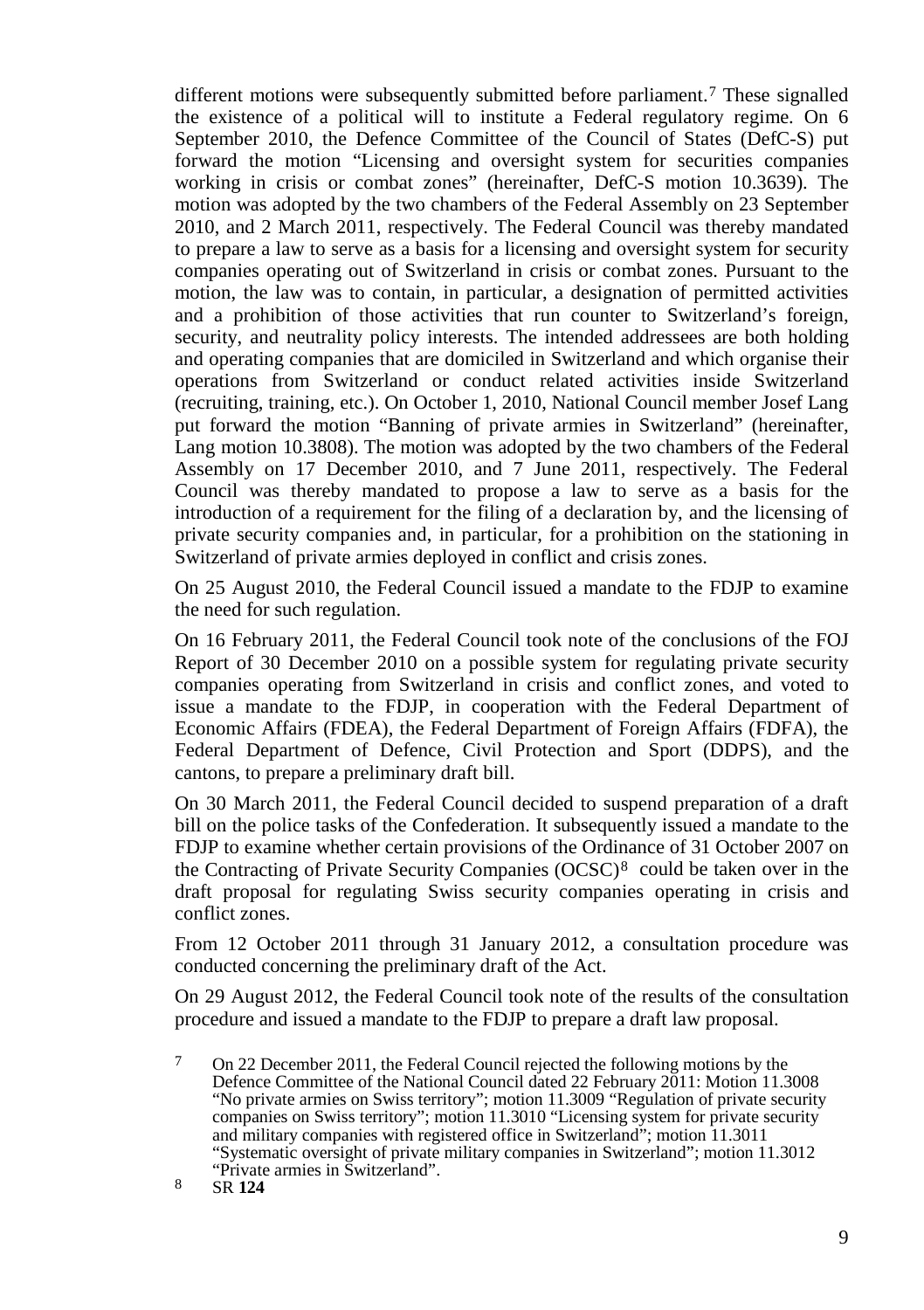different motions were subsequently submitted before parliament.[7] These signalled the existence of a political will to institute a Federal regulatory regime. On 6 September 2010, the Defence Committee of the Council of States (DefC-S) put forward the motion "Licensing and oversight system for securities companies working in crisis or combat zones" (hereinafter, DefC-S motion 10.3639). The motion was adopted by the two chambers of the Federal Assembly on 23 September 2010, and 2 March 2011, respectively. The Federal Council was thereby mandated to prepare a law to serve as a basis for a licensing and oversight system for security companies operating out of Switzerland in crisis or combat zones. Pursuant to the motion, the law was to contain, in particular, a designation of permitted activities and a prohibition of those activities that run counter to Switzerland's foreign, security, and neutrality policy interests. The intended addressees are both holding and operating companies that are domiciled in Switzerland and which organise their operations from Switzerland or conduct related activities inside Switzerland (recruiting, training, etc.). On October 1, 2010, National Council member Josef Lang put forward the motion "Banning of private armies in Switzerland" (hereinafter, Lang motion 10.3808). The motion was adopted by the two chambers of the Federal Assembly on 17 December 2010, and 7 June 2011, respectively. The Federal Council was thereby mandated to propose a law to serve as a basis for the introduction of a requirement for the filing of a declaration by, and the licensing of private security companies and, in particular, for a prohibition on the stationing in Switzerland of private armies deployed in conflict and crisis zones.

On 25 August 2010, the Federal Council issued a mandate to the FDJP to examine the need for such regulation.

On 16 February 2011, the Federal Council took note of the conclusions of the FOJ Report of 30 December 2010 on a possible system for regulating private security companies operating from Switzerland in crisis and conflict zones, and voted to issue a mandate to the FDJP, in cooperation with the Federal Department of Economic Affairs (FDEA), the Federal Department of Foreign Affairs (FDFA), the Federal Department of Defence, Civil Protection and Sport (DDPS), and the cantons, to prepare a preliminary draft bill.

On 30 March 2011, the Federal Council decided to suspend preparation of a draft bill on the police tasks of the Confederation. It subsequently issued a mandate to the FDJP to examine whether certain provisions of the Ordinance of 31 October 2007 on the Contracting of Private Security Companies (OCSC)[8] could be taken over in the draft proposal for regulating Swiss security companies operating in crisis and conflict zones.

From 12 October 2011 through 31 January 2012, a consultation procedure was conducted concerning the preliminary draft of the Act.

On 29 August 2012, the Federal Council took note of the results of the consultation procedure and issued a mandate to the FDJP to prepare a draft law proposal.

[7] On 22 December 2011, the Federal Council rejected the following motions by the Defence Committee of the National Council dated 22 February 2011: Motion 11.3008 "No private armies on Swiss territory"; motion 11.3009 "Regulation of private security companies on Swiss territory"; motion 11.3010 "Licensing system for private security and military companies with registered office in Switzerland"; motion 11.3011 "Systematic oversight of private military companies in Switzerland"; motion 11.3012 "Private armies in Switzerland".

[8] SR **124**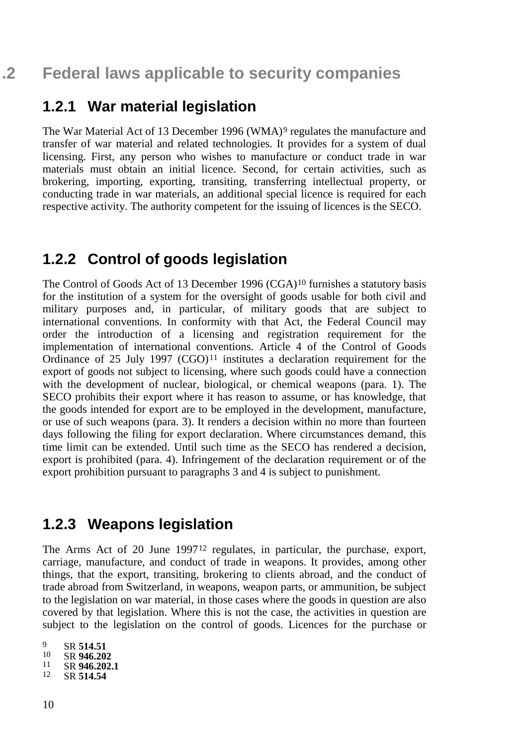## 1.2 Federal laws applicable to security companies

### 1.2.1 War material legislation

The War Material Act of 13 December 1996 (WMA)[9] regulates the manufacture and transfer of war material and related technologies. It provides for a system of dual licensing. First, any person who wishes to manufacture or conduct trade in war materials must obtain an initial licence. Second, for certain activities, such as brokering, importing, exporting, transiting, transferring intellectual property, or conducting trade in war materials, an additional special licence is required for each respective activity. The authority competent for the issuing of licences is the SECO.

### 1.2.2 Control of goods legislation

The Control of Goods Act of 13 December 1996 (CGA)[10] furnishes a statutory basis for the institution of a system for the oversight of goods usable for both civil and military purposes and, in particular, of military goods that are subject to international conventions. In conformity with that Act, the Federal Council may order the introduction of a licensing and registration requirement for the implementation of international conventions. Article 4 of the Control of Goods Ordinance of 25 July 1997 (CGO)[11] institutes a declaration requirement for the export of goods not subject to licensing, where such goods could have a connection with the development of nuclear, biological, or chemical weapons (para. 1). The SECO prohibits their export where it has reason to assume, or has knowledge, that the goods intended for export are to be employed in the development, manufacture, or use of such weapons (para. 3). It renders a decision within no more than fourteen days following the filing for export declaration. Where circumstances demand, this time limit can be extended. Until such time as the SECO has rendered a decision, export is prohibited (para. 4). Infringement of the declaration requirement or of the export prohibition pursuant to paragraphs 3 and 4 is subject to punishment.

### 1.2.3 Weapons legislation

The Arms Act of 20 June 1997[12] regulates, in particular, the purchase, export, carriage, manufacture, and conduct of trade in weapons. It provides, among other things, that the export, transiting, brokering to clients abroad, and the conduct of trade abroad from Switzerland, in weapons, weapon parts, or ammunition, be subject to the legislation on war material, in those cases where the goods in question are also covered by that legislation. Where this is not the case, the activities in question are subject to the legislation on the control of goods. Licences for the purchase or

[9] SR **514.51**
[10] SR **946.202**
[11] SR **946.202.1**
[12] SR **514.54**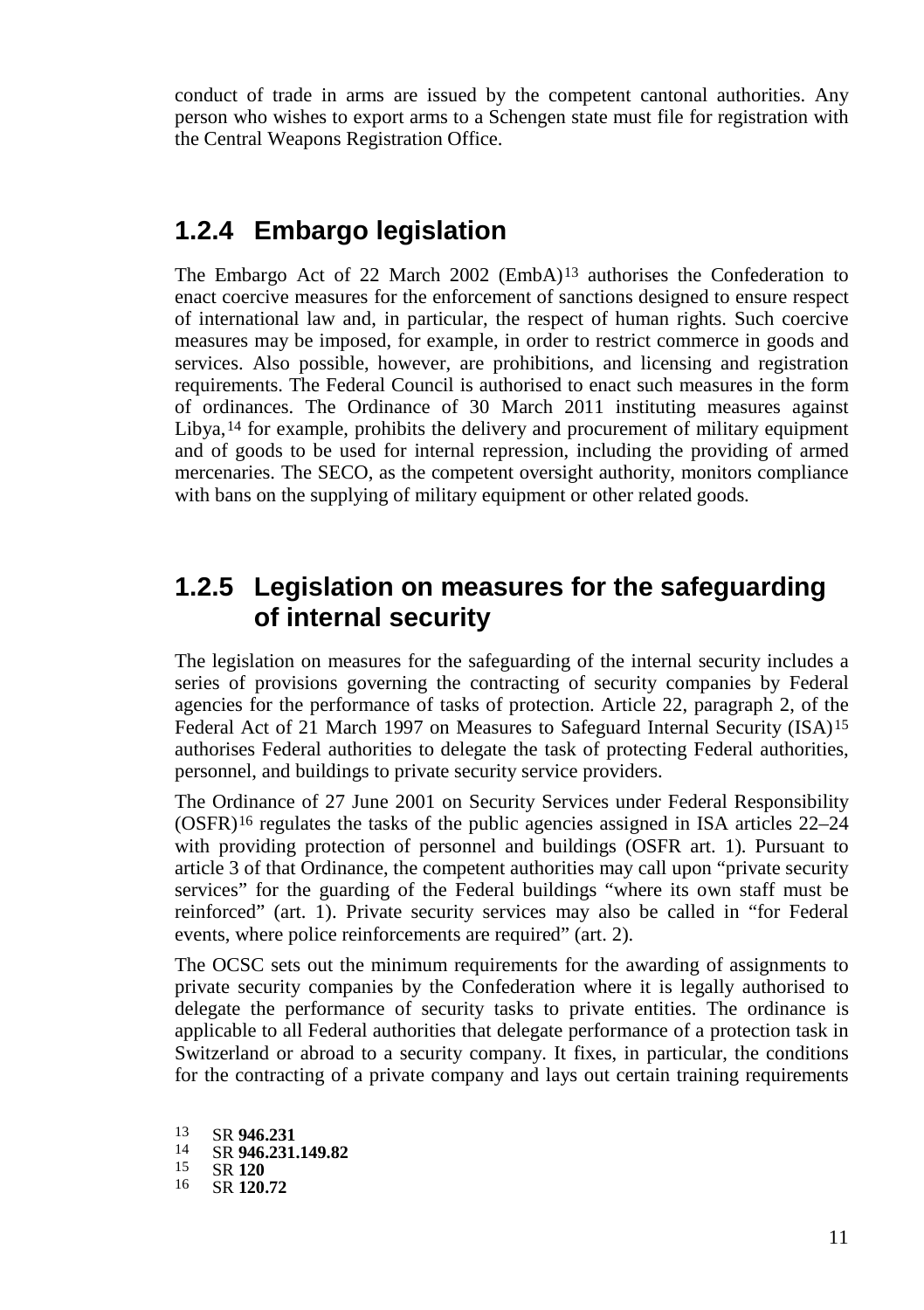conduct of trade in arms are issued by the competent cantonal authorities. Any person who wishes to export arms to a Schengen state must file for registration with the Central Weapons Registration Office.

### 1.2.4 Embargo legislation

The Embargo Act of 22 March 2002 (EmbA)[13] authorises the Confederation to enact coercive measures for the enforcement of sanctions designed to ensure respect of international law and, in particular, the respect of human rights. Such coercive measures may be imposed, for example, in order to restrict commerce in goods and services. Also possible, however, are prohibitions, and licensing and registration requirements. The Federal Council is authorised to enact such measures in the form of ordinances. The Ordinance of 30 March 2011 instituting measures against Libya,[14] for example, prohibits the delivery and procurement of military equipment and of goods to be used for internal repression, including the providing of armed mercenaries. The SECO, as the competent oversight authority, monitors compliance with bans on the supplying of military equipment or other related goods.

### 1.2.5 Legislation on measures for the safeguarding of internal security

The legislation on measures for the safeguarding of the internal security includes a series of provisions governing the contracting of security companies by Federal agencies for the performance of tasks of protection. Article 22, paragraph 2, of the Federal Act of 21 March 1997 on Measures to Safeguard Internal Security (ISA)[15] authorises Federal authorities to delegate the task of protecting Federal authorities, personnel, and buildings to private security service providers.

The Ordinance of 27 June 2001 on Security Services under Federal Responsibility (OSFR)[16] regulates the tasks of the public agencies assigned in ISA articles 22–24 with providing protection of personnel and buildings (OSFR art. 1). Pursuant to article 3 of that Ordinance, the competent authorities may call upon "private security services" for the guarding of the Federal buildings "where its own staff must be reinforced" (art. 1). Private security services may also be called in "for Federal events, where police reinforcements are required" (art. 2).

The OCSC sets out the minimum requirements for the awarding of assignments to private security companies by the Confederation where it is legally authorised to delegate the performance of security tasks to private entities. The ordinance is applicable to all Federal authorities that delegate performance of a protection task in Switzerland or abroad to a security company. It fixes, in particular, the conditions for the contracting of a private company and lays out certain training requirements

13 SR **946.231**
14 SR **946.231.149.82**
15 SR **120**
16 SR **120.72**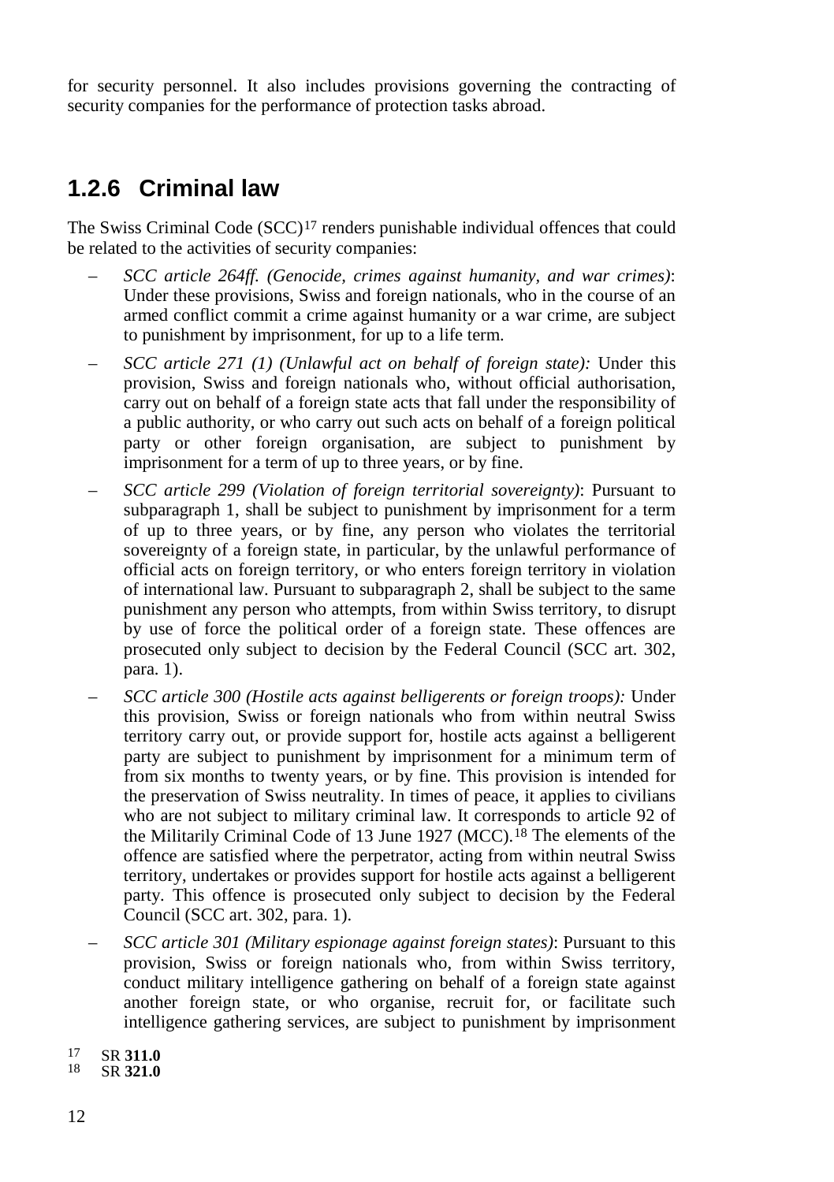for security personnel. It also includes provisions governing the contracting of security companies for the performance of protection tasks abroad.

### 1.2.6 Criminal law

The Swiss Criminal Code (SCC)[17] renders punishable individual offences that could be related to the activities of security companies:

- *SCC article 264ff. (Genocide, crimes against humanity, and war crimes)*: Under these provisions, Swiss and foreign nationals, who in the course of an armed conflict commit a crime against humanity or a war crime, are subject to punishment by imprisonment, for up to a life term.
- *SCC article 271 (1) (Unlawful act on behalf of foreign state):* Under this provision, Swiss and foreign nationals who, without official authorisation, carry out on behalf of a foreign state acts that fall under the responsibility of a public authority, or who carry out such acts on behalf of a foreign political party or other foreign organisation, are subject to punishment by imprisonment for a term of up to three years, or by fine.
- *SCC article 299 (Violation of foreign territorial sovereignty)*: Pursuant to subparagraph 1, shall be subject to punishment by imprisonment for a term of up to three years, or by fine, any person who violates the territorial sovereignty of a foreign state, in particular, by the unlawful performance of official acts on foreign territory, or who enters foreign territory in violation of international law. Pursuant to subparagraph 2, shall be subject to the same punishment any person who attempts, from within Swiss territory, to disrupt by use of force the political order of a foreign state. These offences are prosecuted only subject to decision by the Federal Council (SCC art. 302, para. 1).
- *SCC article 300 (Hostile acts against belligerents or foreign troops):* Under this provision, Swiss or foreign nationals who from within neutral Swiss territory carry out, or provide support for, hostile acts against a belligerent party are subject to punishment by imprisonment for a minimum term of from six months to twenty years, or by fine. This provision is intended for the preservation of Swiss neutrality. In times of peace, it applies to civilians who are not subject to military criminal law. It corresponds to article 92 of the Militarily Criminal Code of 13 June 1927 (MCC).[18] The elements of the offence are satisfied where the perpetrator, acting from within neutral Swiss territory, undertakes or provides support for hostile acts against a belligerent party. This offence is prosecuted only subject to decision by the Federal Council (SCC art. 302, para. 1).
- *SCC article 301 (Military espionage against foreign states)*: Pursuant to this provision, Swiss or foreign nationals who, from within Swiss territory, conduct military intelligence gathering on behalf of a foreign state against another foreign state, or who organise, recruit for, or facilitate such intelligence gathering services, are subject to punishment by imprisonment

[17] SR **311.0**
[18] SR **321.0**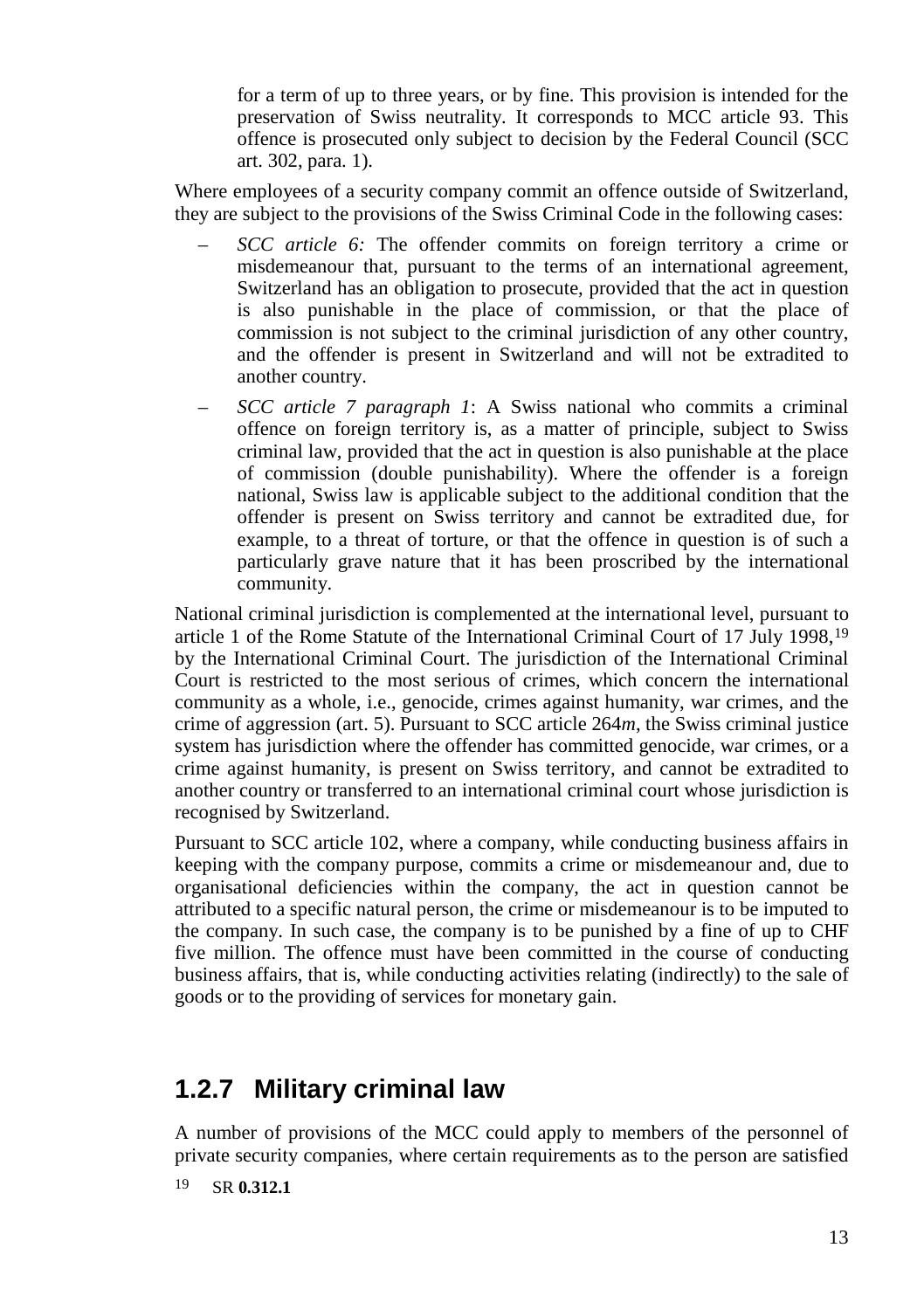for a term of up to three years, or by fine. This provision is intended for the preservation of Swiss neutrality. It corresponds to MCC article 93. This offence is prosecuted only subject to decision by the Federal Council (SCC art. 302, para. 1).

Where employees of a security company commit an offence outside of Switzerland, they are subject to the provisions of the Swiss Criminal Code in the following cases:

- *SCC article 6:* The offender commits on foreign territory a crime or misdemeanour that, pursuant to the terms of an international agreement, Switzerland has an obligation to prosecute, provided that the act in question is also punishable in the place of commission, or that the place of commission is not subject to the criminal jurisdiction of any other country, and the offender is present in Switzerland and will not be extradited to another country.
- *SCC article 7 paragraph 1*: A Swiss national who commits a criminal offence on foreign territory is, as a matter of principle, subject to Swiss criminal law, provided that the act in question is also punishable at the place of commission (double punishability). Where the offender is a foreign national, Swiss law is applicable subject to the additional condition that the offender is present on Swiss territory and cannot be extradited due, for example, to a threat of torture, or that the offence in question is of such a particularly grave nature that it has been proscribed by the international community.

National criminal jurisdiction is complemented at the international level, pursuant to article 1 of the Rome Statute of the International Criminal Court of 17 July 1998,[19] by the International Criminal Court. The jurisdiction of the International Criminal Court is restricted to the most serious of crimes, which concern the international community as a whole, i.e., genocide, crimes against humanity, war crimes, and the crime of aggression (art. 5). Pursuant to SCC article 264*m*, the Swiss criminal justice system has jurisdiction where the offender has committed genocide, war crimes, or a crime against humanity, is present on Swiss territory, and cannot be extradited to another country or transferred to an international criminal court whose jurisdiction is recognised by Switzerland.

Pursuant to SCC article 102, where a company, while conducting business affairs in keeping with the company purpose, commits a crime or misdemeanour and, due to organisational deficiencies within the company, the act in question cannot be attributed to a specific natural person, the crime or misdemeanour is to be imputed to the company. In such case, the company is to be punished by a fine of up to CHF five million. The offence must have been committed in the course of conducting business affairs, that is, while conducting activities relating (indirectly) to the sale of goods or to the providing of services for monetary gain.

## 1.2.7 Military criminal law

A number of provisions of the MCC could apply to members of the personnel of private security companies, where certain requirements as to the person are satisfied

[19] SR **0.312.1**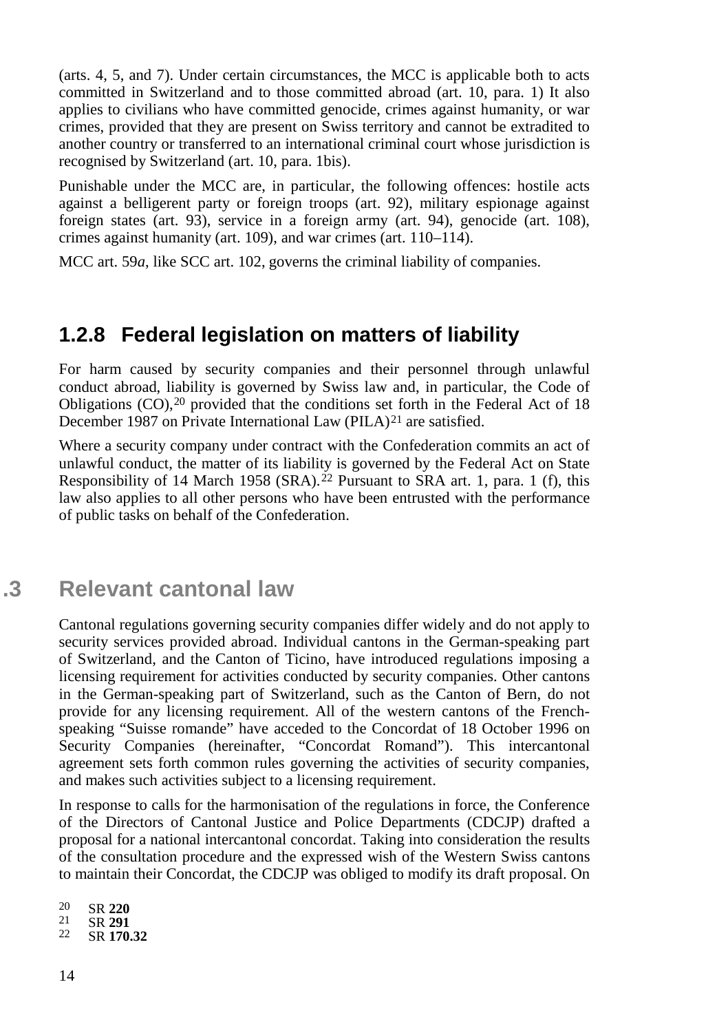(arts. 4, 5, and 7). Under certain circumstances, the MCC is applicable both to acts committed in Switzerland and to those committed abroad (art. 10, para. 1) It also applies to civilians who have committed genocide, crimes against humanity, or war crimes, provided that they are present on Swiss territory and cannot be extradited to another country or transferred to an international criminal court whose jurisdiction is recognised by Switzerland (art. 10, para. 1bis).

Punishable under the MCC are, in particular, the following offences: hostile acts against a belligerent party or foreign troops (art. 92), military espionage against foreign states (art. 93), service in a foreign army (art. 94), genocide (art. 108), crimes against humanity (art. 109), and war crimes (art. 110–114).

MCC art. 59*a*, like SCC art. 102, governs the criminal liability of companies.

### 1.2.8 Federal legislation on matters of liability

For harm caused by security companies and their personnel through unlawful conduct abroad, liability is governed by Swiss law and, in particular, the Code of Obligations (CO),[20] provided that the conditions set forth in the Federal Act of 18 December 1987 on Private International Law (PILA)[21] are satisfied.

Where a security company under contract with the Confederation commits an act of unlawful conduct, the matter of its liability is governed by the Federal Act on State Responsibility of 14 March 1958 (SRA).[22] Pursuant to SRA art. 1, para. 1 (f), this law also applies to all other persons who have been entrusted with the performance of public tasks on behalf of the Confederation.

## .3 Relevant cantonal law

Cantonal regulations governing security companies differ widely and do not apply to security services provided abroad. Individual cantons in the German-speaking part of Switzerland, and the Canton of Ticino, have introduced regulations imposing a licensing requirement for activities conducted by security companies. Other cantons in the German-speaking part of Switzerland, such as the Canton of Bern, do not provide for any licensing requirement. All of the western cantons of the French-speaking "Suisse romande" have acceded to the Concordat of 18 October 1996 on Security Companies (hereinafter, "Concordat Romand"). This intercantonal agreement sets forth common rules governing the activities of security companies, and makes such activities subject to a licensing requirement.

In response to calls for the harmonisation of the regulations in force, the Conference of the Directors of Cantonal Justice and Police Departments (CDCJP) drafted a proposal for a national intercantonal concordat. Taking into consideration the results of the consultation procedure and the expressed wish of the Western Swiss cantons to maintain their Concordat, the CDCJP was obliged to modify its draft proposal. On

[20] SR **220**
[21] SR **291**
[22] SR **170.32**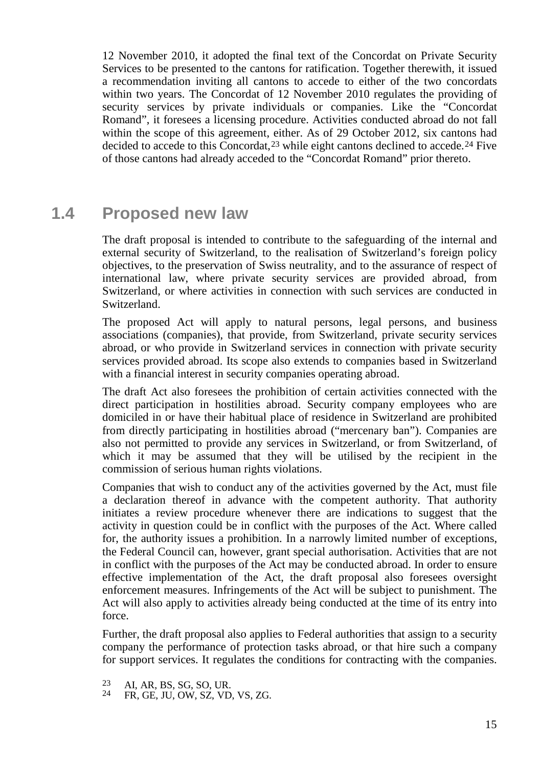12 November 2010, it adopted the final text of the Concordat on Private Security Services to be presented to the cantons for ratification. Together therewith, it issued a recommendation inviting all cantons to accede to either of the two concordats within two years. The Concordat of 12 November 2010 regulates the providing of security services by private individuals or companies. Like the "Concordat Romand", it foresees a licensing procedure. Activities conducted abroad do not fall within the scope of this agreement, either. As of 29 October 2012, six cantons had decided to accede to this Concordat,[23] while eight cantons declined to accede.[24] Five of those cantons had already acceded to the "Concordat Romand" prior thereto.

## 1.4 Proposed new law

The draft proposal is intended to contribute to the safeguarding of the internal and external security of Switzerland, to the realisation of Switzerland's foreign policy objectives, to the preservation of Swiss neutrality, and to the assurance of respect of international law, where private security services are provided abroad, from Switzerland, or where activities in connection with such services are conducted in Switzerland.

The proposed Act will apply to natural persons, legal persons, and business associations (companies), that provide, from Switzerland, private security services abroad, or who provide in Switzerland services in connection with private security services provided abroad. Its scope also extends to companies based in Switzerland with a financial interest in security companies operating abroad.

The draft Act also foresees the prohibition of certain activities connected with the direct participation in hostilities abroad. Security company employees who are domiciled in or have their habitual place of residence in Switzerland are prohibited from directly participating in hostilities abroad ("mercenary ban"). Companies are also not permitted to provide any services in Switzerland, or from Switzerland, of which it may be assumed that they will be utilised by the recipient in the commission of serious human rights violations.

Companies that wish to conduct any of the activities governed by the Act, must file a declaration thereof in advance with the competent authority. That authority initiates a review procedure whenever there are indications to suggest that the activity in question could be in conflict with the purposes of the Act. Where called for, the authority issues a prohibition. In a narrowly limited number of exceptions, the Federal Council can, however, grant special authorisation. Activities that are not in conflict with the purposes of the Act may be conducted abroad. In order to ensure effective implementation of the Act, the draft proposal also foresees oversight enforcement measures. Infringements of the Act will be subject to punishment. The Act will also apply to activities already being conducted at the time of its entry into force.

Further, the draft proposal also applies to Federal authorities that assign to a security company the performance of protection tasks abroad, or that hire such a company for support services. It regulates the conditions for contracting with the companies.

[23] AI, AR, BS, SG, SO, UR.

[24] FR, GE, JU, OW, SZ, VD, VS, ZG.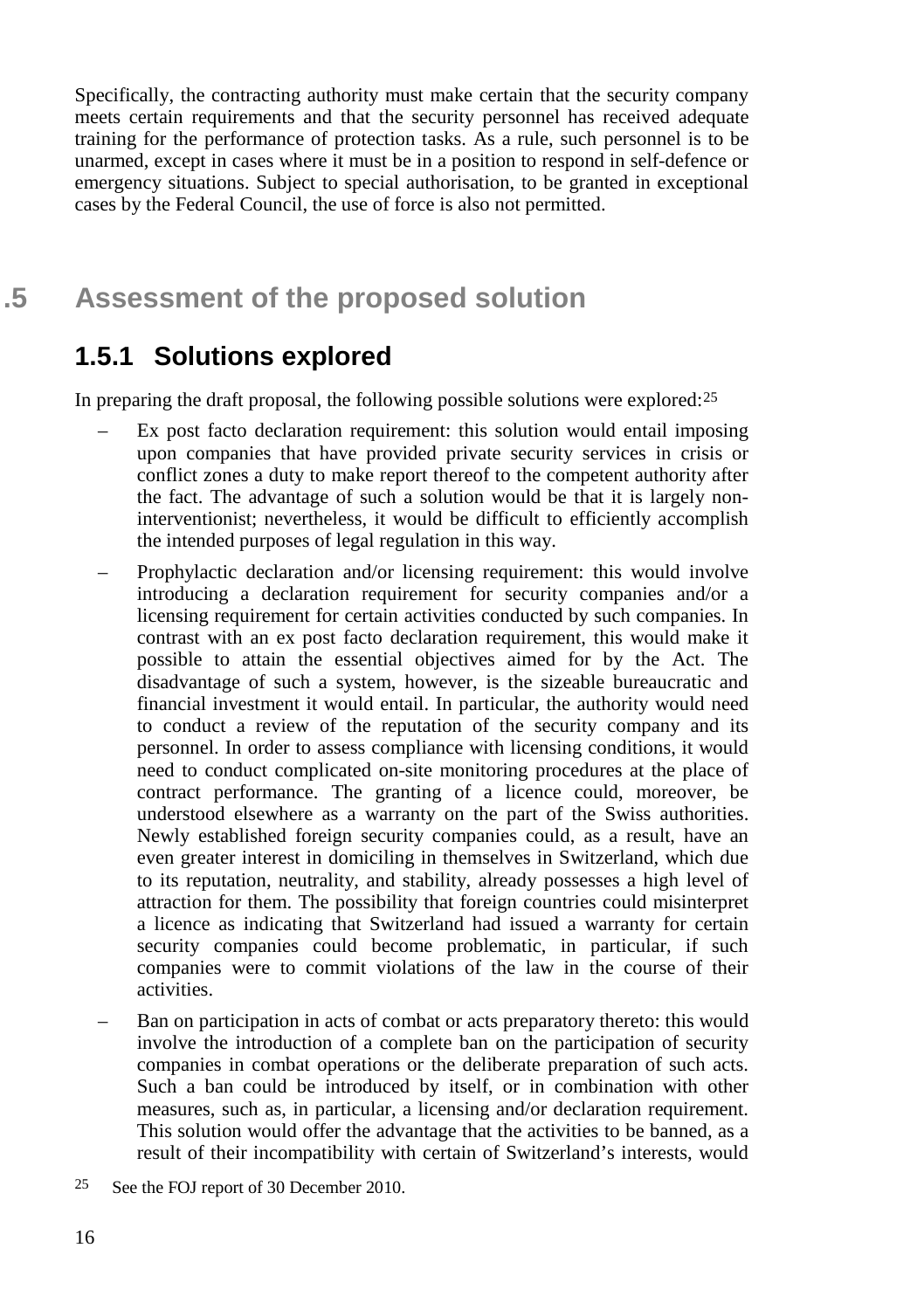Specifically, the contracting authority must make certain that the security company meets certain requirements and that the security personnel has received adequate training for the performance of protection tasks. As a rule, such personnel is to be unarmed, except in cases where it must be in a position to respond in self-defence or emergency situations. Subject to special authorisation, to be granted in exceptional cases by the Federal Council, the use of force is also not permitted.

## .5 Assessment of the proposed solution

### 1.5.1 Solutions explored

In preparing the draft proposal, the following possible solutions were explored:[25]

– Ex post facto declaration requirement: this solution would entail imposing upon companies that have provided private security services in crisis or conflict zones a duty to make report thereof to the competent authority after the fact. The advantage of such a solution would be that it is largely non-interventionist; nevertheless, it would be difficult to efficiently accomplish the intended purposes of legal regulation in this way.

– Prophylactic declaration and/or licensing requirement: this would involve introducing a declaration requirement for security companies and/or a licensing requirement for certain activities conducted by such companies. In contrast with an ex post facto declaration requirement, this would make it possible to attain the essential objectives aimed for by the Act. The disadvantage of such a system, however, is the sizeable bureaucratic and financial investment it would entail. In particular, the authority would need to conduct a review of the reputation of the security company and its personnel. In order to assess compliance with licensing conditions, it would need to conduct complicated on-site monitoring procedures at the place of contract performance. The granting of a licence could, moreover, be understood elsewhere as a warranty on the part of the Swiss authorities. Newly established foreign security companies could, as a result, have an even greater interest in domiciling in themselves in Switzerland, which due to its reputation, neutrality, and stability, already possesses a high level of attraction for them. The possibility that foreign countries could misinterpret a licence as indicating that Switzerland had issued a warranty for certain security companies could become problematic, in particular, if such companies were to commit violations of the law in the course of their activities.

– Ban on participation in acts of combat or acts preparatory thereto: this would involve the introduction of a complete ban on the participation of security companies in combat operations or the deliberate preparation of such acts. Such a ban could be introduced by itself, or in combination with other measures, such as, in particular, a licensing and/or declaration requirement. This solution would offer the advantage that the activities to be banned, as a result of their incompatibility with certain of Switzerland's interests, would

[25] See the FOJ report of 30 December 2010.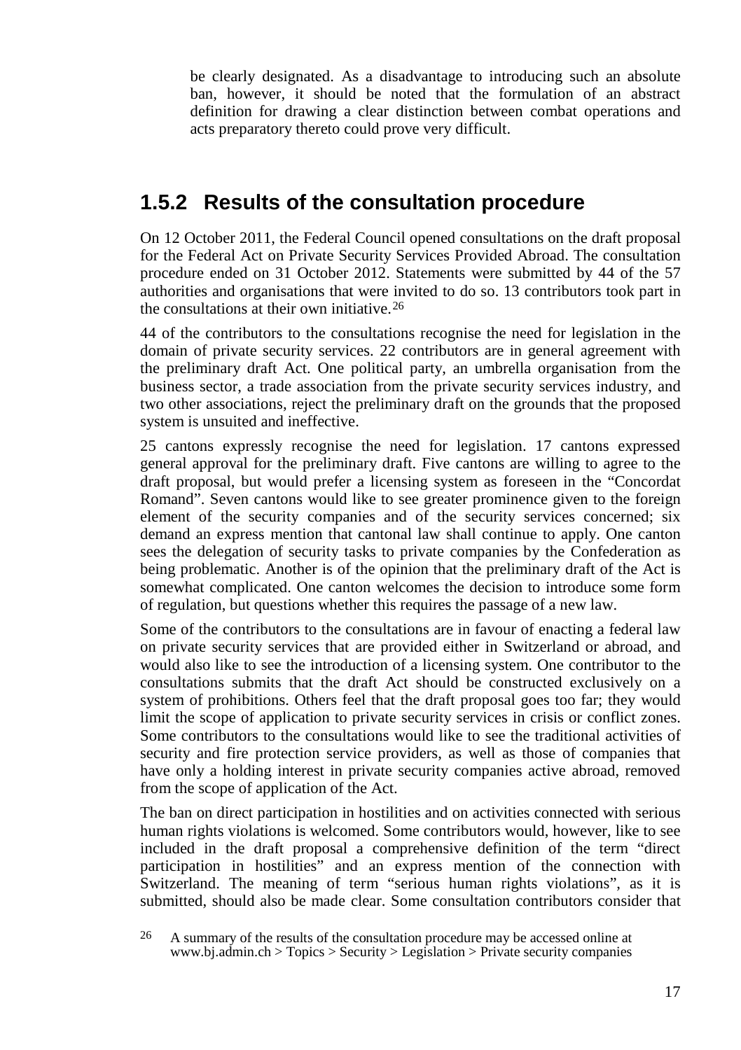be clearly designated. As a disadvantage to introducing such an absolute ban, however, it should be noted that the formulation of an abstract definition for drawing a clear distinction between combat operations and acts preparatory thereto could prove very difficult.

## 1.5.2 Results of the consultation procedure

On 12 October 2011, the Federal Council opened consultations on the draft proposal for the Federal Act on Private Security Services Provided Abroad. The consultation procedure ended on 31 October 2012. Statements were submitted by 44 of the 57 authorities and organisations that were invited to do so. 13 contributors took part in the consultations at their own initiative.[26]

44 of the contributors to the consultations recognise the need for legislation in the domain of private security services. 22 contributors are in general agreement with the preliminary draft Act. One political party, an umbrella organisation from the business sector, a trade association from the private security services industry, and two other associations, reject the preliminary draft on the grounds that the proposed system is unsuited and ineffective.

25 cantons expressly recognise the need for legislation. 17 cantons expressed general approval for the preliminary draft. Five cantons are willing to agree to the draft proposal, but would prefer a licensing system as foreseen in the "Concordat Romand". Seven cantons would like to see greater prominence given to the foreign element of the security companies and of the security services concerned; six demand an express mention that cantonal law shall continue to apply. One canton sees the delegation of security tasks to private companies by the Confederation as being problematic. Another is of the opinion that the preliminary draft of the Act is somewhat complicated. One canton welcomes the decision to introduce some form of regulation, but questions whether this requires the passage of a new law.

Some of the contributors to the consultations are in favour of enacting a federal law on private security services that are provided either in Switzerland or abroad, and would also like to see the introduction of a licensing system. One contributor to the consultations submits that the draft Act should be constructed exclusively on a system of prohibitions. Others feel that the draft proposal goes too far; they would limit the scope of application to private security services in crisis or conflict zones. Some contributors to the consultations would like to see the traditional activities of security and fire protection service providers, as well as those of companies that have only a holding interest in private security companies active abroad, removed from the scope of application of the Act.

The ban on direct participation in hostilities and on activities connected with serious human rights violations is welcomed. Some contributors would, however, like to see included in the draft proposal a comprehensive definition of the term "direct participation in hostilities" and an express mention of the connection with Switzerland. The meaning of term "serious human rights violations", as it is submitted, should also be made clear. Some consultation contributors consider that

[26] A summary of the results of the consultation procedure may be accessed online at www.bj.admin.ch > Topics > Security > Legislation > Private security companies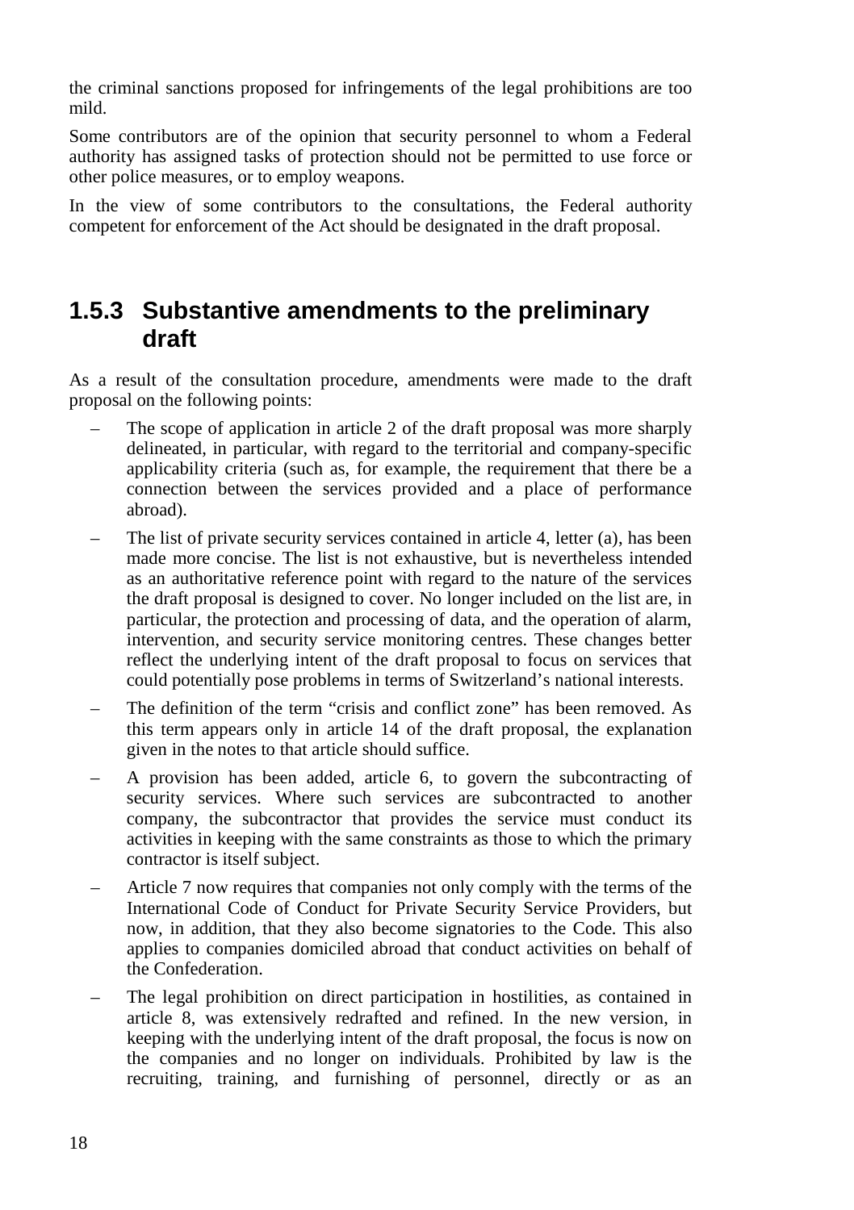the criminal sanctions proposed for infringements of the legal prohibitions are too mild.

Some contributors are of the opinion that security personnel to whom a Federal authority has assigned tasks of protection should not be permitted to use force or other police measures, or to employ weapons.

In the view of some contributors to the consultations, the Federal authority competent for enforcement of the Act should be designated in the draft proposal.

### 1.5.3 Substantive amendments to the preliminary draft

As a result of the consultation procedure, amendments were made to the draft proposal on the following points:

- The scope of application in article 2 of the draft proposal was more sharply delineated, in particular, with regard to the territorial and company-specific applicability criteria (such as, for example, the requirement that there be a connection between the services provided and a place of performance abroad).
- The list of private security services contained in article 4, letter (a), has been made more concise. The list is not exhaustive, but is nevertheless intended as an authoritative reference point with regard to the nature of the services the draft proposal is designed to cover. No longer included on the list are, in particular, the protection and processing of data, and the operation of alarm, intervention, and security service monitoring centres. These changes better reflect the underlying intent of the draft proposal to focus on services that could potentially pose problems in terms of Switzerland's national interests.
- The definition of the term "crisis and conflict zone" has been removed. As this term appears only in article 14 of the draft proposal, the explanation given in the notes to that article should suffice.
- A provision has been added, article 6, to govern the subcontracting of security services. Where such services are subcontracted to another company, the subcontractor that provides the service must conduct its activities in keeping with the same constraints as those to which the primary contractor is itself subject.
- Article 7 now requires that companies not only comply with the terms of the International Code of Conduct for Private Security Service Providers, but now, in addition, that they also become signatories to the Code. This also applies to companies domiciled abroad that conduct activities on behalf of the Confederation.
- The legal prohibition on direct participation in hostilities, as contained in article 8, was extensively redrafted and refined. In the new version, in keeping with the underlying intent of the draft proposal, the focus is now on the companies and no longer on individuals. Prohibited by law is the recruiting, training, and furnishing of personnel, directly or as an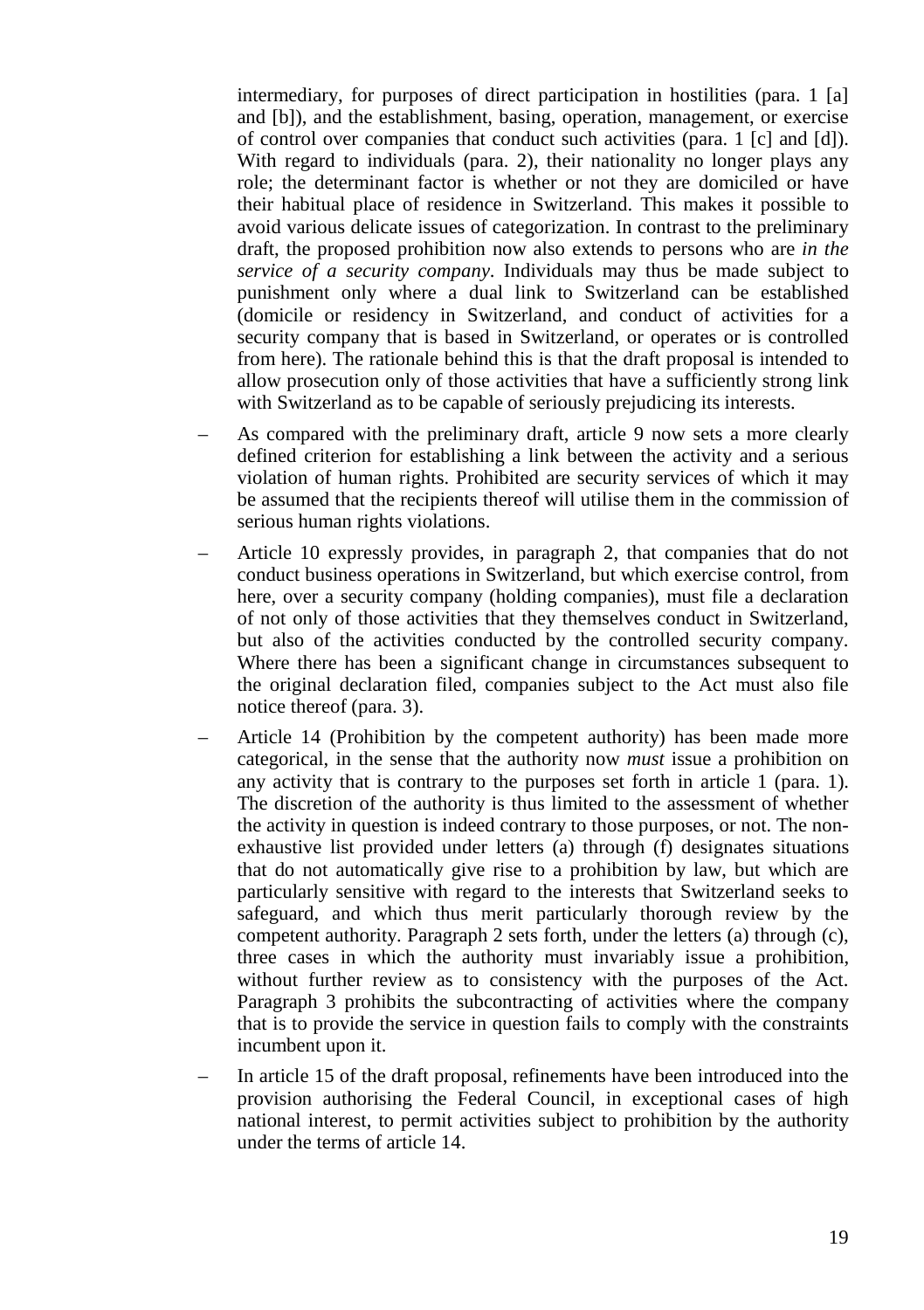intermediary, for purposes of direct participation in hostilities (para. 1 [a] and [b]), and the establishment, basing, operation, management, or exercise of control over companies that conduct such activities (para. 1 [c] and [d]). With regard to individuals (para. 2), their nationality no longer plays any role; the determinant factor is whether or not they are domiciled or have their habitual place of residence in Switzerland. This makes it possible to avoid various delicate issues of categorization. In contrast to the preliminary draft, the proposed prohibition now also extends to persons who are *in the service of a security company*. Individuals may thus be made subject to punishment only where a dual link to Switzerland can be established (domicile or residency in Switzerland, and conduct of activities for a security company that is based in Switzerland, or operates or is controlled from here). The rationale behind this is that the draft proposal is intended to allow prosecution only of those activities that have a sufficiently strong link with Switzerland as to be capable of seriously prejudicing its interests.

- As compared with the preliminary draft, article 9 now sets a more clearly defined criterion for establishing a link between the activity and a serious violation of human rights. Prohibited are security services of which it may be assumed that the recipients thereof will utilise them in the commission of serious human rights violations.
- Article 10 expressly provides, in paragraph 2, that companies that do not conduct business operations in Switzerland, but which exercise control, from here, over a security company (holding companies), must file a declaration of not only of those activities that they themselves conduct in Switzerland, but also of the activities conducted by the controlled security company. Where there has been a significant change in circumstances subsequent to the original declaration filed, companies subject to the Act must also file notice thereof (para. 3).
- Article 14 (Prohibition by the competent authority) has been made more categorical, in the sense that the authority now *must* issue a prohibition on any activity that is contrary to the purposes set forth in article 1 (para. 1). The discretion of the authority is thus limited to the assessment of whether the activity in question is indeed contrary to those purposes, or not. The non-exhaustive list provided under letters (a) through (f) designates situations that do not automatically give rise to a prohibition by law, but which are particularly sensitive with regard to the interests that Switzerland seeks to safeguard, and which thus merit particularly thorough review by the competent authority. Paragraph 2 sets forth, under the letters (a) through (c), three cases in which the authority must invariably issue a prohibition, without further review as to consistency with the purposes of the Act. Paragraph 3 prohibits the subcontracting of activities where the company that is to provide the service in question fails to comply with the constraints incumbent upon it.
- In article 15 of the draft proposal, refinements have been introduced into the provision authorising the Federal Council, in exceptional cases of high national interest, to permit activities subject to prohibition by the authority under the terms of article 14.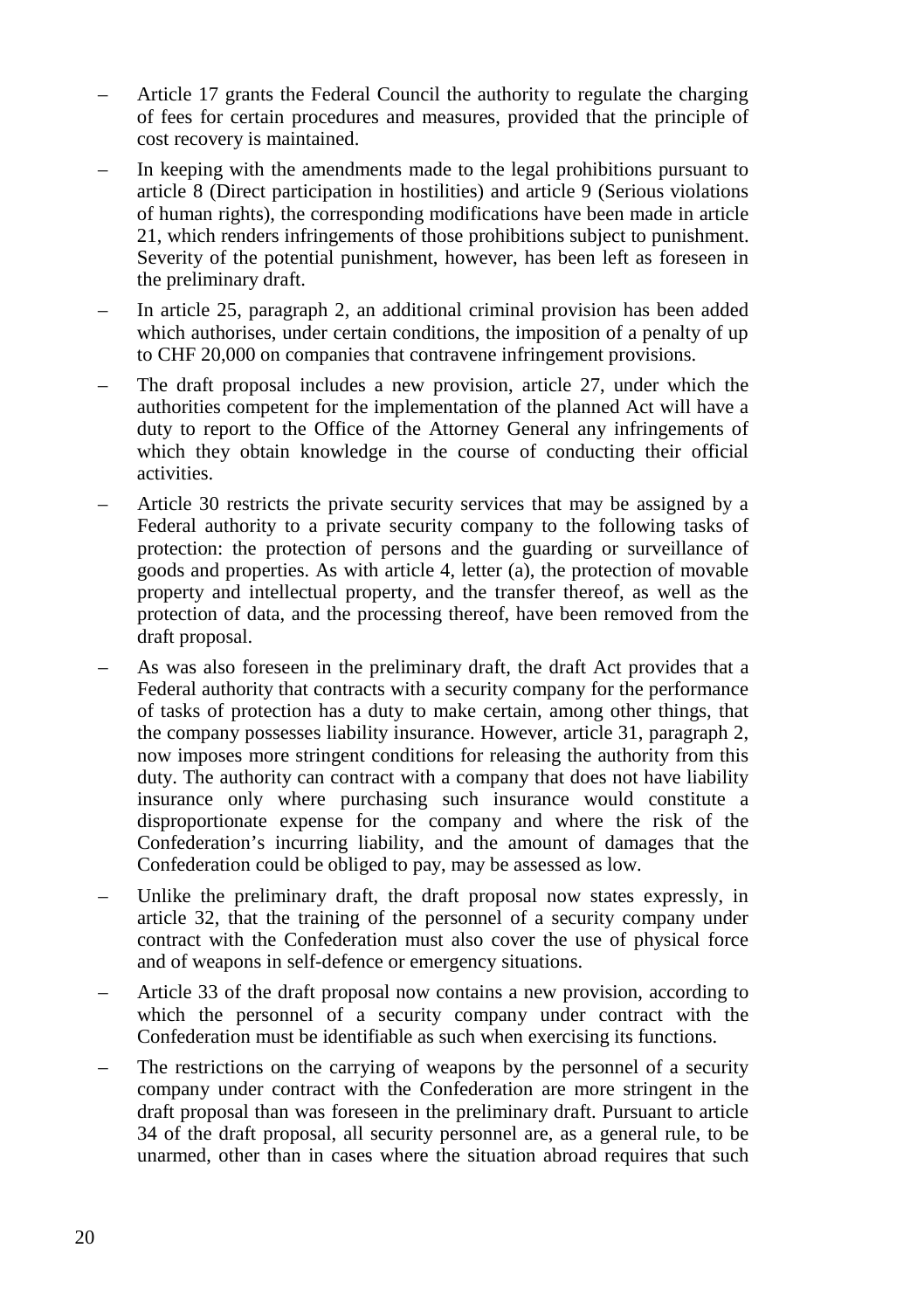- Article 17 grants the Federal Council the authority to regulate the charging of fees for certain procedures and measures, provided that the principle of cost recovery is maintained.
- In keeping with the amendments made to the legal prohibitions pursuant to article 8 (Direct participation in hostilities) and article 9 (Serious violations of human rights), the corresponding modifications have been made in article 21, which renders infringements of those prohibitions subject to punishment. Severity of the potential punishment, however, has been left as foreseen in the preliminary draft.
- In article 25, paragraph 2, an additional criminal provision has been added which authorises, under certain conditions, the imposition of a penalty of up to CHF 20,000 on companies that contravene infringement provisions.
- The draft proposal includes a new provision, article 27, under which the authorities competent for the implementation of the planned Act will have a duty to report to the Office of the Attorney General any infringements of which they obtain knowledge in the course of conducting their official activities.
- Article 30 restricts the private security services that may be assigned by a Federal authority to a private security company to the following tasks of protection: the protection of persons and the guarding or surveillance of goods and properties. As with article 4, letter (a), the protection of movable property and intellectual property, and the transfer thereof, as well as the protection of data, and the processing thereof, have been removed from the draft proposal.
- As was also foreseen in the preliminary draft, the draft Act provides that a Federal authority that contracts with a security company for the performance of tasks of protection has a duty to make certain, among other things, that the company possesses liability insurance. However, article 31, paragraph 2, now imposes more stringent conditions for releasing the authority from this duty. The authority can contract with a company that does not have liability insurance only where purchasing such insurance would constitute a disproportionate expense for the company and where the risk of the Confederation's incurring liability, and the amount of damages that the Confederation could be obliged to pay, may be assessed as low.
- Unlike the preliminary draft, the draft proposal now states expressly, in article 32, that the training of the personnel of a security company under contract with the Confederation must also cover the use of physical force and of weapons in self-defence or emergency situations.
- Article 33 of the draft proposal now contains a new provision, according to which the personnel of a security company under contract with the Confederation must be identifiable as such when exercising its functions.
- The restrictions on the carrying of weapons by the personnel of a security company under contract with the Confederation are more stringent in the draft proposal than was foreseen in the preliminary draft. Pursuant to article 34 of the draft proposal, all security personnel are, as a general rule, to be unarmed, other than in cases where the situation abroad requires that such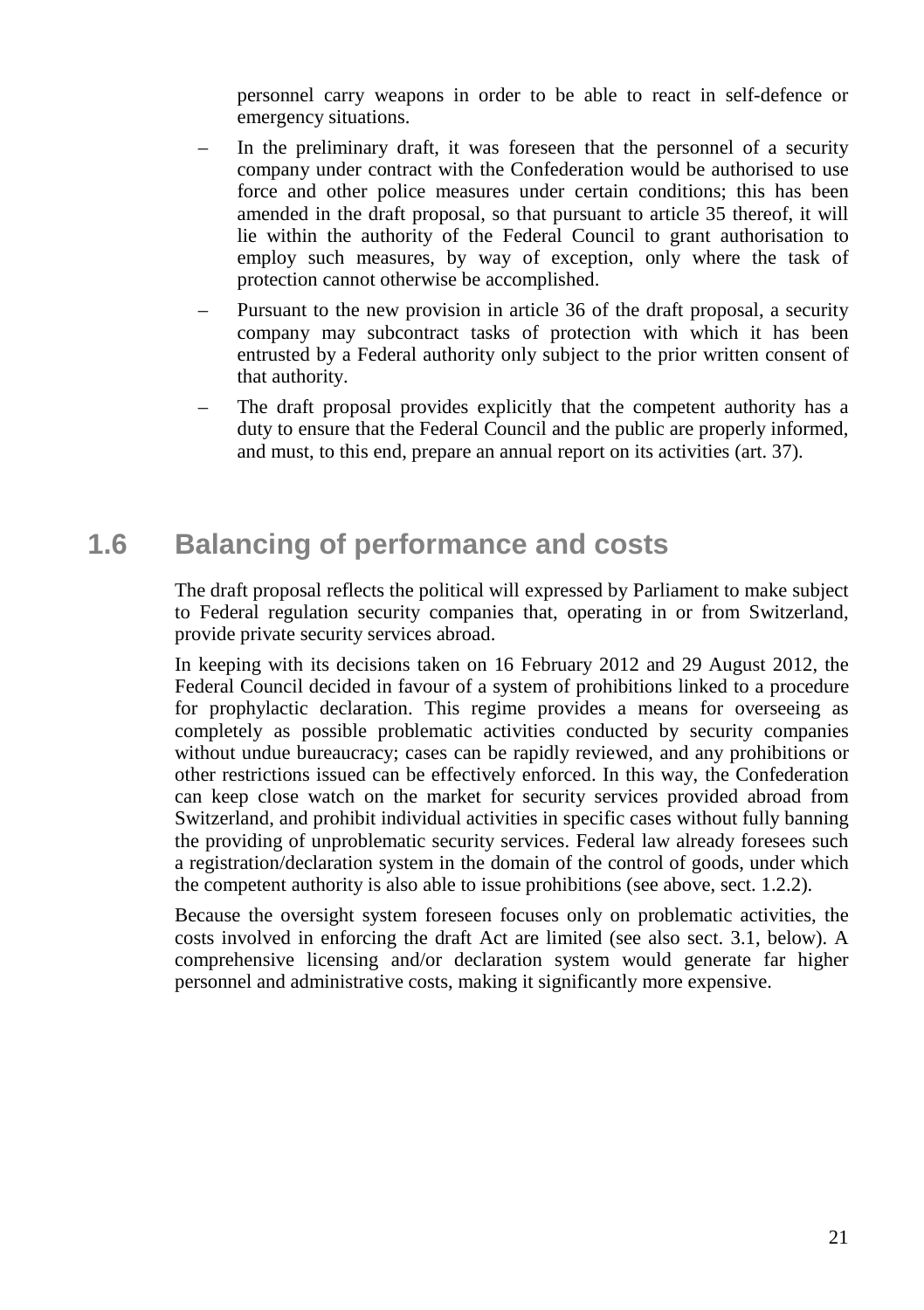personnel carry weapons in order to be able to react in self-defence or emergency situations.

– In the preliminary draft, it was foreseen that the personnel of a security company under contract with the Confederation would be authorised to use force and other police measures under certain conditions; this has been amended in the draft proposal, so that pursuant to article 35 thereof, it will lie within the authority of the Federal Council to grant authorisation to employ such measures, by way of exception, only where the task of protection cannot otherwise be accomplished.

– Pursuant to the new provision in article 36 of the draft proposal, a security company may subcontract tasks of protection with which it has been entrusted by a Federal authority only subject to the prior written consent of that authority.

– The draft proposal provides explicitly that the competent authority has a duty to ensure that the Federal Council and the public are properly informed, and must, to this end, prepare an annual report on its activities (art. 37).

## 1.6 Balancing of performance and costs

The draft proposal reflects the political will expressed by Parliament to make subject to Federal regulation security companies that, operating in or from Switzerland, provide private security services abroad.

In keeping with its decisions taken on 16 February 2012 and 29 August 2012, the Federal Council decided in favour of a system of prohibitions linked to a procedure for prophylactic declaration. This regime provides a means for overseeing as completely as possible problematic activities conducted by security companies without undue bureaucracy; cases can be rapidly reviewed, and any prohibitions or other restrictions issued can be effectively enforced. In this way, the Confederation can keep close watch on the market for security services provided abroad from Switzerland, and prohibit individual activities in specific cases without fully banning the providing of unproblematic security services. Federal law already foresees such a registration/declaration system in the domain of the control of goods, under which the competent authority is also able to issue prohibitions (see above, sect. 1.2.2).

Because the oversight system foreseen focuses only on problematic activities, the costs involved in enforcing the draft Act are limited (see also sect. 3.1, below). A comprehensive licensing and/or declaration system would generate far higher personnel and administrative costs, making it significantly more expensive.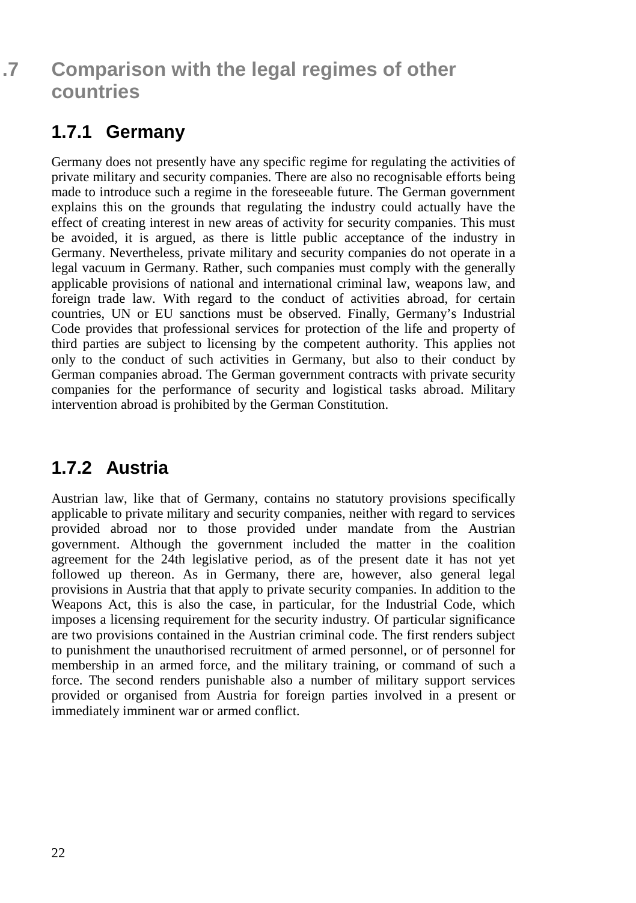## .7 Comparison with the legal regimes of other countries

### 1.7.1 Germany

Germany does not presently have any specific regime for regulating the activities of private military and security companies. There are also no recognisable efforts being made to introduce such a regime in the foreseeable future. The German government explains this on the grounds that regulating the industry could actually have the effect of creating interest in new areas of activity for security companies. This must be avoided, it is argued, as there is little public acceptance of the industry in Germany. Nevertheless, private military and security companies do not operate in a legal vacuum in Germany. Rather, such companies must comply with the generally applicable provisions of national and international criminal law, weapons law, and foreign trade law. With regard to the conduct of activities abroad, for certain countries, UN or EU sanctions must be observed. Finally, Germany's Industrial Code provides that professional services for protection of the life and property of third parties are subject to licensing by the competent authority. This applies not only to the conduct of such activities in Germany, but also to their conduct by German companies abroad. The German government contracts with private security companies for the performance of security and logistical tasks abroad. Military intervention abroad is prohibited by the German Constitution.

### 1.7.2 Austria

Austrian law, like that of Germany, contains no statutory provisions specifically applicable to private military and security companies, neither with regard to services provided abroad nor to those provided under mandate from the Austrian government. Although the government included the matter in the coalition agreement for the 24th legislative period, as of the present date it has not yet followed up thereon. As in Germany, there are, however, also general legal provisions in Austria that that apply to private security companies. In addition to the Weapons Act, this is also the case, in particular, for the Industrial Code, which imposes a licensing requirement for the security industry. Of particular significance are two provisions contained in the Austrian criminal code. The first renders subject to punishment the unauthorised recruitment of armed personnel, or of personnel for membership in an armed force, and the military training, or command of such a force. The second renders punishable also a number of military support services provided or organised from Austria for foreign parties involved in a present or immediately imminent war or armed conflict.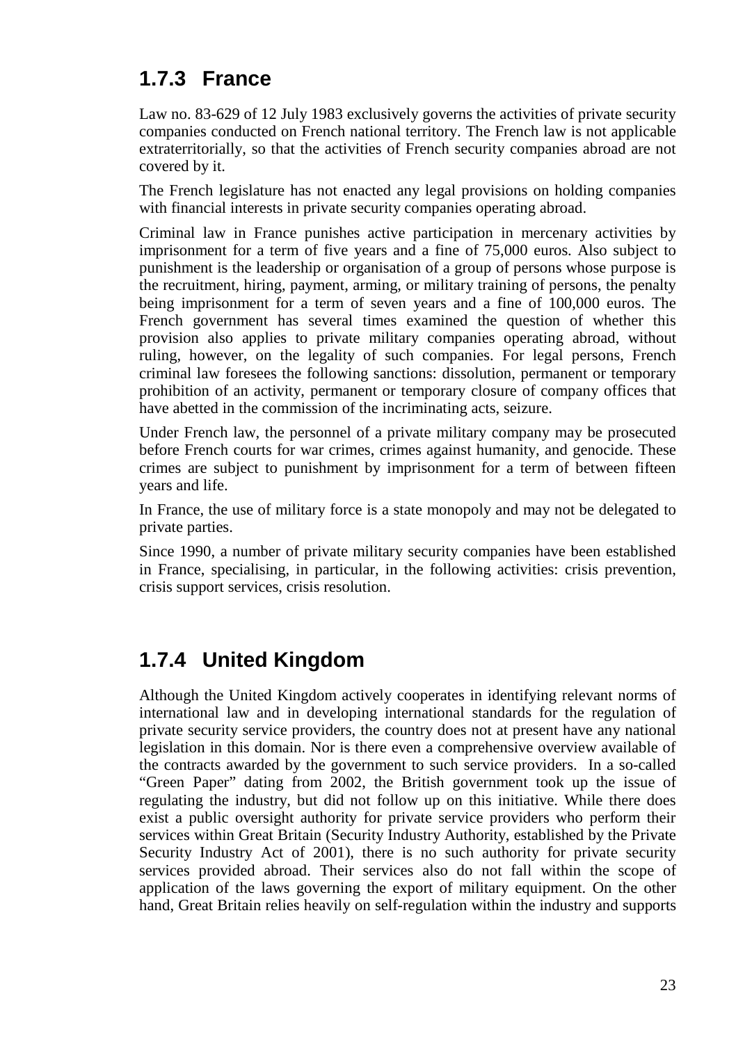### 1.7.3 France

Law no. 83-629 of 12 July 1983 exclusively governs the activities of private security companies conducted on French national territory. The French law is not applicable extraterritorially, so that the activities of French security companies abroad are not covered by it.

The French legislature has not enacted any legal provisions on holding companies with financial interests in private security companies operating abroad.

Criminal law in France punishes active participation in mercenary activities by imprisonment for a term of five years and a fine of 75,000 euros. Also subject to punishment is the leadership or organisation of a group of persons whose purpose is the recruitment, hiring, payment, arming, or military training of persons, the penalty being imprisonment for a term of seven years and a fine of 100,000 euros. The French government has several times examined the question of whether this provision also applies to private military companies operating abroad, without ruling, however, on the legality of such companies. For legal persons, French criminal law foresees the following sanctions: dissolution, permanent or temporary prohibition of an activity, permanent or temporary closure of company offices that have abetted in the commission of the incriminating acts, seizure.

Under French law, the personnel of a private military company may be prosecuted before French courts for war crimes, crimes against humanity, and genocide. These crimes are subject to punishment by imprisonment for a term of between fifteen years and life.

In France, the use of military force is a state monopoly and may not be delegated to private parties.

Since 1990, a number of private military security companies have been established in France, specialising, in particular, in the following activities: crisis prevention, crisis support services, crisis resolution.

### 1.7.4 United Kingdom

Although the United Kingdom actively cooperates in identifying relevant norms of international law and in developing international standards for the regulation of private security service providers, the country does not at present have any national legislation in this domain. Nor is there even a comprehensive overview available of the contracts awarded by the government to such service providers. In a so-called "Green Paper" dating from 2002, the British government took up the issue of regulating the industry, but did not follow up on this initiative. While there does exist a public oversight authority for private service providers who perform their services within Great Britain (Security Industry Authority, established by the Private Security Industry Act of 2001), there is no such authority for private security services provided abroad. Their services also do not fall within the scope of application of the laws governing the export of military equipment. On the other hand, Great Britain relies heavily on self-regulation within the industry and supports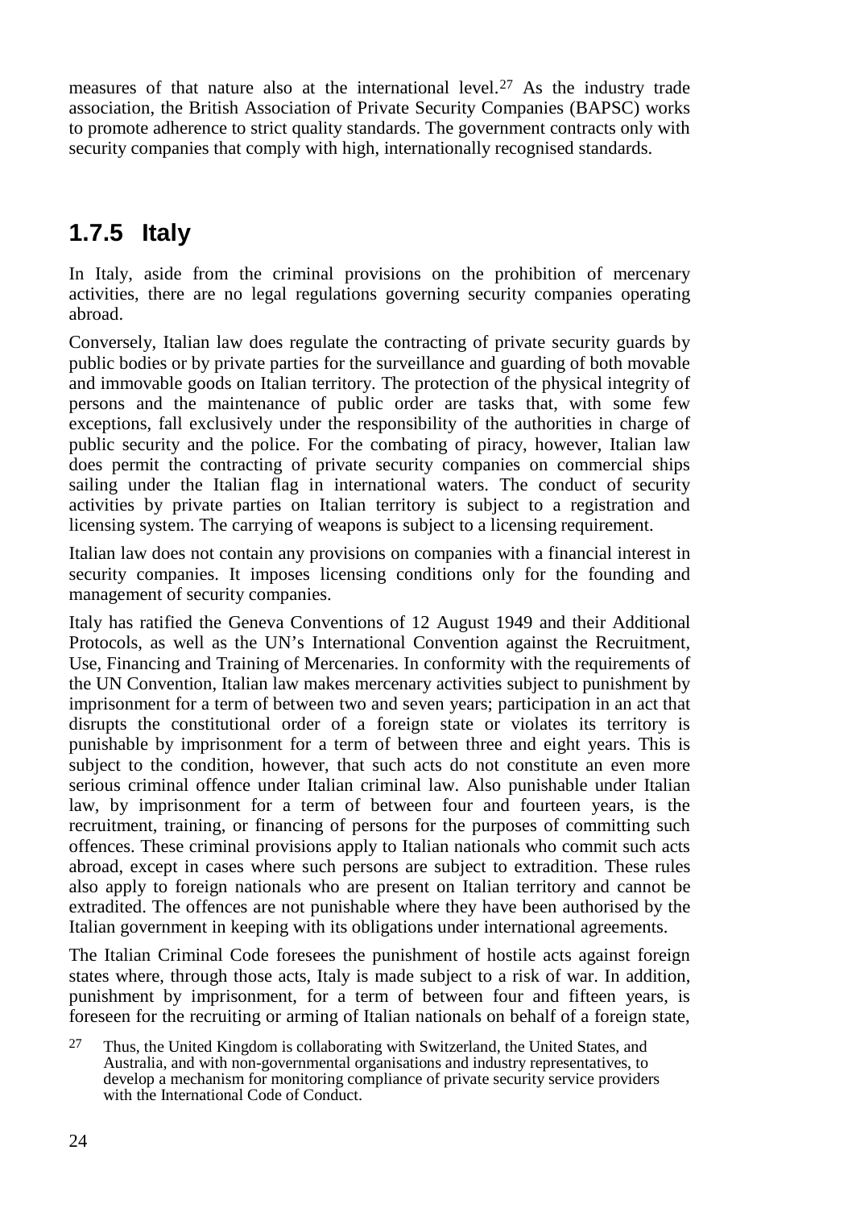measures of that nature also at the international level.[27] As the industry trade association, the British Association of Private Security Companies (BAPSC) works to promote adherence to strict quality standards. The government contracts only with security companies that comply with high, internationally recognised standards.

### 1.7.5 Italy

In Italy, aside from the criminal provisions on the prohibition of mercenary activities, there are no legal regulations governing security companies operating abroad.

Conversely, Italian law does regulate the contracting of private security guards by public bodies or by private parties for the surveillance and guarding of both movable and immovable goods on Italian territory. The protection of the physical integrity of persons and the maintenance of public order are tasks that, with some few exceptions, fall exclusively under the responsibility of the authorities in charge of public security and the police. For the combating of piracy, however, Italian law does permit the contracting of private security companies on commercial ships sailing under the Italian flag in international waters. The conduct of security activities by private parties on Italian territory is subject to a registration and licensing system. The carrying of weapons is subject to a licensing requirement.

Italian law does not contain any provisions on companies with a financial interest in security companies. It imposes licensing conditions only for the founding and management of security companies.

Italy has ratified the Geneva Conventions of 12 August 1949 and their Additional Protocols, as well as the UN's International Convention against the Recruitment, Use, Financing and Training of Mercenaries. In conformity with the requirements of the UN Convention, Italian law makes mercenary activities subject to punishment by imprisonment for a term of between two and seven years; participation in an act that disrupts the constitutional order of a foreign state or violates its territory is punishable by imprisonment for a term of between three and eight years. This is subject to the condition, however, that such acts do not constitute an even more serious criminal offence under Italian criminal law. Also punishable under Italian law, by imprisonment for a term of between four and fourteen years, is the recruitment, training, or financing of persons for the purposes of committing such offences. These criminal provisions apply to Italian nationals who commit such acts abroad, except in cases where such persons are subject to extradition. These rules also apply to foreign nationals who are present on Italian territory and cannot be extradited. The offences are not punishable where they have been authorised by the Italian government in keeping with its obligations under international agreements.

The Italian Criminal Code foresees the punishment of hostile acts against foreign states where, through those acts, Italy is made subject to a risk of war. In addition, punishment by imprisonment, for a term of between four and fifteen years, is foreseen for the recruiting or arming of Italian nationals on behalf of a foreign state,

[27] Thus, the United Kingdom is collaborating with Switzerland, the United States, and Australia, and with non-governmental organisations and industry representatives, to develop a mechanism for monitoring compliance of private security service providers with the International Code of Conduct.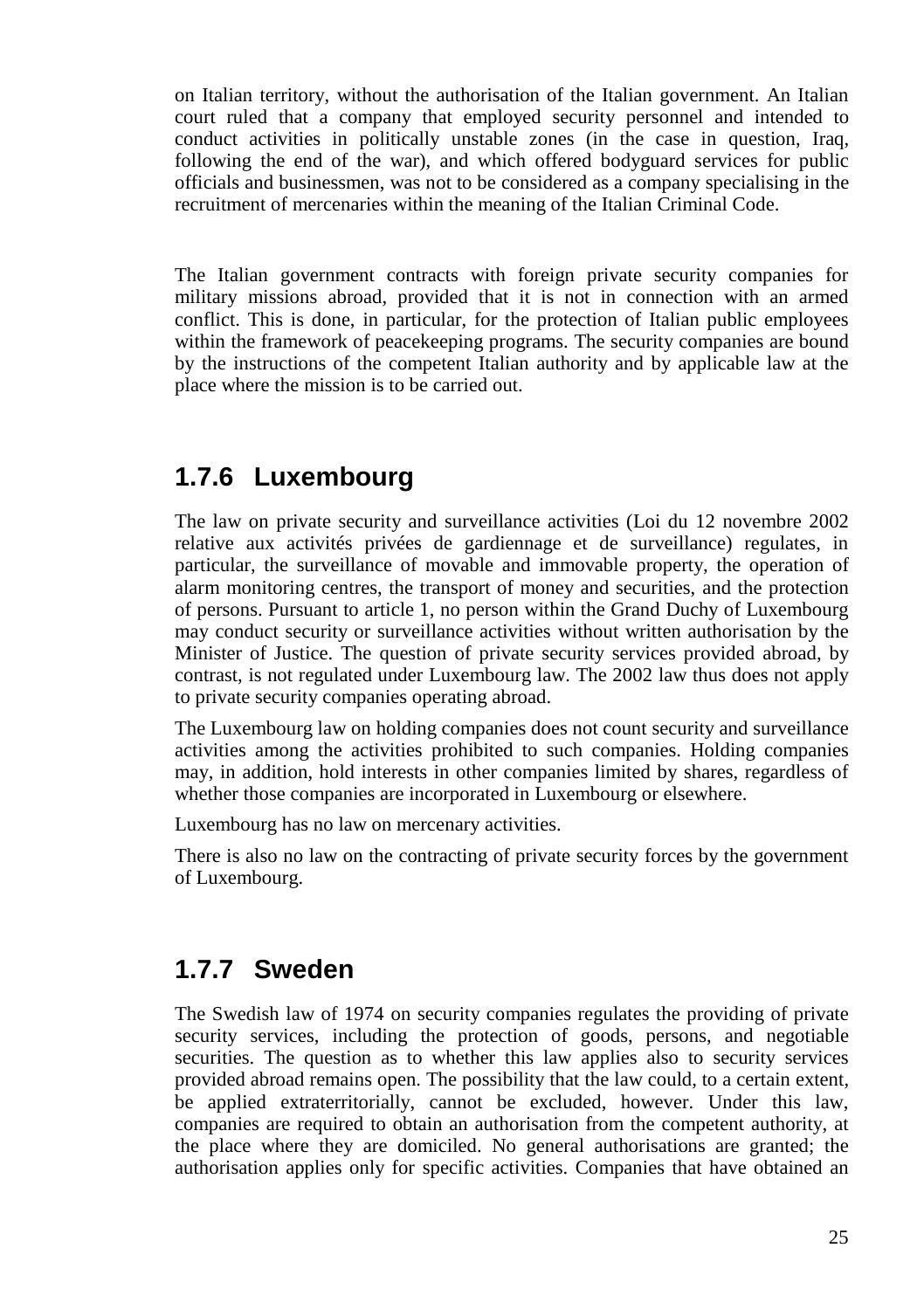on Italian territory, without the authorisation of the Italian government. An Italian court ruled that a company that employed security personnel and intended to conduct activities in politically unstable zones (in the case in question, Iraq, following the end of the war), and which offered bodyguard services for public officials and businessmen, was not to be considered as a company specialising in the recruitment of mercenaries within the meaning of the Italian Criminal Code.

The Italian government contracts with foreign private security companies for military missions abroad, provided that it is not in connection with an armed conflict. This is done, in particular, for the protection of Italian public employees within the framework of peacekeeping programs. The security companies are bound by the instructions of the competent Italian authority and by applicable law at the place where the mission is to be carried out.

### 1.7.6 Luxembourg

The law on private security and surveillance activities (Loi du 12 novembre 2002 relative aux activités privées de gardiennage et de surveillance) regulates, in particular, the surveillance of movable and immovable property, the operation of alarm monitoring centres, the transport of money and securities, and the protection of persons. Pursuant to article 1, no person within the Grand Duchy of Luxembourg may conduct security or surveillance activities without written authorisation by the Minister of Justice. The question of private security services provided abroad, by contrast, is not regulated under Luxembourg law. The 2002 law thus does not apply to private security companies operating abroad.

The Luxembourg law on holding companies does not count security and surveillance activities among the activities prohibited to such companies. Holding companies may, in addition, hold interests in other companies limited by shares, regardless of whether those companies are incorporated in Luxembourg or elsewhere.

Luxembourg has no law on mercenary activities.

There is also no law on the contracting of private security forces by the government of Luxembourg.

### 1.7.7 Sweden

The Swedish law of 1974 on security companies regulates the providing of private security services, including the protection of goods, persons, and negotiable securities. The question as to whether this law applies also to security services provided abroad remains open. The possibility that the law could, to a certain extent, be applied extraterritorially, cannot be excluded, however. Under this law, companies are required to obtain an authorisation from the competent authority, at the place where they are domiciled. No general authorisations are granted; the authorisation applies only for specific activities. Companies that have obtained an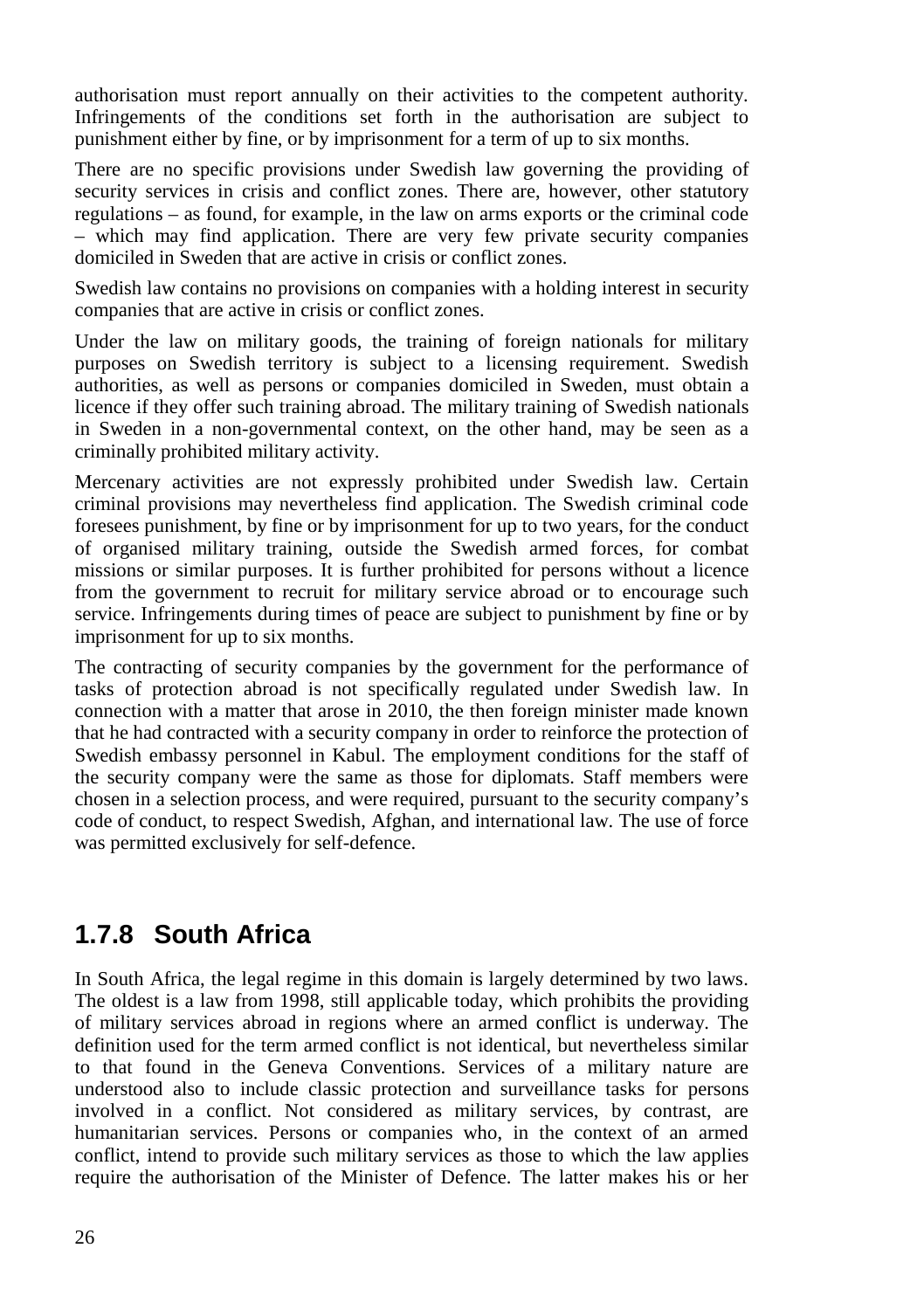authorisation must report annually on their activities to the competent authority. Infringements of the conditions set forth in the authorisation are subject to punishment either by fine, or by imprisonment for a term of up to six months.

There are no specific provisions under Swedish law governing the providing of security services in crisis and conflict zones. There are, however, other statutory regulations – as found, for example, in the law on arms exports or the criminal code – which may find application. There are very few private security companies domiciled in Sweden that are active in crisis or conflict zones.

Swedish law contains no provisions on companies with a holding interest in security companies that are active in crisis or conflict zones.

Under the law on military goods, the training of foreign nationals for military purposes on Swedish territory is subject to a licensing requirement. Swedish authorities, as well as persons or companies domiciled in Sweden, must obtain a licence if they offer such training abroad. The military training of Swedish nationals in Sweden in a non-governmental context, on the other hand, may be seen as a criminally prohibited military activity.

Mercenary activities are not expressly prohibited under Swedish law. Certain criminal provisions may nevertheless find application. The Swedish criminal code foresees punishment, by fine or by imprisonment for up to two years, for the conduct of organised military training, outside the Swedish armed forces, for combat missions or similar purposes. It is further prohibited for persons without a licence from the government to recruit for military service abroad or to encourage such service. Infringements during times of peace are subject to punishment by fine or by imprisonment for up to six months.

The contracting of security companies by the government for the performance of tasks of protection abroad is not specifically regulated under Swedish law. In connection with a matter that arose in 2010, the then foreign minister made known that he had contracted with a security company in order to reinforce the protection of Swedish embassy personnel in Kabul. The employment conditions for the staff of the security company were the same as those for diplomats. Staff members were chosen in a selection process, and were required, pursuant to the security company's code of conduct, to respect Swedish, Afghan, and international law. The use of force was permitted exclusively for self-defence.

### 1.7.8 South Africa

In South Africa, the legal regime in this domain is largely determined by two laws. The oldest is a law from 1998, still applicable today, which prohibits the providing of military services abroad in regions where an armed conflict is underway. The definition used for the term armed conflict is not identical, but nevertheless similar to that found in the Geneva Conventions. Services of a military nature are understood also to include classic protection and surveillance tasks for persons involved in a conflict. Not considered as military services, by contrast, are humanitarian services. Persons or companies who, in the context of an armed conflict, intend to provide such military services as those to which the law applies require the authorisation of the Minister of Defence. The latter makes his or her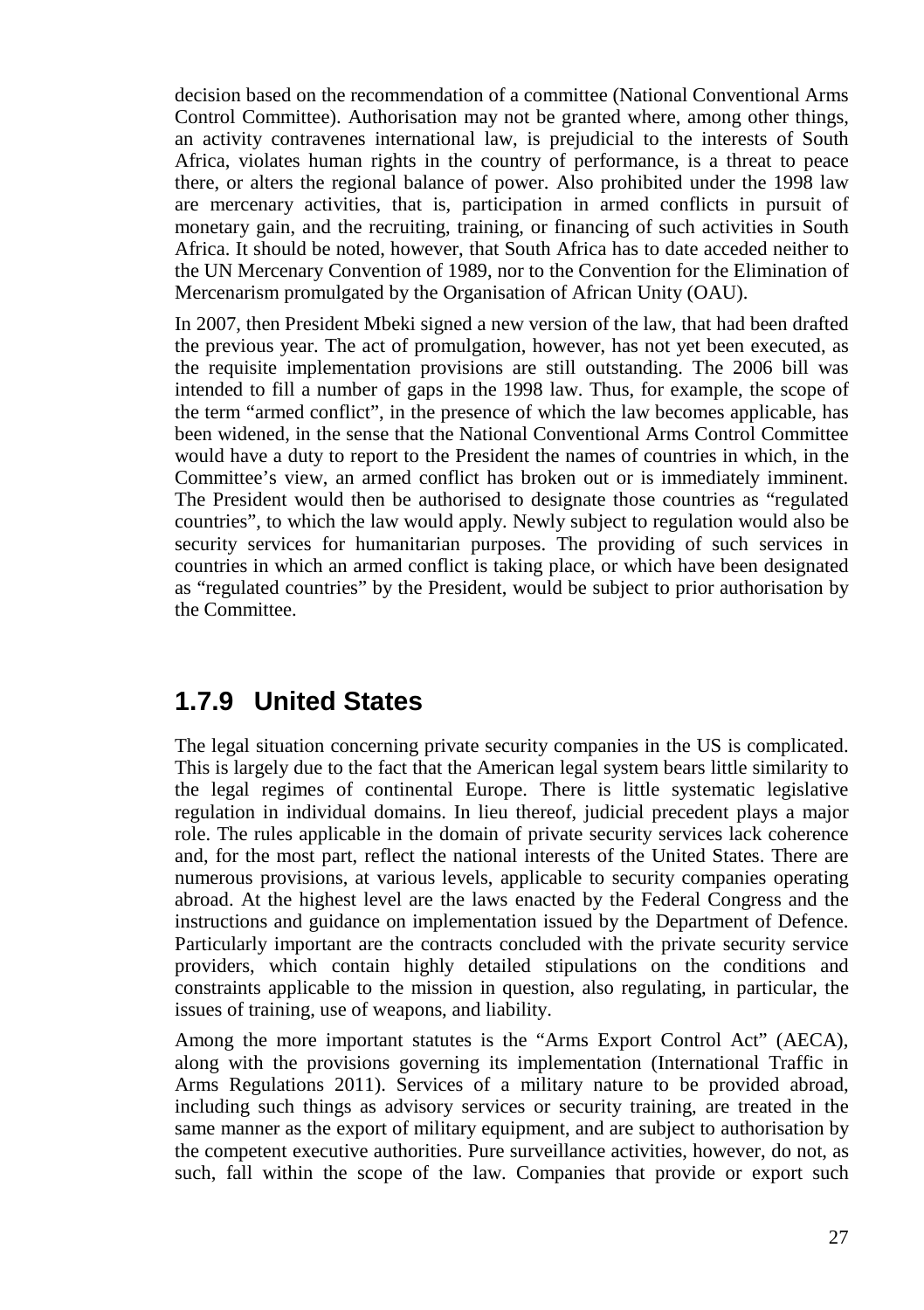decision based on the recommendation of a committee (National Conventional Arms Control Committee). Authorisation may not be granted where, among other things, an activity contravenes international law, is prejudicial to the interests of South Africa, violates human rights in the country of performance, is a threat to peace there, or alters the regional balance of power. Also prohibited under the 1998 law are mercenary activities, that is, participation in armed conflicts in pursuit of monetary gain, and the recruiting, training, or financing of such activities in South Africa. It should be noted, however, that South Africa has to date acceded neither to the UN Mercenary Convention of 1989, nor to the Convention for the Elimination of Mercenarism promulgated by the Organisation of African Unity (OAU).

In 2007, then President Mbeki signed a new version of the law, that had been drafted the previous year. The act of promulgation, however, has not yet been executed, as the requisite implementation provisions are still outstanding. The 2006 bill was intended to fill a number of gaps in the 1998 law. Thus, for example, the scope of the term "armed conflict", in the presence of which the law becomes applicable, has been widened, in the sense that the National Conventional Arms Control Committee would have a duty to report to the President the names of countries in which, in the Committee's view, an armed conflict has broken out or is immediately imminent. The President would then be authorised to designate those countries as "regulated countries", to which the law would apply. Newly subject to regulation would also be security services for humanitarian purposes. The providing of such services in countries in which an armed conflict is taking place, or which have been designated as "regulated countries" by the President, would be subject to prior authorisation by the Committee.

## 1.7.9 United States

The legal situation concerning private security companies in the US is complicated. This is largely due to the fact that the American legal system bears little similarity to the legal regimes of continental Europe. There is little systematic legislative regulation in individual domains. In lieu thereof, judicial precedent plays a major role. The rules applicable in the domain of private security services lack coherence and, for the most part, reflect the national interests of the United States. There are numerous provisions, at various levels, applicable to security companies operating abroad. At the highest level are the laws enacted by the Federal Congress and the instructions and guidance on implementation issued by the Department of Defence. Particularly important are the contracts concluded with the private security service providers, which contain highly detailed stipulations on the conditions and constraints applicable to the mission in question, also regulating, in particular, the issues of training, use of weapons, and liability.

Among the more important statutes is the "Arms Export Control Act" (AECA), along with the provisions governing its implementation (International Traffic in Arms Regulations 2011). Services of a military nature to be provided abroad, including such things as advisory services or security training, are treated in the same manner as the export of military equipment, and are subject to authorisation by the competent executive authorities. Pure surveillance activities, however, do not, as such, fall within the scope of the law. Companies that provide or export such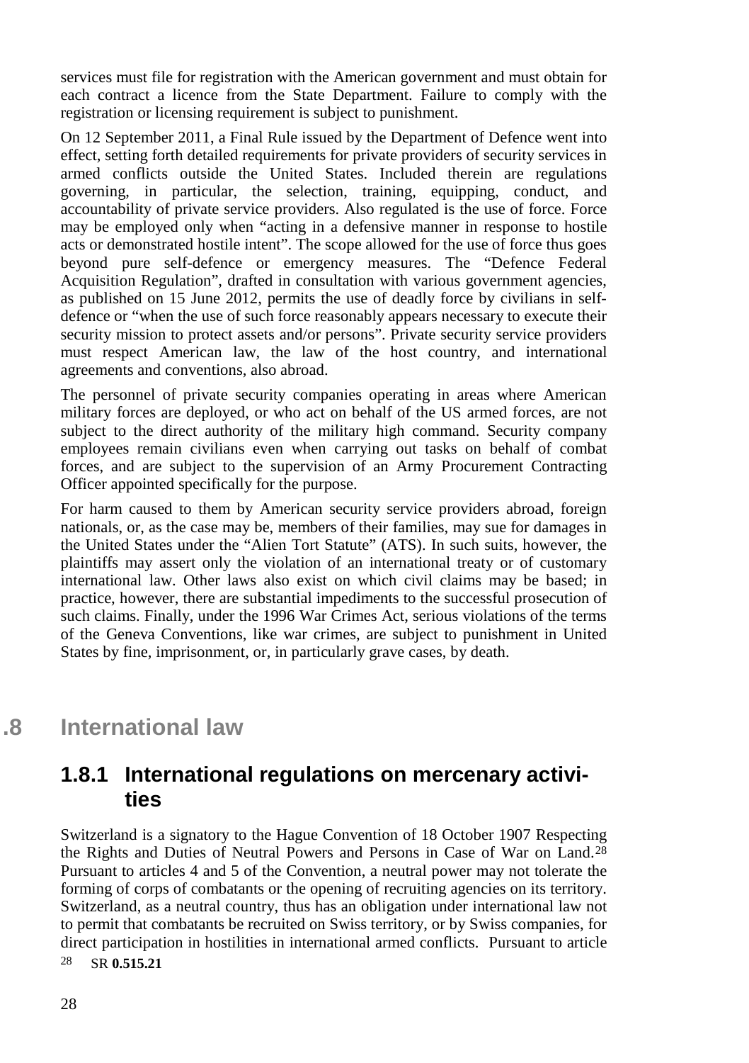services must file for registration with the American government and must obtain for each contract a licence from the State Department. Failure to comply with the registration or licensing requirement is subject to punishment.

On 12 September 2011, a Final Rule issued by the Department of Defence went into effect, setting forth detailed requirements for private providers of security services in armed conflicts outside the United States. Included therein are regulations governing, in particular, the selection, training, equipping, conduct, and accountability of private service providers. Also regulated is the use of force. Force may be employed only when "acting in a defensive manner in response to hostile acts or demonstrated hostile intent". The scope allowed for the use of force thus goes beyond pure self-defence or emergency measures. The "Defence Federal Acquisition Regulation", drafted in consultation with various government agencies, as published on 15 June 2012, permits the use of deadly force by civilians in self-defence or "when the use of such force reasonably appears necessary to execute their security mission to protect assets and/or persons". Private security service providers must respect American law, the law of the host country, and international agreements and conventions, also abroad.

The personnel of private security companies operating in areas where American military forces are deployed, or who act on behalf of the US armed forces, are not subject to the direct authority of the military high command. Security company employees remain civilians even when carrying out tasks on behalf of combat forces, and are subject to the supervision of an Army Procurement Contracting Officer appointed specifically for the purpose.

For harm caused to them by American security service providers abroad, foreign nationals, or, as the case may be, members of their families, may sue for damages in the United States under the "Alien Tort Statute" (ATS). In such suits, however, the plaintiffs may assert only the violation of an international treaty or of customary international law. Other laws also exist on which civil claims may be based; in practice, however, there are substantial impediments to the successful prosecution of such claims. Finally, under the 1996 War Crimes Act, serious violations of the terms of the Geneva Conventions, like war crimes, are subject to punishment in United States by fine, imprisonment, or, in particularly grave cases, by death.

## 1.8 International law

### 1.8.1 International regulations on mercenary activities

Switzerland is a signatory to the Hague Convention of 18 October 1907 Respecting the Rights and Duties of Neutral Powers and Persons in Case of War on Land.[28] Pursuant to articles 4 and 5 of the Convention, a neutral power may not tolerate the forming of corps of combatants or the opening of recruiting agencies on its territory. Switzerland, as a neutral country, thus has an obligation under international law not to permit that combatants be recruited on Swiss territory, or by Swiss companies, for direct participation in hostilities in international armed conflicts. Pursuant to article

[28] SR **0.515.21**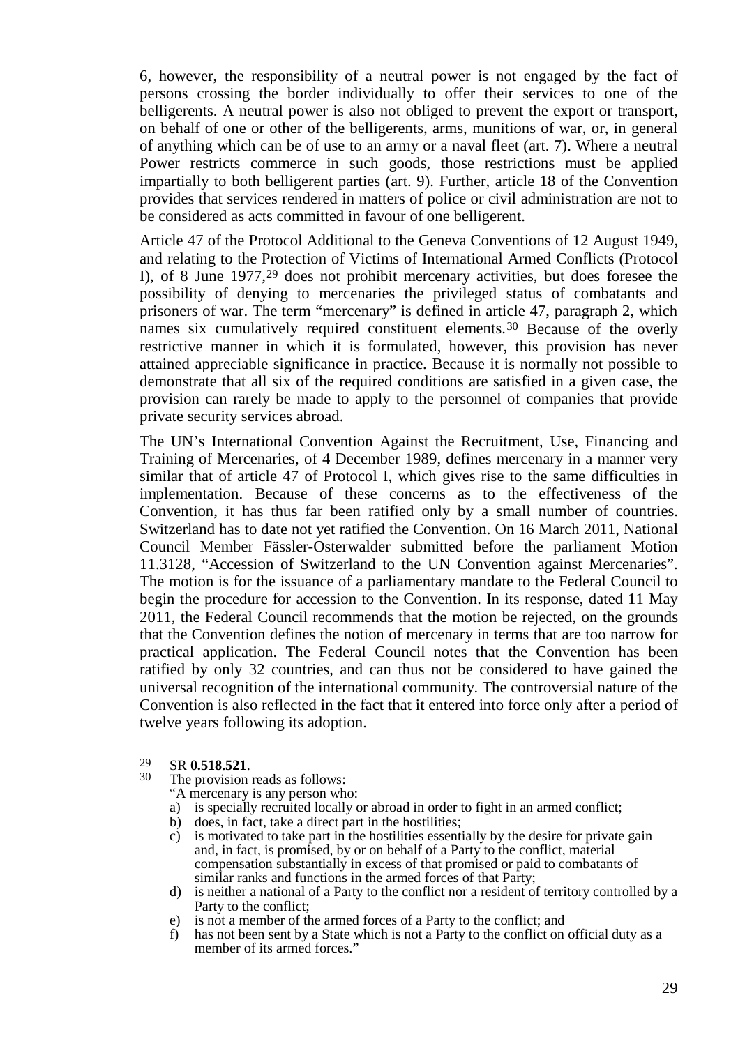6, however, the responsibility of a neutral power is not engaged by the fact of persons crossing the border individually to offer their services to one of the belligerents. A neutral power is also not obliged to prevent the export or transport, on behalf of one or other of the belligerents, arms, munitions of war, or, in general of anything which can be of use to an army or a naval fleet (art. 7). Where a neutral Power restricts commerce in such goods, those restrictions must be applied impartially to both belligerent parties (art. 9). Further, article 18 of the Convention provides that services rendered in matters of police or civil administration are not to be considered as acts committed in favour of one belligerent.

Article 47 of the Protocol Additional to the Geneva Conventions of 12 August 1949, and relating to the Protection of Victims of International Armed Conflicts (Protocol I), of 8 June 1977,[29] does not prohibit mercenary activities, but does foresee the possibility of denying to mercenaries the privileged status of combatants and prisoners of war. The term "mercenary" is defined in article 47, paragraph 2, which names six cumulatively required constituent elements.[30] Because of the overly restrictive manner in which it is formulated, however, this provision has never attained appreciable significance in practice. Because it is normally not possible to demonstrate that all six of the required conditions are satisfied in a given case, the provision can rarely be made to apply to the personnel of companies that provide private security services abroad.

The UN's International Convention Against the Recruitment, Use, Financing and Training of Mercenaries, of 4 December 1989, defines mercenary in a manner very similar that of article 47 of Protocol I, which gives rise to the same difficulties in implementation. Because of these concerns as to the effectiveness of the Convention, it has thus far been ratified only by a small number of countries. Switzerland has to date not yet ratified the Convention. On 16 March 2011, National Council Member Fässler-Osterwalder submitted before the parliament Motion 11.3128, "Accession of Switzerland to the UN Convention against Mercenaries". The motion is for the issuance of a parliamentary mandate to the Federal Council to begin the procedure for accession to the Convention. In its response, dated 11 May 2011, the Federal Council recommends that the motion be rejected, on the grounds that the Convention defines the notion of mercenary in terms that are too narrow for practical application. The Federal Council notes that the Convention has been ratified by only 32 countries, and can thus not be considered to have gained the universal recognition of the international community. The controversial nature of the Convention is also reflected in the fact that it entered into force only after a period of twelve years following its adoption.

[29] SR **0.518.521**.

[30] The provision reads as follows:
"A mercenary is any person who:
a) is specially recruited locally or abroad in order to fight in an armed conflict;
b) does, in fact, take a direct part in the hostilities;
c) is motivated to take part in the hostilities essentially by the desire for private gain and, in fact, is promised, by or on behalf of a Party to the conflict, material compensation substantially in excess of that promised or paid to combatants of similar ranks and functions in the armed forces of that Party;
d) is neither a national of a Party to the conflict nor a resident of territory controlled by a Party to the conflict;
e) is not a member of the armed forces of a Party to the conflict; and
f) has not been sent by a State which is not a Party to the conflict on official duty as a member of its armed forces."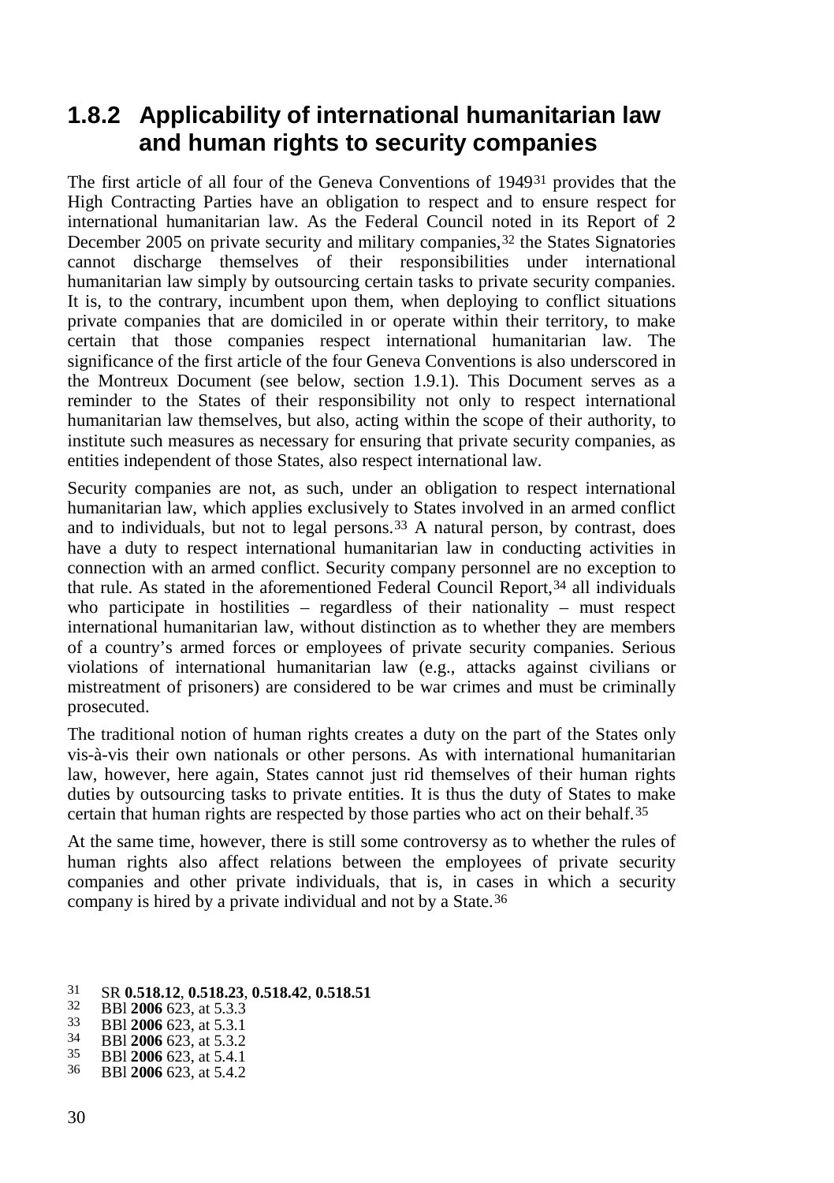## 1.8.2 Applicability of international humanitarian law and human rights to security companies

The first article of all four of the Geneva Conventions of 1949[31] provides that the High Contracting Parties have an obligation to respect and to ensure respect for international humanitarian law. As the Federal Council noted in its Report of 2 December 2005 on private security and military companies,[32] the States Signatories cannot discharge themselves of their responsibilities under international humanitarian law simply by outsourcing certain tasks to private security companies. It is, to the contrary, incumbent upon them, when deploying to conflict situations private companies that are domiciled in or operate within their territory, to make certain that those companies respect international humanitarian law. The significance of the first article of the four Geneva Conventions is also underscored in the Montreux Document (see below, section 1.9.1). This Document serves as a reminder to the States of their responsibility not only to respect international humanitarian law themselves, but also, acting within the scope of their authority, to institute such measures as necessary for ensuring that private security companies, as entities independent of those States, also respect international law.

Security companies are not, as such, under an obligation to respect international humanitarian law, which applies exclusively to States involved in an armed conflict and to individuals, but not to legal persons.[33] A natural person, by contrast, does have a duty to respect international humanitarian law in conducting activities in connection with an armed conflict. Security company personnel are no exception to that rule. As stated in the aforementioned Federal Council Report,[34] all individuals who participate in hostilities – regardless of their nationality – must respect international humanitarian law, without distinction as to whether they are members of a country's armed forces or employees of private security companies. Serious violations of international humanitarian law (e.g., attacks against civilians or mistreatment of prisoners) are considered to be war crimes and must be criminally prosecuted.

The traditional notion of human rights creates a duty on the part of the States only vis-à-vis their own nationals or other persons. As with international humanitarian law, however, here again, States cannot just rid themselves of their human rights duties by outsourcing tasks to private entities. It is thus the duty of States to make certain that human rights are respected by those parties who act on their behalf.[35]

At the same time, however, there is still some controversy as to whether the rules of human rights also affect relations between the employees of private security companies and other private individuals, that is, in cases in which a security company is hired by a private individual and not by a State.[36]

[31] SR **0.518.12**, **0.518.23**, **0.518.42**, **0.518.51**
[32] BBl **2006** 623, at 5.3.3
[33] BBl **2006** 623, at 5.3.1
[34] BBl **2006** 623, at 5.3.2
[35] BBl **2006** 623, at 5.4.1
[36] BBl **2006** 623, at 5.4.2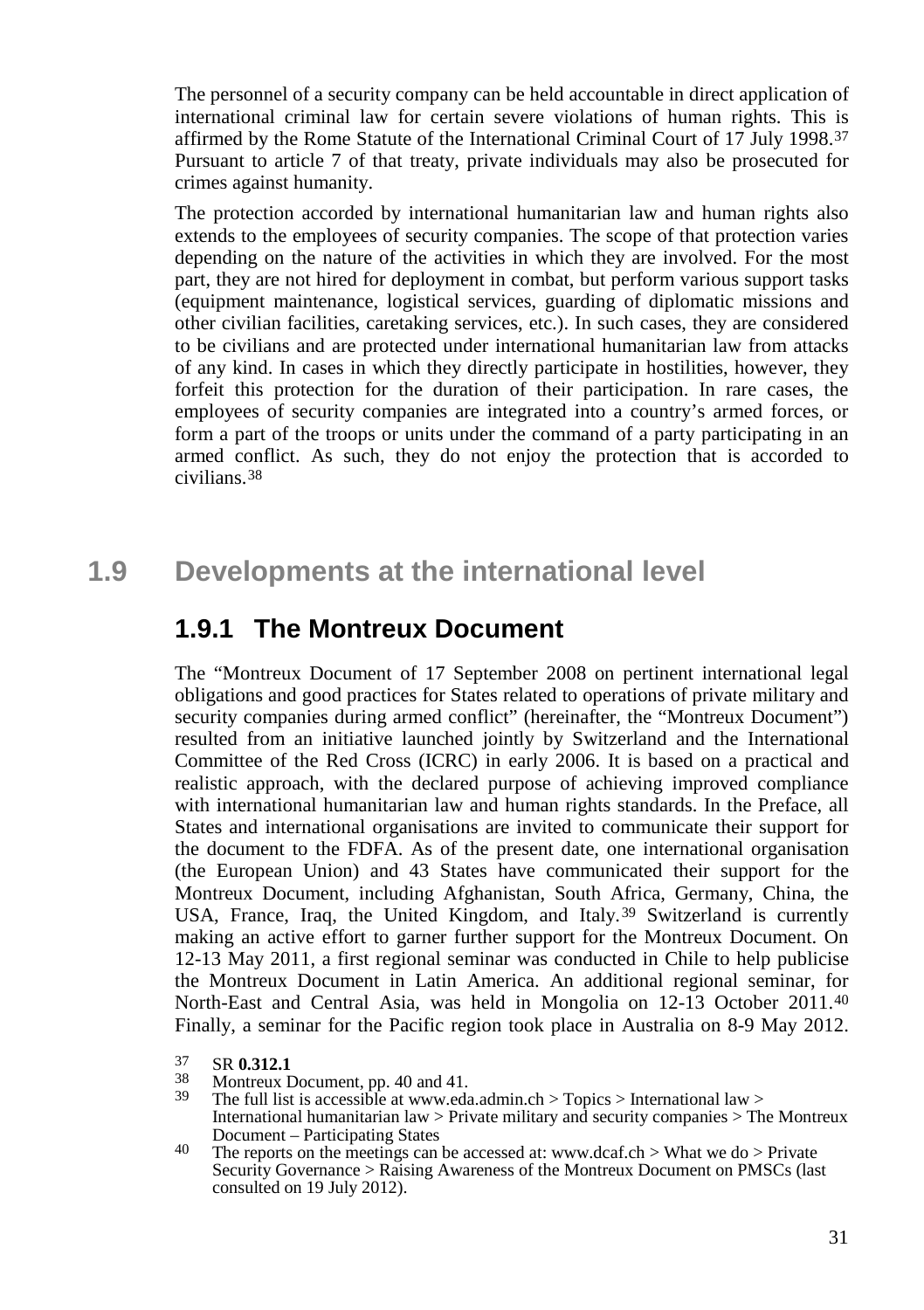The personnel of a security company can be held accountable in direct application of international criminal law for certain severe violations of human rights. This is affirmed by the Rome Statute of the International Criminal Court of 17 July 1998.[37] Pursuant to article 7 of that treaty, private individuals may also be prosecuted for crimes against humanity.

The protection accorded by international humanitarian law and human rights also extends to the employees of security companies. The scope of that protection varies depending on the nature of the activities in which they are involved. For the most part, they are not hired for deployment in combat, but perform various support tasks (equipment maintenance, logistical services, guarding of diplomatic missions and other civilian facilities, caretaking services, etc.). In such cases, they are considered to be civilians and are protected under international humanitarian law from attacks of any kind. In cases in which they directly participate in hostilities, however, they forfeit this protection for the duration of their participation. In rare cases, the employees of security companies are integrated into a country's armed forces, or form a part of the troops or units under the command of a party participating in an armed conflict. As such, they do not enjoy the protection that is accorded to civilians.[38]

## 1.9 Developments at the international level

### 1.9.1 The Montreux Document

The "Montreux Document of 17 September 2008 on pertinent international legal obligations and good practices for States related to operations of private military and security companies during armed conflict" (hereinafter, the "Montreux Document") resulted from an initiative launched jointly by Switzerland and the International Committee of the Red Cross (ICRC) in early 2006. It is based on a practical and realistic approach, with the declared purpose of achieving improved compliance with international humanitarian law and human rights standards. In the Preface, all States and international organisations are invited to communicate their support for the document to the FDFA. As of the present date, one international organisation (the European Union) and 43 States have communicated their support for the Montreux Document, including Afghanistan, South Africa, Germany, China, the USA, France, Iraq, the United Kingdom, and Italy.[39] Switzerland is currently making an active effort to garner further support for the Montreux Document. On 12-13 May 2011, a first regional seminar was conducted in Chile to help publicise the Montreux Document in Latin America. An additional regional seminar, for North-East and Central Asia, was held in Mongolia on 12-13 October 2011.[40] Finally, a seminar for the Pacific region took place in Australia on 8-9 May 2012.

[37] SR **0.312.1**

[38] Montreux Document, pp. 40 and 41.

[39] The full list is accessible at www.eda.admin.ch > Topics > International law > International humanitarian law > Private military and security companies > The Montreux Document – Participating States

[40] The reports on the meetings can be accessed at: www.dcaf.ch > What we do > Private Security Governance > Raising Awareness of the Montreux Document on PMSCs (last consulted on 19 July 2012).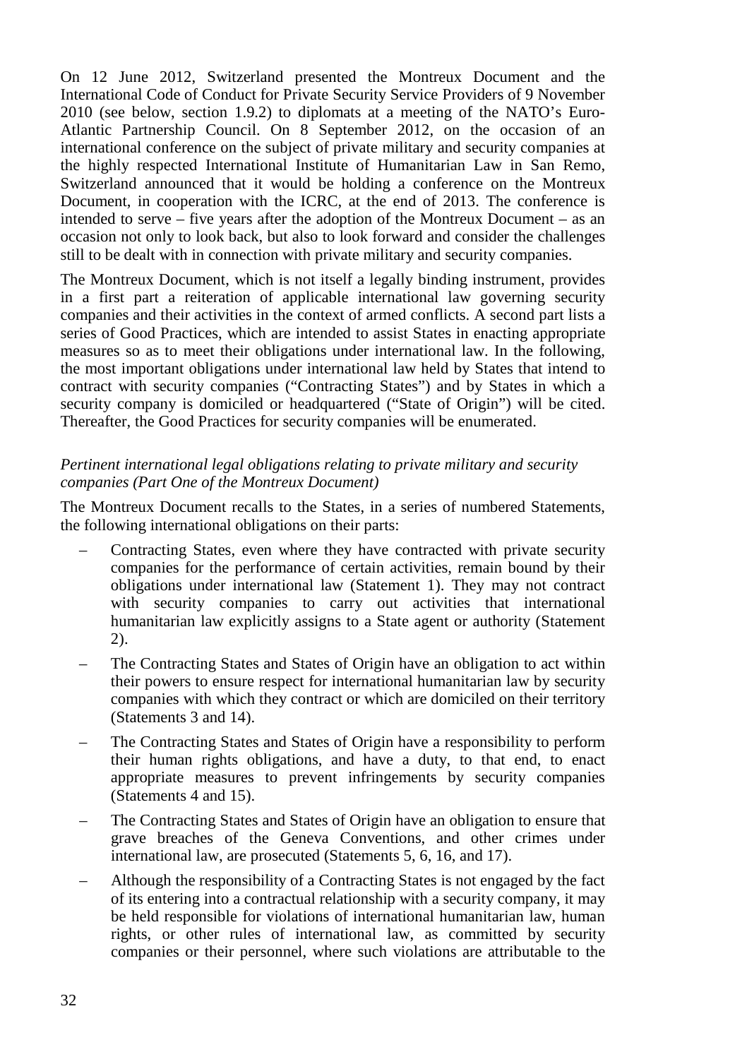On 12 June 2012, Switzerland presented the Montreux Document and the International Code of Conduct for Private Security Service Providers of 9 November 2010 (see below, section 1.9.2) to diplomats at a meeting of the NATO's Euro-Atlantic Partnership Council. On 8 September 2012, on the occasion of an international conference on the subject of private military and security companies at the highly respected International Institute of Humanitarian Law in San Remo, Switzerland announced that it would be holding a conference on the Montreux Document, in cooperation with the ICRC, at the end of 2013. The conference is intended to serve – five years after the adoption of the Montreux Document – as an occasion not only to look back, but also to look forward and consider the challenges still to be dealt with in connection with private military and security companies.

The Montreux Document, which is not itself a legally binding instrument, provides in a first part a reiteration of applicable international law governing security companies and their activities in the context of armed conflicts. A second part lists a series of Good Practices, which are intended to assist States in enacting appropriate measures so as to meet their obligations under international law. In the following, the most important obligations under international law held by States that intend to contract with security companies ("Contracting States") and by States in which a security company is domiciled or headquartered ("State of Origin") will be cited. Thereafter, the Good Practices for security companies will be enumerated.

*Pertinent international legal obligations relating to private military and security companies (Part One of the Montreux Document)*

The Montreux Document recalls to the States, in a series of numbered Statements, the following international obligations on their parts:

- Contracting States, even where they have contracted with private security companies for the performance of certain activities, remain bound by their obligations under international law (Statement 1). They may not contract with security companies to carry out activities that international humanitarian law explicitly assigns to a State agent or authority (Statement 2).
- The Contracting States and States of Origin have an obligation to act within their powers to ensure respect for international humanitarian law by security companies with which they contract or which are domiciled on their territory (Statements 3 and 14).
- The Contracting States and States of Origin have a responsibility to perform their human rights obligations, and have a duty, to that end, to enact appropriate measures to prevent infringements by security companies (Statements 4 and 15).
- The Contracting States and States of Origin have an obligation to ensure that grave breaches of the Geneva Conventions, and other crimes under international law, are prosecuted (Statements 5, 6, 16, and 17).
- Although the responsibility of a Contracting States is not engaged by the fact of its entering into a contractual relationship with a security company, it may be held responsible for violations of international humanitarian law, human rights, or other rules of international law, as committed by security companies or their personnel, where such violations are attributable to the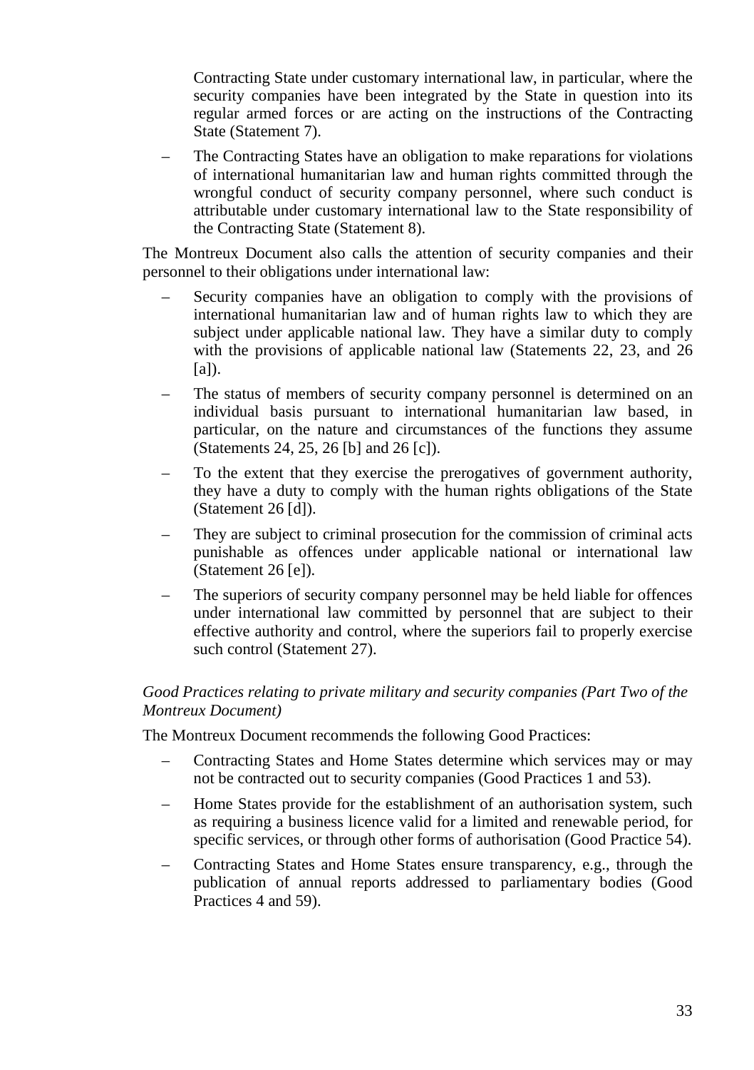Contracting State under customary international law, in particular, where the security companies have been integrated by the State in question into its regular armed forces or are acting on the instructions of the Contracting State (Statement 7).

– The Contracting States have an obligation to make reparations for violations of international humanitarian law and human rights committed through the wrongful conduct of security company personnel, where such conduct is attributable under customary international law to the State responsibility of the Contracting State (Statement 8).

The Montreux Document also calls the attention of security companies and their personnel to their obligations under international law:

– Security companies have an obligation to comply with the provisions of international humanitarian law and of human rights law to which they are subject under applicable national law. They have a similar duty to comply with the provisions of applicable national law (Statements 22, 23, and 26 [a]).

– The status of members of security company personnel is determined on an individual basis pursuant to international humanitarian law based, in particular, on the nature and circumstances of the functions they assume (Statements 24, 25, 26 [b] and 26 [c]).

– To the extent that they exercise the prerogatives of government authority, they have a duty to comply with the human rights obligations of the State (Statement 26 [d]).

– They are subject to criminal prosecution for the commission of criminal acts punishable as offences under applicable national or international law (Statement 26 [e]).

– The superiors of security company personnel may be held liable for offences under international law committed by personnel that are subject to their effective authority and control, where the superiors fail to properly exercise such control (Statement 27).

*Good Practices relating to private military and security companies (Part Two of the Montreux Document)*

The Montreux Document recommends the following Good Practices:

– Contracting States and Home States determine which services may or may not be contracted out to security companies (Good Practices 1 and 53).

– Home States provide for the establishment of an authorisation system, such as requiring a business licence valid for a limited and renewable period, for specific services, or through other forms of authorisation (Good Practice 54).

– Contracting States and Home States ensure transparency, e.g., through the publication of annual reports addressed to parliamentary bodies (Good Practices 4 and 59).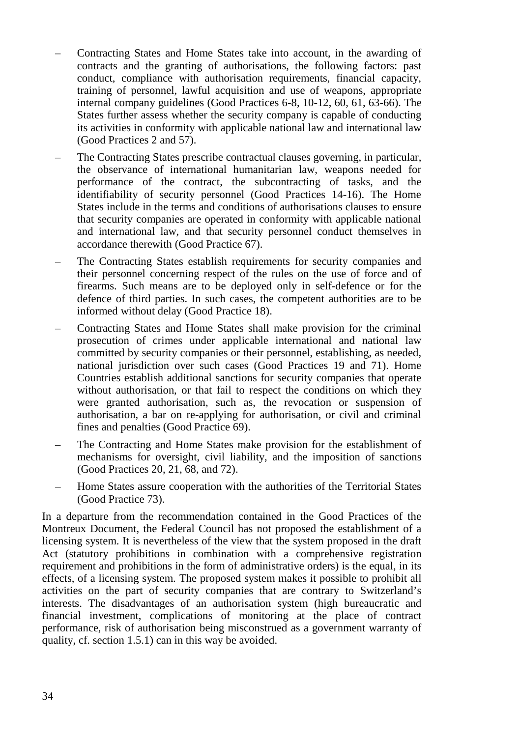- Contracting States and Home States take into account, in the awarding of contracts and the granting of authorisations, the following factors: past conduct, compliance with authorisation requirements, financial capacity, training of personnel, lawful acquisition and use of weapons, appropriate internal company guidelines (Good Practices 6-8, 10-12, 60, 61, 63-66). The States further assess whether the security company is capable of conducting its activities in conformity with applicable national law and international law (Good Practices 2 and 57).
- The Contracting States prescribe contractual clauses governing, in particular, the observance of international humanitarian law, weapons needed for performance of the contract, the subcontracting of tasks, and the identifiability of security personnel (Good Practices 14-16). The Home States include in the terms and conditions of authorisations clauses to ensure that security companies are operated in conformity with applicable national and international law, and that security personnel conduct themselves in accordance therewith (Good Practice 67).
- The Contracting States establish requirements for security companies and their personnel concerning respect of the rules on the use of force and of firearms. Such means are to be deployed only in self-defence or for the defence of third parties. In such cases, the competent authorities are to be informed without delay (Good Practice 18).
- Contracting States and Home States shall make provision for the criminal prosecution of crimes under applicable international and national law committed by security companies or their personnel, establishing, as needed, national jurisdiction over such cases (Good Practices 19 and 71). Home Countries establish additional sanctions for security companies that operate without authorisation, or that fail to respect the conditions on which they were granted authorisation, such as, the revocation or suspension of authorisation, a bar on re-applying for authorisation, or civil and criminal fines and penalties (Good Practice 69).
- The Contracting and Home States make provision for the establishment of mechanisms for oversight, civil liability, and the imposition of sanctions (Good Practices 20, 21, 68, and 72).
- Home States assure cooperation with the authorities of the Territorial States (Good Practice 73).

In a departure from the recommendation contained in the Good Practices of the Montreux Document, the Federal Council has not proposed the establishment of a licensing system. It is nevertheless of the view that the system proposed in the draft Act (statutory prohibitions in combination with a comprehensive registration requirement and prohibitions in the form of administrative orders) is the equal, in its effects, of a licensing system. The proposed system makes it possible to prohibit all activities on the part of security companies that are contrary to Switzerland's interests. The disadvantages of an authorisation system (high bureaucratic and financial investment, complications of monitoring at the place of contract performance, risk of authorisation being misconstrued as a government warranty of quality, cf. section 1.5.1) can in this way be avoided.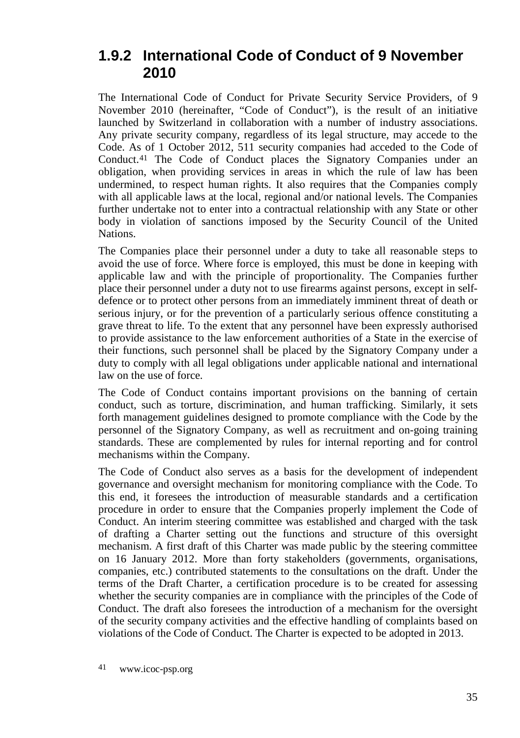## 1.9.2 International Code of Conduct of 9 November 2010

The International Code of Conduct for Private Security Service Providers, of 9 November 2010 (hereinafter, "Code of Conduct"), is the result of an initiative launched by Switzerland in collaboration with a number of industry associations. Any private security company, regardless of its legal structure, may accede to the Code. As of 1 October 2012, 511 security companies had acceded to the Code of Conduct.[41] The Code of Conduct places the Signatory Companies under an obligation, when providing services in areas in which the rule of law has been undermined, to respect human rights. It also requires that the Companies comply with all applicable laws at the local, regional and/or national levels. The Companies further undertake not to enter into a contractual relationship with any State or other body in violation of sanctions imposed by the Security Council of the United Nations.

The Companies place their personnel under a duty to take all reasonable steps to avoid the use of force. Where force is employed, this must be done in keeping with applicable law and with the principle of proportionality. The Companies further place their personnel under a duty not to use firearms against persons, except in self-defence or to protect other persons from an immediately imminent threat of death or serious injury, or for the prevention of a particularly serious offence constituting a grave threat to life. To the extent that any personnel have been expressly authorised to provide assistance to the law enforcement authorities of a State in the exercise of their functions, such personnel shall be placed by the Signatory Company under a duty to comply with all legal obligations under applicable national and international law on the use of force.

The Code of Conduct contains important provisions on the banning of certain conduct, such as torture, discrimination, and human trafficking. Similarly, it sets forth management guidelines designed to promote compliance with the Code by the personnel of the Signatory Company, as well as recruitment and on-going training standards. These are complemented by rules for internal reporting and for control mechanisms within the Company.

The Code of Conduct also serves as a basis for the development of independent governance and oversight mechanism for monitoring compliance with the Code. To this end, it foresees the introduction of measurable standards and a certification procedure in order to ensure that the Companies properly implement the Code of Conduct. An interim steering committee was established and charged with the task of drafting a Charter setting out the functions and structure of this oversight mechanism. A first draft of this Charter was made public by the steering committee on 16 January 2012. More than forty stakeholders (governments, organisations, companies, etc.) contributed statements to the consultations on the draft. Under the terms of the Draft Charter, a certification procedure is to be created for assessing whether the security companies are in compliance with the principles of the Code of Conduct. The draft also foresees the introduction of a mechanism for the oversight of the security company activities and the effective handling of complaints based on violations of the Code of Conduct. The Charter is expected to be adopted in 2013.

[41] www.icoc-psp.org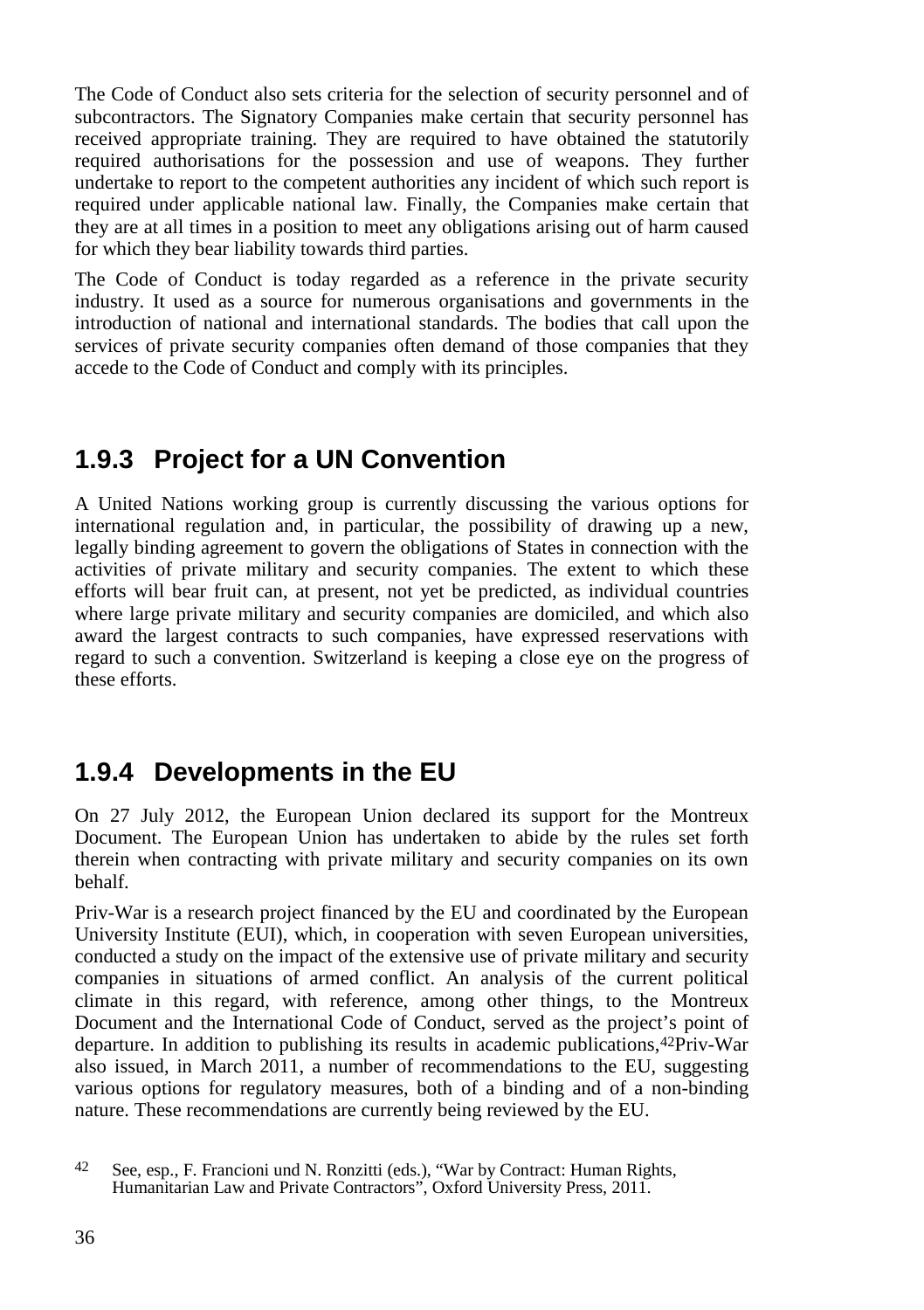The Code of Conduct also sets criteria for the selection of security personnel and of subcontractors. The Signatory Companies make certain that security personnel has received appropriate training. They are required to have obtained the statutorily required authorisations for the possession and use of weapons. They further undertake to report to the competent authorities any incident of which such report is required under applicable national law. Finally, the Companies make certain that they are at all times in a position to meet any obligations arising out of harm caused for which they bear liability towards third parties.

The Code of Conduct is today regarded as a reference in the private security industry. It used as a source for numerous organisations and governments in the introduction of national and international standards. The bodies that call upon the services of private security companies often demand of those companies that they accede to the Code of Conduct and comply with its principles.

### 1.9.3 Project for a UN Convention

A United Nations working group is currently discussing the various options for international regulation and, in particular, the possibility of drawing up a new, legally binding agreement to govern the obligations of States in connection with the activities of private military and security companies. The extent to which these efforts will bear fruit can, at present, not yet be predicted, as individual countries where large private military and security companies are domiciled, and which also award the largest contracts to such companies, have expressed reservations with regard to such a convention. Switzerland is keeping a close eye on the progress of these efforts.

### 1.9.4 Developments in the EU

On 27 July 2012, the European Union declared its support for the Montreux Document. The European Union has undertaken to abide by the rules set forth therein when contracting with private military and security companies on its own behalf.

Priv-War is a research project financed by the EU and coordinated by the European University Institute (EUI), which, in cooperation with seven European universities, conducted a study on the impact of the extensive use of private military and security companies in situations of armed conflict. An analysis of the current political climate in this regard, with reference, among other things, to the Montreux Document and the International Code of Conduct, served as the project's point of departure. In addition to publishing its results in academic publications,[42] Priv-War also issued, in March 2011, a number of recommendations to the EU, suggesting various options for regulatory measures, both of a binding and of a non-binding nature. These recommendations are currently being reviewed by the EU.

[42] See, esp., F. Francioni und N. Ronzitti (eds.), "War by Contract: Human Rights, Humanitarian Law and Private Contractors", Oxford University Press, 2011.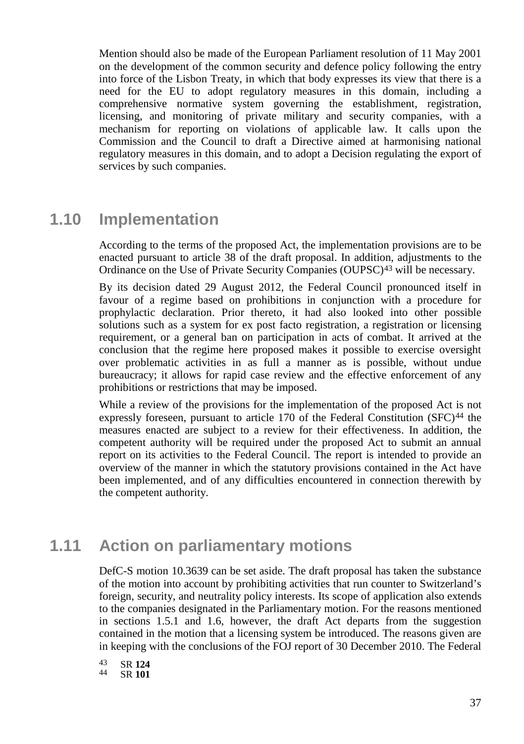Mention should also be made of the European Parliament resolution of 11 May 2001 on the development of the common security and defence policy following the entry into force of the Lisbon Treaty, in which that body expresses its view that there is a need for the EU to adopt regulatory measures in this domain, including a comprehensive normative system governing the establishment, registration, licensing, and monitoring of private military and security companies, with a mechanism for reporting on violations of applicable law. It calls upon the Commission and the Council to draft a Directive aimed at harmonising national regulatory measures in this domain, and to adopt a Decision regulating the export of services by such companies.

## 1.10 Implementation

According to the terms of the proposed Act, the implementation provisions are to be enacted pursuant to article 38 of the draft proposal. In addition, adjustments to the Ordinance on the Use of Private Security Companies (OUPSC)[43] will be necessary.

By its decision dated 29 August 2012, the Federal Council pronounced itself in favour of a regime based on prohibitions in conjunction with a procedure for prophylactic declaration. Prior thereto, it had also looked into other possible solutions such as a system for ex post facto registration, a registration or licensing requirement, or a general ban on participation in acts of combat. It arrived at the conclusion that the regime here proposed makes it possible to exercise oversight over problematic activities in as full a manner as is possible, without undue bureaucracy; it allows for rapid case review and the effective enforcement of any prohibitions or restrictions that may be imposed.

While a review of the provisions for the implementation of the proposed Act is not expressly foreseen, pursuant to article 170 of the Federal Constitution (SFC)[44] the measures enacted are subject to a review for their effectiveness. In addition, the competent authority will be required under the proposed Act to submit an annual report on its activities to the Federal Council. The report is intended to provide an overview of the manner in which the statutory provisions contained in the Act have been implemented, and of any difficulties encountered in connection therewith by the competent authority.

## 1.11 Action on parliamentary motions

DefC-S motion 10.3639 can be set aside. The draft proposal has taken the substance of the motion into account by prohibiting activities that run counter to Switzerland's foreign, security, and neutrality policy interests. Its scope of application also extends to the companies designated in the Parliamentary motion. For the reasons mentioned in sections 1.5.1 and 1.6, however, the draft Act departs from the suggestion contained in the motion that a licensing system be introduced. The reasons given are in keeping with the conclusions of the FOJ report of 30 December 2010. The Federal

[43] SR **124**
[44] SR **101**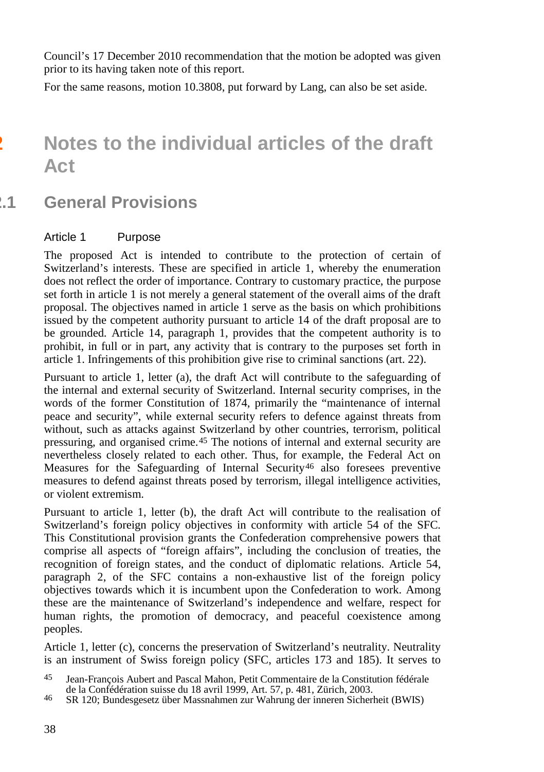Council's 17 December 2010 recommendation that the motion be adopted was given prior to its having taken note of this report.

For the same reasons, motion 10.3808, put forward by Lang, can also be set aside.

# 2 Notes to the individual articles of the draft Act

## 2.1 General Provisions

### Article 1 Purpose

The proposed Act is intended to contribute to the protection of certain of Switzerland's interests. These are specified in article 1, whereby the enumeration does not reflect the order of importance. Contrary to customary practice, the purpose set forth in article 1 is not merely a general statement of the overall aims of the draft proposal. The objectives named in article 1 serve as the basis on which prohibitions issued by the competent authority pursuant to article 14 of the draft proposal are to be grounded. Article 14, paragraph 1, provides that the competent authority is to prohibit, in full or in part, any activity that is contrary to the purposes set forth in article 1. Infringements of this prohibition give rise to criminal sanctions (art. 22).

Pursuant to article 1, letter (a), the draft Act will contribute to the safeguarding of the internal and external security of Switzerland. Internal security comprises, in the words of the former Constitution of 1874, primarily the "maintenance of internal peace and security", while external security refers to defence against threats from without, such as attacks against Switzerland by other countries, terrorism, political pressuring, and organised crime.[45] The notions of internal and external security are nevertheless closely related to each other. Thus, for example, the Federal Act on Measures for the Safeguarding of Internal Security[46] also foresees preventive measures to defend against threats posed by terrorism, illegal intelligence activities, or violent extremism.

Pursuant to article 1, letter (b), the draft Act will contribute to the realisation of Switzerland's foreign policy objectives in conformity with article 54 of the SFC. This Constitutional provision grants the Confederation comprehensive powers that comprise all aspects of "foreign affairs", including the conclusion of treaties, the recognition of foreign states, and the conduct of diplomatic relations. Article 54, paragraph 2, of the SFC contains a non-exhaustive list of the foreign policy objectives towards which it is incumbent upon the Confederation to work. Among these are the maintenance of Switzerland's independence and welfare, respect for human rights, the promotion of democracy, and peaceful coexistence among peoples.

Article 1, letter (c), concerns the preservation of Switzerland's neutrality. Neutrality is an instrument of Swiss foreign policy (SFC, articles 173 and 185). It serves to

[45] Jean-François Aubert and Pascal Mahon, Petit Commentaire de la Constitution fédérale de la Confédération suisse du 18 avril 1999, Art. 57, p. 481, Zürich, 2003.

[46] SR 120; Bundesgesetz über Massnahmen zur Wahrung der inneren Sicherheit (BWIS)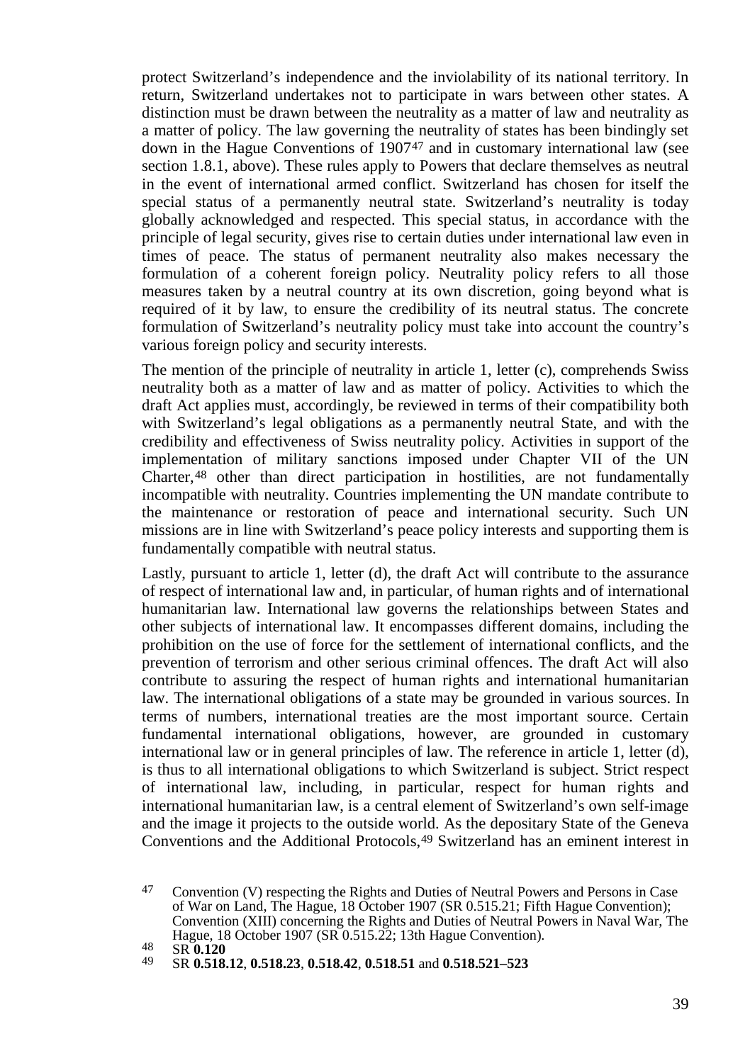protect Switzerland's independence and the inviolability of its national territory. In return, Switzerland undertakes not to participate in wars between other states. A distinction must be drawn between the neutrality as a matter of law and neutrality as a matter of policy. The law governing the neutrality of states has been bindingly set down in the Hague Conventions of 1907[47] and in customary international law (see section 1.8.1, above). These rules apply to Powers that declare themselves as neutral in the event of international armed conflict. Switzerland has chosen for itself the special status of a permanently neutral state. Switzerland's neutrality is today globally acknowledged and respected. This special status, in accordance with the principle of legal security, gives rise to certain duties under international law even in times of peace. The status of permanent neutrality also makes necessary the formulation of a coherent foreign policy. Neutrality policy refers to all those measures taken by a neutral country at its own discretion, going beyond what is required of it by law, to ensure the credibility of its neutral status. The concrete formulation of Switzerland's neutrality policy must take into account the country's various foreign policy and security interests.

The mention of the principle of neutrality in article 1, letter (c), comprehends Swiss neutrality both as a matter of law and as matter of policy. Activities to which the draft Act applies must, accordingly, be reviewed in terms of their compatibility both with Switzerland's legal obligations as a permanently neutral State, and with the credibility and effectiveness of Swiss neutrality policy. Activities in support of the implementation of military sanctions imposed under Chapter VII of the UN Charter,[48] other than direct participation in hostilities, are not fundamentally incompatible with neutrality. Countries implementing the UN mandate contribute to the maintenance or restoration of peace and international security. Such UN missions are in line with Switzerland's peace policy interests and supporting them is fundamentally compatible with neutral status.

Lastly, pursuant to article 1, letter (d), the draft Act will contribute to the assurance of respect of international law and, in particular, of human rights and of international humanitarian law. International law governs the relationships between States and other subjects of international law. It encompasses different domains, including the prohibition on the use of force for the settlement of international conflicts, and the prevention of terrorism and other serious criminal offences. The draft Act will also contribute to assuring the respect of human rights and international humanitarian law. The international obligations of a state may be grounded in various sources. In terms of numbers, international treaties are the most important source. Certain fundamental international obligations, however, are grounded in customary international law or in general principles of law. The reference in article 1, letter (d), is thus to all international obligations to which Switzerland is subject. Strict respect of international law, including, in particular, respect for human rights and international humanitarian law, is a central element of Switzerland's own self-image and the image it projects to the outside world. As the depositary State of the Geneva Conventions and the Additional Protocols,[49] Switzerland has an eminent interest in

[47] Convention (V) respecting the Rights and Duties of Neutral Powers and Persons in Case of War on Land, The Hague, 18 October 1907 (SR 0.515.21; Fifth Hague Convention); Convention (XIII) concerning the Rights and Duties of Neutral Powers in Naval War, The Hague, 18 October 1907 (SR 0.515.22; 13th Hague Convention).

[48] SR **0.120**

[49] SR **0.518.12**, **0.518.23**, **0.518.42**, **0.518.51** and **0.518.521–523**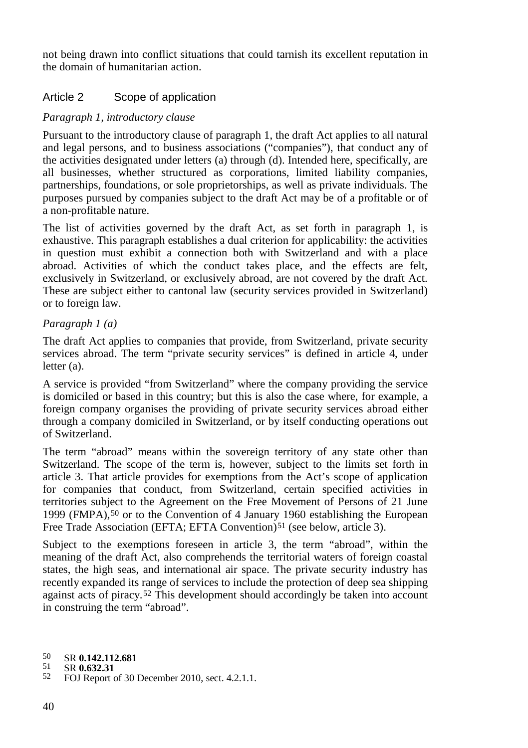not being drawn into conflict situations that could tarnish its excellent reputation in the domain of humanitarian action.

## Article 2 Scope of application

*Paragraph 1, introductory clause*

Pursuant to the introductory clause of paragraph 1, the draft Act applies to all natural and legal persons, and to business associations ("companies"), that conduct any of the activities designated under letters (a) through (d). Intended here, specifically, are all businesses, whether structured as corporations, limited liability companies, partnerships, foundations, or sole proprietorships, as well as private individuals. The purposes pursued by companies subject to the draft Act may be of a profitable or of a non-profitable nature.

The list of activities governed by the draft Act, as set forth in paragraph 1, is exhaustive. This paragraph establishes a dual criterion for applicability: the activities in question must exhibit a connection both with Switzerland and with a place abroad. Activities of which the conduct takes place, and the effects are felt, exclusively in Switzerland, or exclusively abroad, are not covered by the draft Act. These are subject either to cantonal law (security services provided in Switzerland) or to foreign law.

*Paragraph 1 (a)*

The draft Act applies to companies that provide, from Switzerland, private security services abroad. The term "private security services" is defined in article 4, under letter (a).

A service is provided "from Switzerland" where the company providing the service is domiciled or based in this country; but this is also the case where, for example, a foreign company organises the providing of private security services abroad either through a company domiciled in Switzerland, or by itself conducting operations out of Switzerland.

The term "abroad" means within the sovereign territory of any state other than Switzerland. The scope of the term is, however, subject to the limits set forth in article 3. That article provides for exemptions from the Act's scope of application for companies that conduct, from Switzerland, certain specified activities in territories subject to the Agreement on the Free Movement of Persons of 21 June 1999 (FMPA),[50] or to the Convention of 4 January 1960 establishing the European Free Trade Association (EFTA; EFTA Convention)[51] (see below, article 3).

Subject to the exemptions foreseen in article 3, the term "abroad", within the meaning of the draft Act, also comprehends the territorial waters of foreign coastal states, the high seas, and international air space. The private security industry has recently expanded its range of services to include the protection of deep sea shipping against acts of piracy.[52] This development should accordingly be taken into account in construing the term "abroad".

[50] SR **0.142.112.681**
[51] SR **0.632.31**
[52] FOJ Report of 30 December 2010, sect. 4.2.1.1.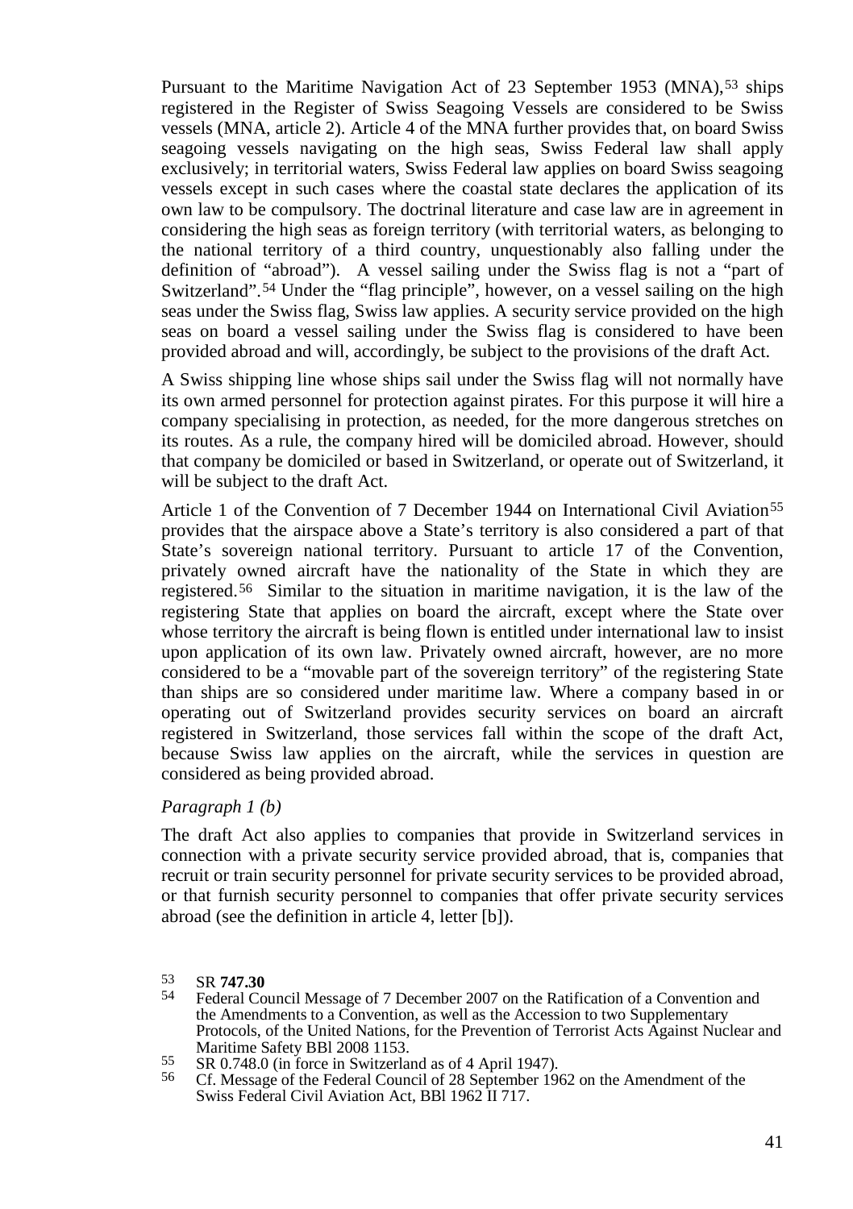Pursuant to the Maritime Navigation Act of 23 September 1953 (MNA),[53] ships registered in the Register of Swiss Seagoing Vessels are considered to be Swiss vessels (MNA, article 2). Article 4 of the MNA further provides that, on board Swiss seagoing vessels navigating on the high seas, Swiss Federal law shall apply exclusively; in territorial waters, Swiss Federal law applies on board Swiss seagoing vessels except in such cases where the coastal state declares the application of its own law to be compulsory. The doctrinal literature and case law are in agreement in considering the high seas as foreign territory (with territorial waters, as belonging to the national territory of a third country, unquestionably also falling under the definition of "abroad"). A vessel sailing under the Swiss flag is not a "part of Switzerland".[54] Under the "flag principle", however, on a vessel sailing on the high seas under the Swiss flag, Swiss law applies. A security service provided on the high seas on board a vessel sailing under the Swiss flag is considered to have been provided abroad and will, accordingly, be subject to the provisions of the draft Act.

A Swiss shipping line whose ships sail under the Swiss flag will not normally have its own armed personnel for protection against pirates. For this purpose it will hire a company specialising in protection, as needed, for the more dangerous stretches on its routes. As a rule, the company hired will be domiciled abroad. However, should that company be domiciled or based in Switzerland, or operate out of Switzerland, it will be subject to the draft Act.

Article 1 of the Convention of 7 December 1944 on International Civil Aviation[55] provides that the airspace above a State's territory is also considered a part of that State's sovereign national territory. Pursuant to article 17 of the Convention, privately owned aircraft have the nationality of the State in which they are registered.[56] Similar to the situation in maritime navigation, it is the law of the registering State that applies on board the aircraft, except where the State over whose territory the aircraft is being flown is entitled under international law to insist upon application of its own law. Privately owned aircraft, however, are no more considered to be a "movable part of the sovereign territory" of the registering State than ships are so considered under maritime law. Where a company based in or operating out of Switzerland provides security services on board an aircraft registered in Switzerland, those services fall within the scope of the draft Act, because Swiss law applies on the aircraft, while the services in question are considered as being provided abroad.

*Paragraph 1 (b)*

The draft Act also applies to companies that provide in Switzerland services in connection with a private security service provided abroad, that is, companies that recruit or train security personnel for private security services to be provided abroad, or that furnish security personnel to companies that offer private security services abroad (see the definition in article 4, letter [b]).

---

53 SR **747.30**

54 Federal Council Message of 7 December 2007 on the Ratification of a Convention and the Amendments to a Convention, as well as the Accession to two Supplementary Protocols, of the United Nations, for the Prevention of Terrorist Acts Against Nuclear and Maritime Safety BBl 2008 1153.

55 SR 0.748.0 (in force in Switzerland as of 4 April 1947).

56 Cf. Message of the Federal Council of 28 September 1962 on the Amendment of the Swiss Federal Civil Aviation Act, BBl 1962 II 717.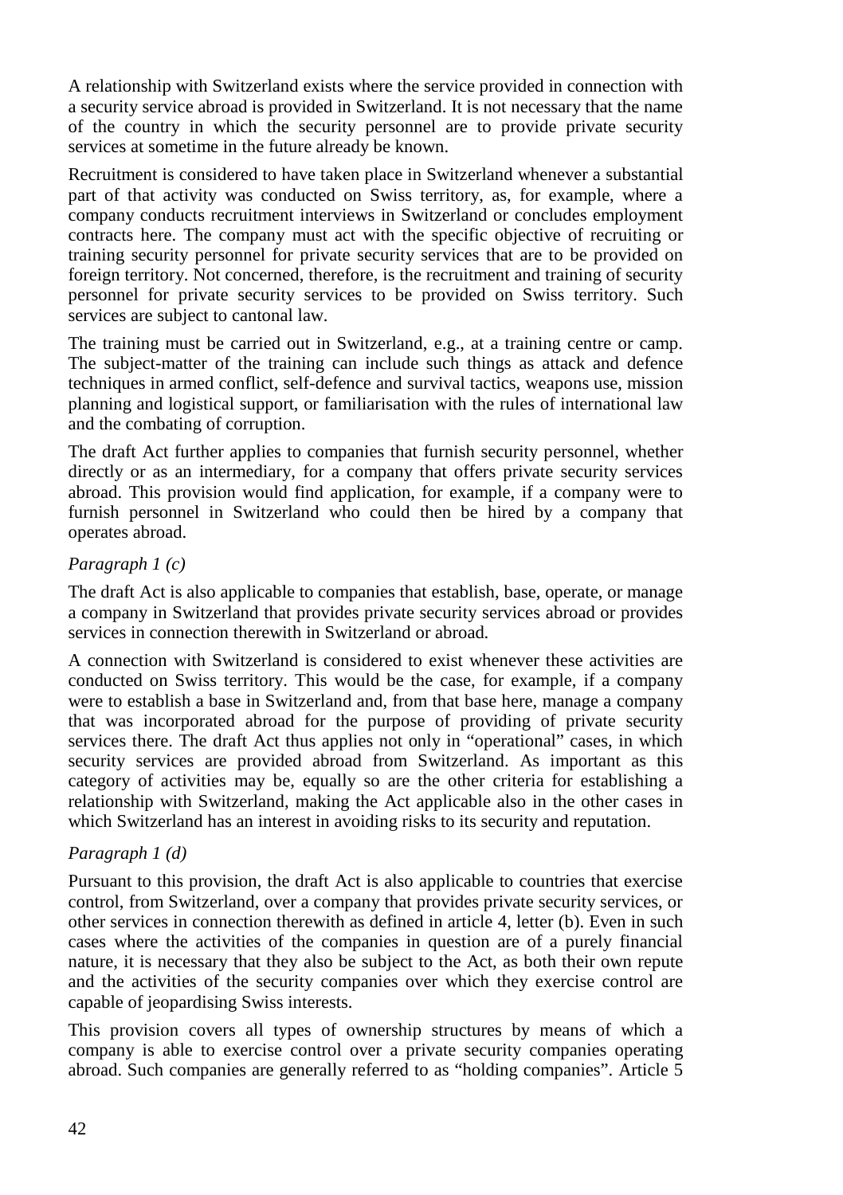A relationship with Switzerland exists where the service provided in connection with a security service abroad is provided in Switzerland. It is not necessary that the name of the country in which the security personnel are to provide private security services at sometime in the future already be known.

Recruitment is considered to have taken place in Switzerland whenever a substantial part of that activity was conducted on Swiss territory, as, for example, where a company conducts recruitment interviews in Switzerland or concludes employment contracts here. The company must act with the specific objective of recruiting or training security personnel for private security services that are to be provided on foreign territory. Not concerned, therefore, is the recruitment and training of security personnel for private security services to be provided on Swiss territory. Such services are subject to cantonal law.

The training must be carried out in Switzerland, e.g., at a training centre or camp. The subject-matter of the training can include such things as attack and defence techniques in armed conflict, self-defence and survival tactics, weapons use, mission planning and logistical support, or familiarisation with the rules of international law and the combating of corruption.

The draft Act further applies to companies that furnish security personnel, whether directly or as an intermediary, for a company that offers private security services abroad. This provision would find application, for example, if a company were to furnish personnel in Switzerland who could then be hired by a company that operates abroad.

*Paragraph 1 (c)*

The draft Act is also applicable to companies that establish, base, operate, or manage a company in Switzerland that provides private security services abroad or provides services in connection therewith in Switzerland or abroad.

A connection with Switzerland is considered to exist whenever these activities are conducted on Swiss territory. This would be the case, for example, if a company were to establish a base in Switzerland and, from that base here, manage a company that was incorporated abroad for the purpose of providing of private security services there. The draft Act thus applies not only in "operational" cases, in which security services are provided abroad from Switzerland. As important as this category of activities may be, equally so are the other criteria for establishing a relationship with Switzerland, making the Act applicable also in the other cases in which Switzerland has an interest in avoiding risks to its security and reputation.

*Paragraph 1 (d)*

Pursuant to this provision, the draft Act is also applicable to countries that exercise control, from Switzerland, over a company that provides private security services, or other services in connection therewith as defined in article 4, letter (b). Even in such cases where the activities of the companies in question are of a purely financial nature, it is necessary that they also be subject to the Act, as both their own repute and the activities of the security companies over which they exercise control are capable of jeopardising Swiss interests.

This provision covers all types of ownership structures by means of which a company is able to exercise control over a private security companies operating abroad. Such companies are generally referred to as "holding companies". Article 5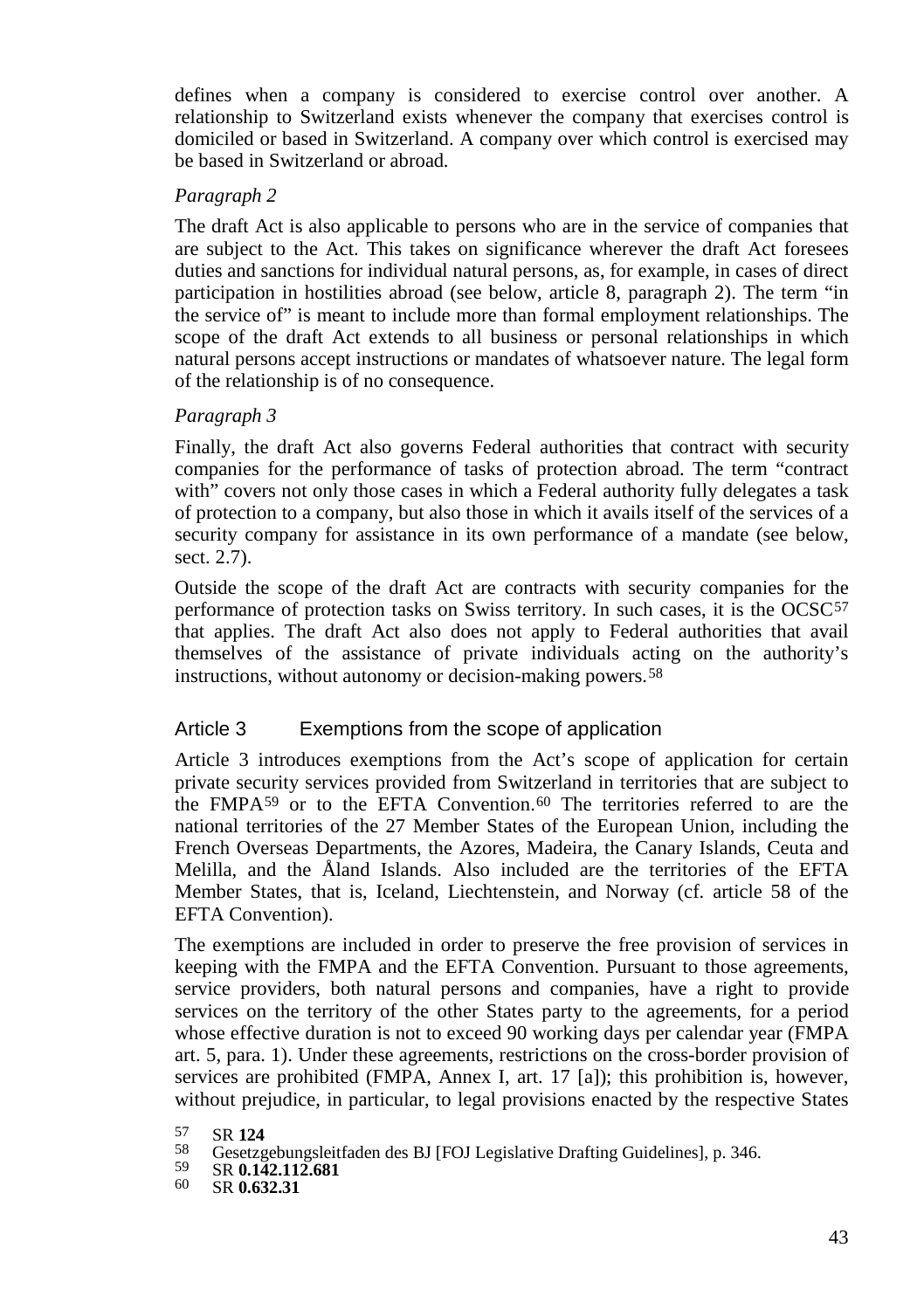defines when a company is considered to exercise control over another. A relationship to Switzerland exists whenever the company that exercises control is domiciled or based in Switzerland. A company over which control is exercised may be based in Switzerland or abroad.

*Paragraph 2*

The draft Act is also applicable to persons who are in the service of companies that are subject to the Act. This takes on significance wherever the draft Act foresees duties and sanctions for individual natural persons, as, for example, in cases of direct participation in hostilities abroad (see below, article 8, paragraph 2). The term "in the service of" is meant to include more than formal employment relationships. The scope of the draft Act extends to all business or personal relationships in which natural persons accept instructions or mandates of whatsoever nature. The legal form of the relationship is of no consequence.

*Paragraph 3*

Finally, the draft Act also governs Federal authorities that contract with security companies for the performance of tasks of protection abroad. The term "contract with" covers not only those cases in which a Federal authority fully delegates a task of protection to a company, but also those in which it avails itself of the services of a security company for assistance in its own performance of a mandate (see below, sect. 2.7).

Outside the scope of the draft Act are contracts with security companies for the performance of protection tasks on Swiss territory. In such cases, it is the OCSC[57] that applies. The draft Act also does not apply to Federal authorities that avail themselves of the assistance of private individuals acting on the authority's instructions, without autonomy or decision-making powers.[58]

### Article 3 Exemptions from the scope of application

Article 3 introduces exemptions from the Act's scope of application for certain private security services provided from Switzerland in territories that are subject to the FMPA[59] or to the EFTA Convention.[60] The territories referred to are the national territories of the 27 Member States of the European Union, including the French Overseas Departments, the Azores, Madeira, the Canary Islands, Ceuta and Melilla, and the Åland Islands. Also included are the territories of the EFTA Member States, that is, Iceland, Liechtenstein, and Norway (cf. article 58 of the EFTA Convention).

The exemptions are included in order to preserve the free provision of services in keeping with the FMPA and the EFTA Convention. Pursuant to those agreements, service providers, both natural persons and companies, have a right to provide services on the territory of the other States party to the agreements, for a period whose effective duration is not to exceed 90 working days per calendar year (FMPA art. 5, para. 1). Under these agreements, restrictions on the cross-border provision of services are prohibited (FMPA, Annex I, art. 17 [a]); this prohibition is, however, without prejudice, in particular, to legal provisions enacted by the respective States

[57] SR **124**

[58] Gesetzgebungsleitfaden des BJ [FOJ Legislative Drafting Guidelines], p. 346.

[59] SR **0.142.112.681**

[60] SR **0.632.31**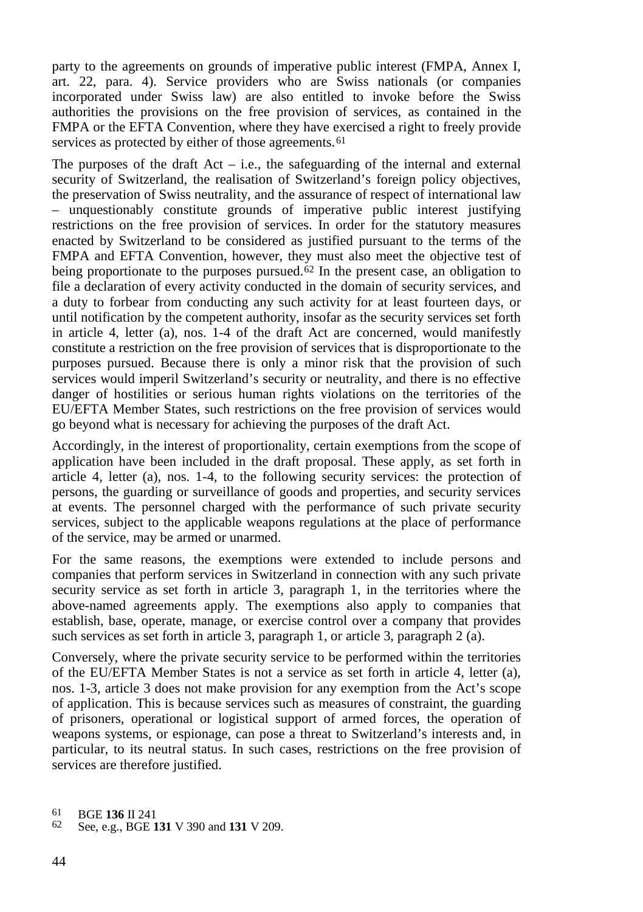party to the agreements on grounds of imperative public interest (FMPA, Annex I, art. 22, para. 4). Service providers who are Swiss nationals (or companies incorporated under Swiss law) are also entitled to invoke before the Swiss authorities the provisions on the free provision of services, as contained in the FMPA or the EFTA Convention, where they have exercised a right to freely provide services as protected by either of those agreements.[61]

The purposes of the draft Act – i.e., the safeguarding of the internal and external security of Switzerland, the realisation of Switzerland's foreign policy objectives, the preservation of Swiss neutrality, and the assurance of respect of international law – unquestionably constitute grounds of imperative public interest justifying restrictions on the free provision of services. In order for the statutory measures enacted by Switzerland to be considered as justified pursuant to the terms of the FMPA and EFTA Convention, however, they must also meet the objective test of being proportionate to the purposes pursued.[62] In the present case, an obligation to file a declaration of every activity conducted in the domain of security services, and a duty to forbear from conducting any such activity for at least fourteen days, or until notification by the competent authority, insofar as the security services set forth in article 4, letter (a), nos. 1-4 of the draft Act are concerned, would manifestly constitute a restriction on the free provision of services that is disproportionate to the purposes pursued. Because there is only a minor risk that the provision of such services would imperil Switzerland's security or neutrality, and there is no effective danger of hostilities or serious human rights violations on the territories of the EU/EFTA Member States, such restrictions on the free provision of services would go beyond what is necessary for achieving the purposes of the draft Act.

Accordingly, in the interest of proportionality, certain exemptions from the scope of application have been included in the draft proposal. These apply, as set forth in article 4, letter (a), nos. 1-4, to the following security services: the protection of persons, the guarding or surveillance of goods and properties, and security services at events. The personnel charged with the performance of such private security services, subject to the applicable weapons regulations at the place of performance of the service, may be armed or unarmed.

For the same reasons, the exemptions were extended to include persons and companies that perform services in Switzerland in connection with any such private security service as set forth in article 3, paragraph 1, in the territories where the above-named agreements apply. The exemptions also apply to companies that establish, base, operate, manage, or exercise control over a company that provides such services as set forth in article 3, paragraph 1, or article 3, paragraph 2 (a).

Conversely, where the private security service to be performed within the territories of the EU/EFTA Member States is not a service as set forth in article 4, letter (a), nos. 1-3, article 3 does not make provision for any exemption from the Act's scope of application. This is because services such as measures of constraint, the guarding of prisoners, operational or logistical support of armed forces, the operation of weapons systems, or espionage, can pose a threat to Switzerland's interests and, in particular, to its neutral status. In such cases, restrictions on the free provision of services are therefore justified.

[61] BGE **136** II 241

[62] See, e.g., BGE **131** V 390 and **131** V 209.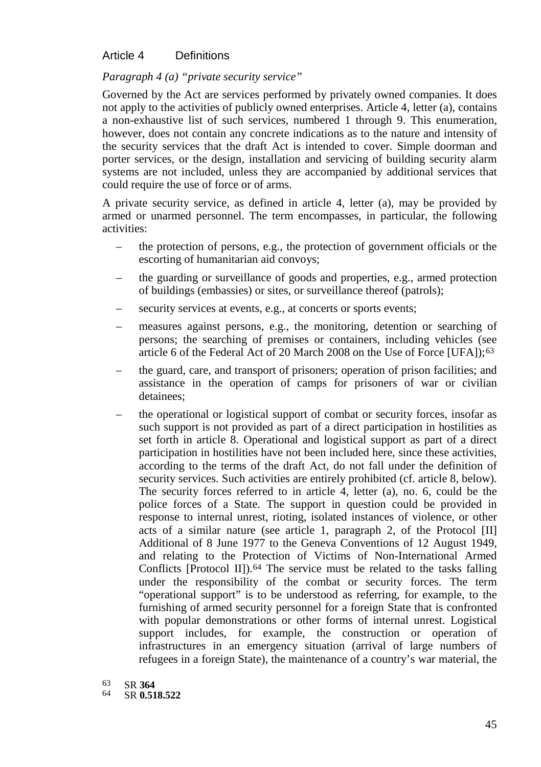## Article 4 Definitions

*Paragraph 4 (a) "private security service"*

Governed by the Act are services performed by privately owned companies. It does not apply to the activities of publicly owned enterprises. Article 4, letter (a), contains a non-exhaustive list of such services, numbered 1 through 9. This enumeration, however, does not contain any concrete indications as to the nature and intensity of the security services that the draft Act is intended to cover. Simple doorman and porter services, or the design, installation and servicing of building security alarm systems are not included, unless they are accompanied by additional services that could require the use of force or of arms.

A private security service, as defined in article 4, letter (a), may be provided by armed or unarmed personnel. The term encompasses, in particular, the following activities:

- the protection of persons, e.g., the protection of government officials or the escorting of humanitarian aid convoys;
- the guarding or surveillance of goods and properties, e.g., armed protection of buildings (embassies) or sites, or surveillance thereof (patrols);
- security services at events, e.g., at concerts or sports events;
- measures against persons, e.g., the monitoring, detention or searching of persons; the searching of premises or containers, including vehicles (see article 6 of the Federal Act of 20 March 2008 on the Use of Force [UFA]);[63]
- the guard, care, and transport of prisoners; operation of prison facilities; and assistance in the operation of camps for prisoners of war or civilian detainees;
- the operational or logistical support of combat or security forces, insofar as such support is not provided as part of a direct participation in hostilities as set forth in article 8. Operational and logistical support as part of a direct participation in hostilities have not been included here, since these activities, according to the terms of the draft Act, do not fall under the definition of security services. Such activities are entirely prohibited (cf. article 8, below). The security forces referred to in article 4, letter (a), no. 6, could be the police forces of a State. The support in question could be provided in response to internal unrest, rioting, isolated instances of violence, or other acts of a similar nature (see article 1, paragraph 2, of the Protocol [II] Additional of 8 June 1977 to the Geneva Conventions of 12 August 1949, and relating to the Protection of Victims of Non-International Armed Conflicts [Protocol II]).[64] The service must be related to the tasks falling under the responsibility of the combat or security forces. The term "operational support" is to be understood as referring, for example, to the furnishing of armed security personnel for a foreign State that is confronted with popular demonstrations or other forms of internal unrest. Logistical support includes, for example, the construction or operation of infrastructures in an emergency situation (arrival of large numbers of refugees in a foreign State), the maintenance of a country's war material, the

[63] SR **364**
[64] SR **0.518.522**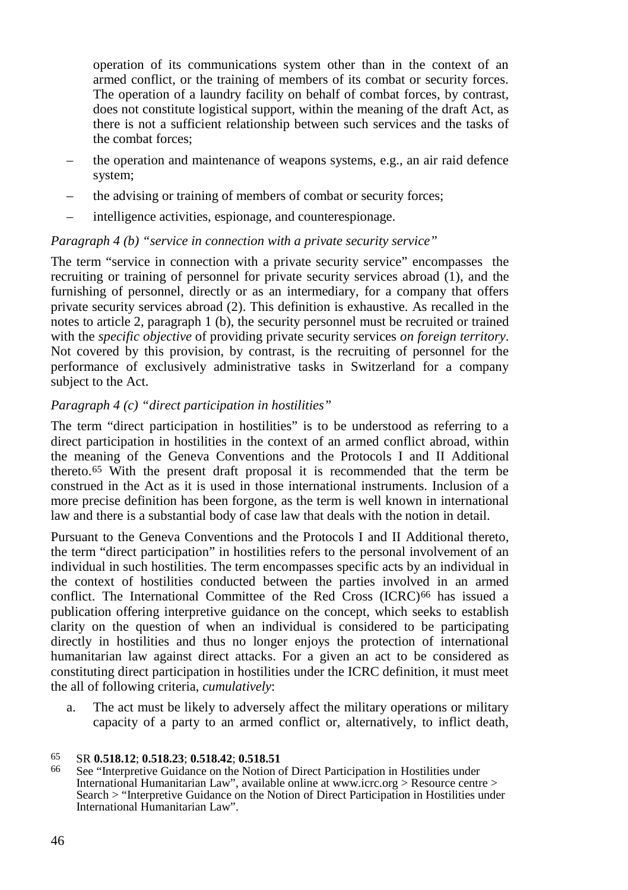operation of its communications system other than in the context of an armed conflict, or the training of members of its combat or security forces. The operation of a laundry facility on behalf of combat forces, by contrast, does not constitute logistical support, within the meaning of the draft Act, as there is not a sufficient relationship between such services and the tasks of the combat forces;

- the operation and maintenance of weapons systems, e.g., an air raid defence system;
- the advising or training of members of combat or security forces;
- intelligence activities, espionage, and counterespionage.

*Paragraph 4 (b) "service in connection with a private security service"*

The term "service in connection with a private security service" encompasses the recruiting or training of personnel for private security services abroad (1), and the furnishing of personnel, directly or as an intermediary, for a company that offers private security services abroad (2). This definition is exhaustive. As recalled in the notes to article 2, paragraph 1 (b), the security personnel must be recruited or trained with the *specific objective* of providing private security services *on foreign territory*. Not covered by this provision, by contrast, is the recruiting of personnel for the performance of exclusively administrative tasks in Switzerland for a company subject to the Act.

*Paragraph 4 (c) "direct participation in hostilities"*

The term "direct participation in hostilities" is to be understood as referring to a direct participation in hostilities in the context of an armed conflict abroad, within the meaning of the Geneva Conventions and the Protocols I and II Additional thereto.[65] With the present draft proposal it is recommended that the term be construed in the Act as it is used in those international instruments. Inclusion of a more precise definition has been forgone, as the term is well known in international law and there is a substantial body of case law that deals with the notion in detail.

Pursuant to the Geneva Conventions and the Protocols I and II Additional thereto, the term "direct participation" in hostilities refers to the personal involvement of an individual in such hostilities. The term encompasses specific acts by an individual in the context of hostilities conducted between the parties involved in an armed conflict. The International Committee of the Red Cross (ICRC)[66] has issued a publication offering interpretive guidance on the concept, which seeks to establish clarity on the question of when an individual is considered to be participating directly in hostilities and thus no longer enjoys the protection of international humanitarian law against direct attacks. For a given an act to be considered as constituting direct participation in hostilities under the ICRC definition, it must meet the all of following criteria, *cumulatively*:

a. The act must be likely to adversely affect the military operations or military capacity of a party to an armed conflict or, alternatively, to inflict death,

---

[65] SR **0.518.12**; **0.518.23**; **0.518.42**; **0.518.51**

[66] See "Interpretive Guidance on the Notion of Direct Participation in Hostilities under International Humanitarian Law", available online at www.icrc.org > Resource centre > Search > "Interpretive Guidance on the Notion of Direct Participation in Hostilities under International Humanitarian Law".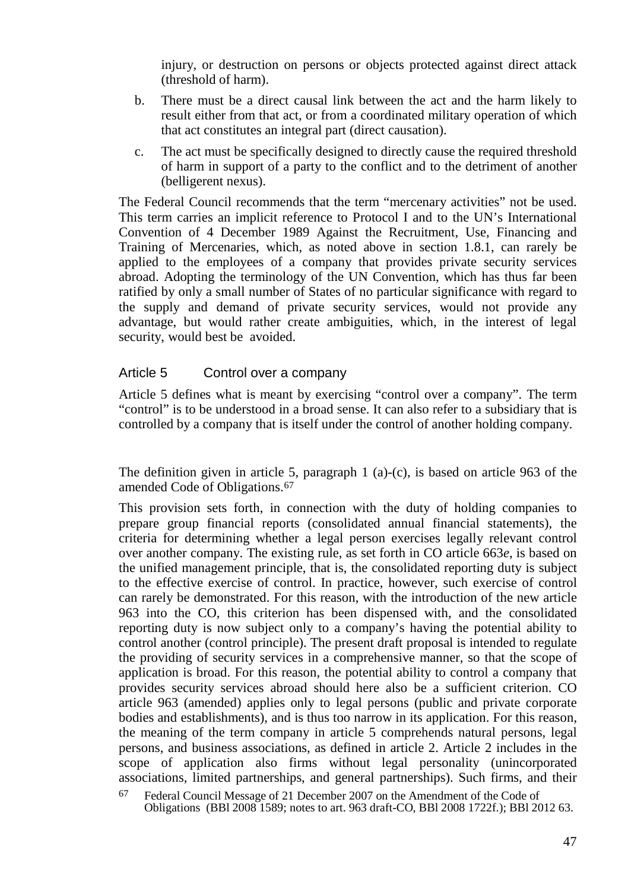injury, or destruction on persons or objects protected against direct attack (threshold of harm).

b. There must be a direct causal link between the act and the harm likely to result either from that act, or from a coordinated military operation of which that act constitutes an integral part (direct causation).

c. The act must be specifically designed to directly cause the required threshold of harm in support of a party to the conflict and to the detriment of another (belligerent nexus).

The Federal Council recommends that the term "mercenary activities" not be used. This term carries an implicit reference to Protocol I and to the UN's International Convention of 4 December 1989 Against the Recruitment, Use, Financing and Training of Mercenaries, which, as noted above in section 1.8.1, can rarely be applied to the employees of a company that provides private security services abroad. Adopting the terminology of the UN Convention, which has thus far been ratified by only a small number of States of no particular significance with regard to the supply and demand of private security services, would not provide any advantage, but would rather create ambiguities, which, in the interest of legal security, would best be avoided.

## Article 5 Control over a company

Article 5 defines what is meant by exercising "control over a company". The term "control" is to be understood in a broad sense. It can also refer to a subsidiary that is controlled by a company that is itself under the control of another holding company.

The definition given in article 5, paragraph 1 (a)-(c), is based on article 963 of the amended Code of Obligations.[67]

This provision sets forth, in connection with the duty of holding companies to prepare group financial reports (consolidated annual financial statements), the criteria for determining whether a legal person exercises legally relevant control over another company. The existing rule, as set forth in CO article 663*e*, is based on the unified management principle, that is, the consolidated reporting duty is subject to the effective exercise of control. In practice, however, such exercise of control can rarely be demonstrated. For this reason, with the introduction of the new article 963 into the CO, this criterion has been dispensed with, and the consolidated reporting duty is now subject only to a company's having the potential ability to control another (control principle). The present draft proposal is intended to regulate the providing of security services in a comprehensive manner, so that the scope of application is broad. For this reason, the potential ability to control a company that provides security services abroad should here also be a sufficient criterion. CO article 963 (amended) applies only to legal persons (public and private corporate bodies and establishments), and is thus too narrow in its application. For this reason, the meaning of the term company in article 5 comprehends natural persons, legal persons, and business associations, as defined in article 2. Article 2 includes in the scope of application also firms without legal personality (unincorporated associations, limited partnerships, and general partnerships). Such firms, and their

[67] Federal Council Message of 21 December 2007 on the Amendment of the Code of Obligations (BBl 2008 1589; notes to art. 963 draft-CO, BBl 2008 1722f.); BBl 2012 63.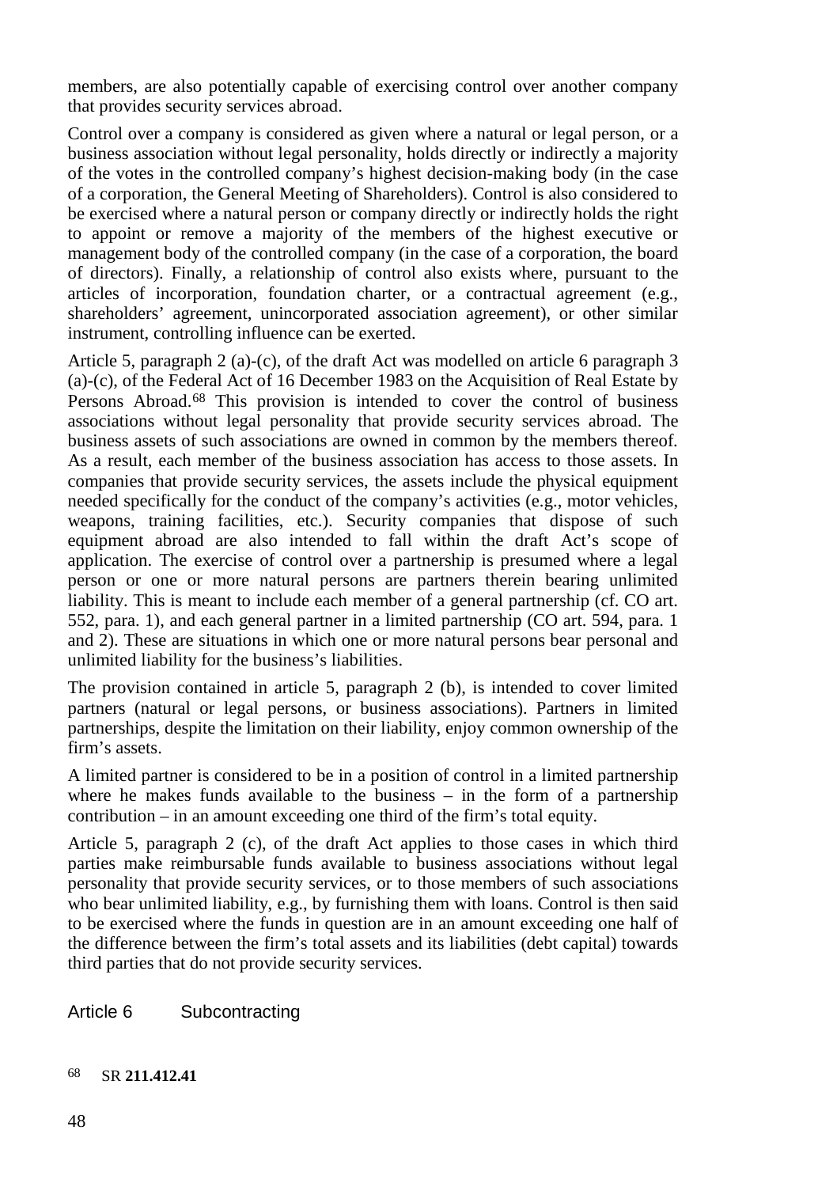members, are also potentially capable of exercising control over another company that provides security services abroad.

Control over a company is considered as given where a natural or legal person, or a business association without legal personality, holds directly or indirectly a majority of the votes in the controlled company's highest decision-making body (in the case of a corporation, the General Meeting of Shareholders). Control is also considered to be exercised where a natural person or company directly or indirectly holds the right to appoint or remove a majority of the members of the highest executive or management body of the controlled company (in the case of a corporation, the board of directors). Finally, a relationship of control also exists where, pursuant to the articles of incorporation, foundation charter, or a contractual agreement (e.g., shareholders' agreement, unincorporated association agreement), or other similar instrument, controlling influence can be exerted.

Article 5, paragraph 2 (a)-(c), of the draft Act was modelled on article 6 paragraph 3 (a)-(c), of the Federal Act of 16 December 1983 on the Acquisition of Real Estate by Persons Abroad.[68] This provision is intended to cover the control of business associations without legal personality that provide security services abroad. The business assets of such associations are owned in common by the members thereof. As a result, each member of the business association has access to those assets. In companies that provide security services, the assets include the physical equipment needed specifically for the conduct of the company's activities (e.g., motor vehicles, weapons, training facilities, etc.). Security companies that dispose of such equipment abroad are also intended to fall within the draft Act's scope of application. The exercise of control over a partnership is presumed where a legal person or one or more natural persons are partners therein bearing unlimited liability. This is meant to include each member of a general partnership (cf. CO art. 552, para. 1), and each general partner in a limited partnership (CO art. 594, para. 1 and 2). These are situations in which one or more natural persons bear personal and unlimited liability for the business's liabilities.

The provision contained in article 5, paragraph 2 (b), is intended to cover limited partners (natural or legal persons, or business associations). Partners in limited partnerships, despite the limitation on their liability, enjoy common ownership of the firm's assets.

A limited partner is considered to be in a position of control in a limited partnership where he makes funds available to the business – in the form of a partnership contribution – in an amount exceeding one third of the firm's total equity.

Article 5, paragraph 2 (c), of the draft Act applies to those cases in which third parties make reimbursable funds available to business associations without legal personality that provide security services, or to those members of such associations who bear unlimited liability, e.g., by furnishing them with loans. Control is then said to be exercised where the funds in question are in an amount exceeding one half of the difference between the firm's total assets and its liabilities (debt capital) towards third parties that do not provide security services.

### Article 6 Subcontracting

[68] SR **211.412.41**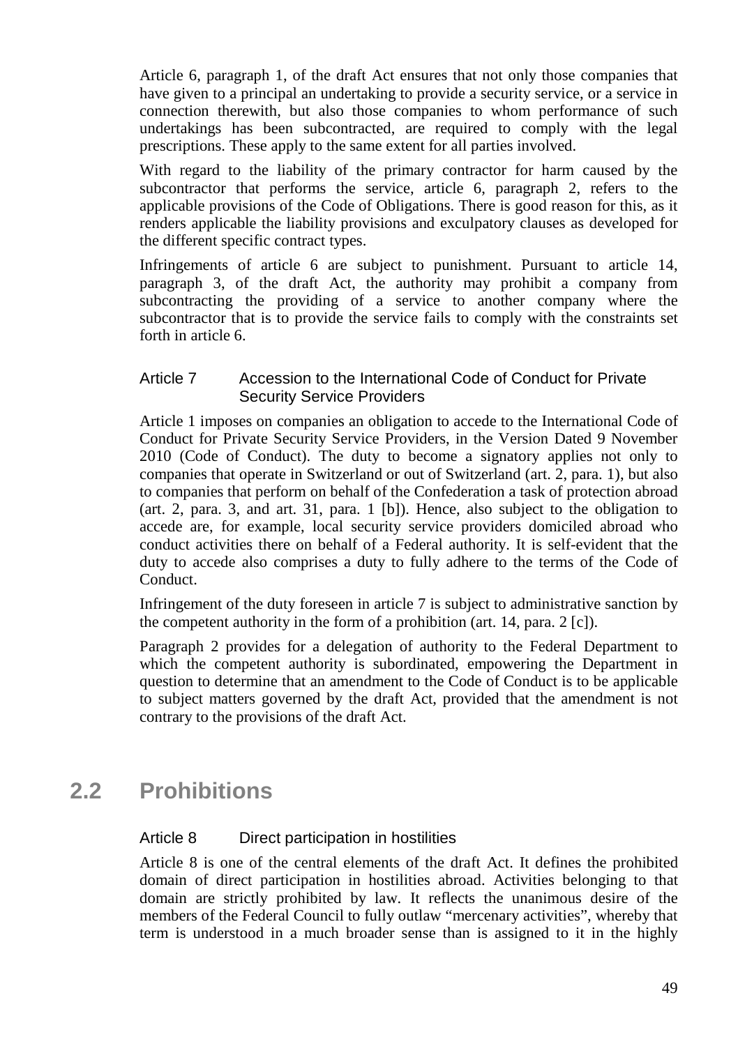Article 6, paragraph 1, of the draft Act ensures that not only those companies that have given to a principal an undertaking to provide a security service, or a service in connection therewith, but also those companies to whom performance of such undertakings has been subcontracted, are required to comply with the legal prescriptions. These apply to the same extent for all parties involved.

With regard to the liability of the primary contractor for harm caused by the subcontractor that performs the service, article 6, paragraph 2, refers to the applicable provisions of the Code of Obligations. There is good reason for this, as it renders applicable the liability provisions and exculpatory clauses as developed for the different specific contract types.

Infringements of article 6 are subject to punishment. Pursuant to article 14, paragraph 3, of the draft Act, the authority may prohibit a company from subcontracting the providing of a service to another company where the subcontractor that is to provide the service fails to comply with the constraints set forth in article 6.

### Article 7 Accession to the International Code of Conduct for Private Security Service Providers

Article 1 imposes on companies an obligation to accede to the International Code of Conduct for Private Security Service Providers, in the Version Dated 9 November 2010 (Code of Conduct). The duty to become a signatory applies not only to companies that operate in Switzerland or out of Switzerland (art. 2, para. 1), but also to companies that perform on behalf of the Confederation a task of protection abroad (art. 2, para. 3, and art. 31, para. 1 [b]). Hence, also subject to the obligation to accede are, for example, local security service providers domiciled abroad who conduct activities there on behalf of a Federal authority. It is self-evident that the duty to accede also comprises a duty to fully adhere to the terms of the Code of Conduct.

Infringement of the duty foreseen in article 7 is subject to administrative sanction by the competent authority in the form of a prohibition (art. 14, para. 2 [c]).

Paragraph 2 provides for a delegation of authority to the Federal Department to which the competent authority is subordinated, empowering the Department in question to determine that an amendment to the Code of Conduct is to be applicable to subject matters governed by the draft Act, provided that the amendment is not contrary to the provisions of the draft Act.

## 2.2 Prohibitions

### Article 8 Direct participation in hostilities

Article 8 is one of the central elements of the draft Act. It defines the prohibited domain of direct participation in hostilities abroad. Activities belonging to that domain are strictly prohibited by law. It reflects the unanimous desire of the members of the Federal Council to fully outlaw "mercenary activities", whereby that term is understood in a much broader sense than is assigned to it in the highly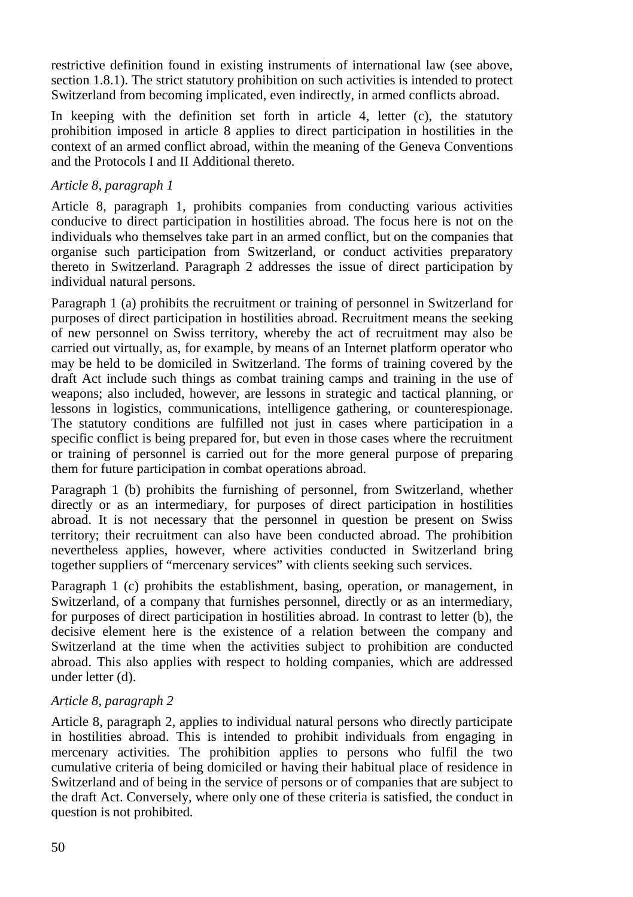restrictive definition found in existing instruments of international law (see above, section 1.8.1). The strict statutory prohibition on such activities is intended to protect Switzerland from becoming implicated, even indirectly, in armed conflicts abroad.

In keeping with the definition set forth in article 4, letter (c), the statutory prohibition imposed in article 8 applies to direct participation in hostilities in the context of an armed conflict abroad, within the meaning of the Geneva Conventions and the Protocols I and II Additional thereto.

*Article 8, paragraph 1*

Article 8, paragraph 1, prohibits companies from conducting various activities conducive to direct participation in hostilities abroad. The focus here is not on the individuals who themselves take part in an armed conflict, but on the companies that organise such participation from Switzerland, or conduct activities preparatory thereto in Switzerland. Paragraph 2 addresses the issue of direct participation by individual natural persons.

Paragraph 1 (a) prohibits the recruitment or training of personnel in Switzerland for purposes of direct participation in hostilities abroad. Recruitment means the seeking of new personnel on Swiss territory, whereby the act of recruitment may also be carried out virtually, as, for example, by means of an Internet platform operator who may be held to be domiciled in Switzerland. The forms of training covered by the draft Act include such things as combat training camps and training in the use of weapons; also included, however, are lessons in strategic and tactical planning, or lessons in logistics, communications, intelligence gathering, or counterespionage. The statutory conditions are fulfilled not just in cases where participation in a specific conflict is being prepared for, but even in those cases where the recruitment or training of personnel is carried out for the more general purpose of preparing them for future participation in combat operations abroad.

Paragraph 1 (b) prohibits the furnishing of personnel, from Switzerland, whether directly or as an intermediary, for purposes of direct participation in hostilities abroad. It is not necessary that the personnel in question be present on Swiss territory; their recruitment can also have been conducted abroad. The prohibition nevertheless applies, however, where activities conducted in Switzerland bring together suppliers of "mercenary services" with clients seeking such services.

Paragraph 1 (c) prohibits the establishment, basing, operation, or management, in Switzerland, of a company that furnishes personnel, directly or as an intermediary, for purposes of direct participation in hostilities abroad. In contrast to letter (b), the decisive element here is the existence of a relation between the company and Switzerland at the time when the activities subject to prohibition are conducted abroad. This also applies with respect to holding companies, which are addressed under letter (d).

*Article 8, paragraph 2*

Article 8, paragraph 2, applies to individual natural persons who directly participate in hostilities abroad. This is intended to prohibit individuals from engaging in mercenary activities. The prohibition applies to persons who fulfil the two cumulative criteria of being domiciled or having their habitual place of residence in Switzerland and of being in the service of persons or of companies that are subject to the draft Act. Conversely, where only one of these criteria is satisfied, the conduct in question is not prohibited.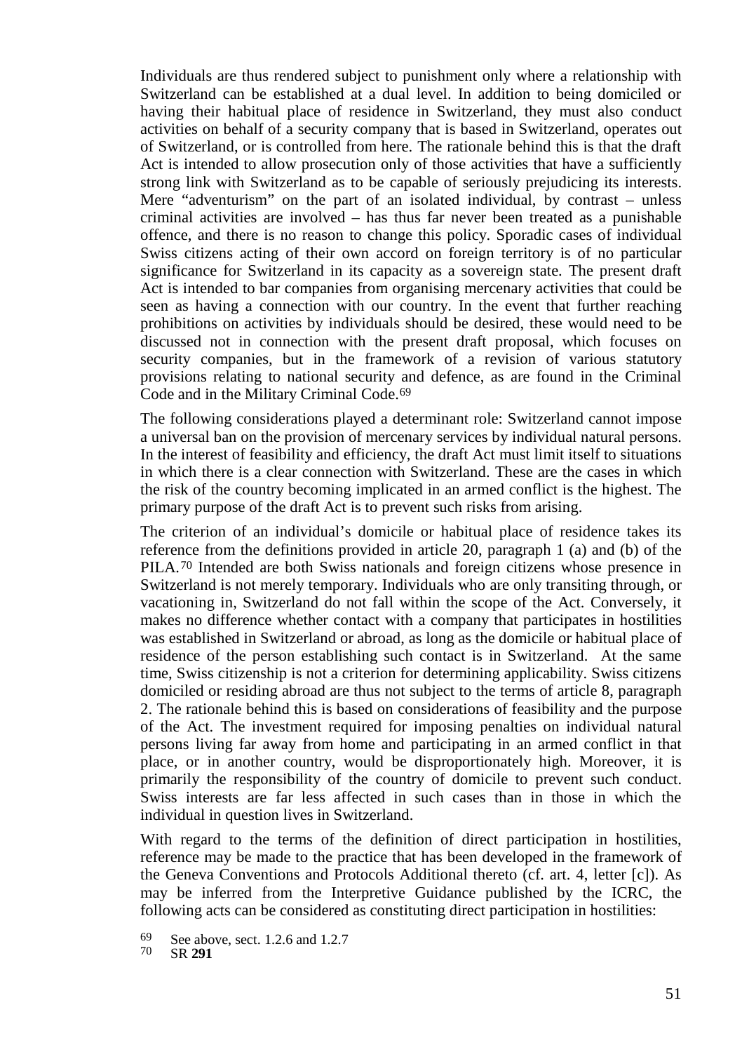Individuals are thus rendered subject to punishment only where a relationship with Switzerland can be established at a dual level. In addition to being domiciled or having their habitual place of residence in Switzerland, they must also conduct activities on behalf of a security company that is based in Switzerland, operates out of Switzerland, or is controlled from here. The rationale behind this is that the draft Act is intended to allow prosecution only of those activities that have a sufficiently strong link with Switzerland as to be capable of seriously prejudicing its interests. Mere "adventurism" on the part of an isolated individual, by contrast – unless criminal activities are involved – has thus far never been treated as a punishable offence, and there is no reason to change this policy. Sporadic cases of individual Swiss citizens acting of their own accord on foreign territory is of no particular significance for Switzerland in its capacity as a sovereign state. The present draft Act is intended to bar companies from organising mercenary activities that could be seen as having a connection with our country. In the event that further reaching prohibitions on activities by individuals should be desired, these would need to be discussed not in connection with the present draft proposal, which focuses on security companies, but in the framework of a revision of various statutory provisions relating to national security and defence, as are found in the Criminal Code and in the Military Criminal Code.[69]

The following considerations played a determinant role: Switzerland cannot impose a universal ban on the provision of mercenary services by individual natural persons. In the interest of feasibility and efficiency, the draft Act must limit itself to situations in which there is a clear connection with Switzerland. These are the cases in which the risk of the country becoming implicated in an armed conflict is the highest. The primary purpose of the draft Act is to prevent such risks from arising.

The criterion of an individual's domicile or habitual place of residence takes its reference from the definitions provided in article 20, paragraph 1 (a) and (b) of the PILA.[70] Intended are both Swiss nationals and foreign citizens whose presence in Switzerland is not merely temporary. Individuals who are only transiting through, or vacationing in, Switzerland do not fall within the scope of the Act. Conversely, it makes no difference whether contact with a company that participates in hostilities was established in Switzerland or abroad, as long as the domicile or habitual place of residence of the person establishing such contact is in Switzerland. At the same time, Swiss citizenship is not a criterion for determining applicability. Swiss citizens domiciled or residing abroad are thus not subject to the terms of article 8, paragraph 2. The rationale behind this is based on considerations of feasibility and the purpose of the Act. The investment required for imposing penalties on individual natural persons living far away from home and participating in an armed conflict in that place, or in another country, would be disproportionately high. Moreover, it is primarily the responsibility of the country of domicile to prevent such conduct. Swiss interests are far less affected in such cases than in those in which the individual in question lives in Switzerland.

With regard to the terms of the definition of direct participation in hostilities, reference may be made to the practice that has been developed in the framework of the Geneva Conventions and Protocols Additional thereto (cf. art. 4, letter [c]). As may be inferred from the Interpretive Guidance published by the ICRC, the following acts can be considered as constituting direct participation in hostilities:

[69] See above, sect. 1.2.6 and 1.2.7

[70] SR **291**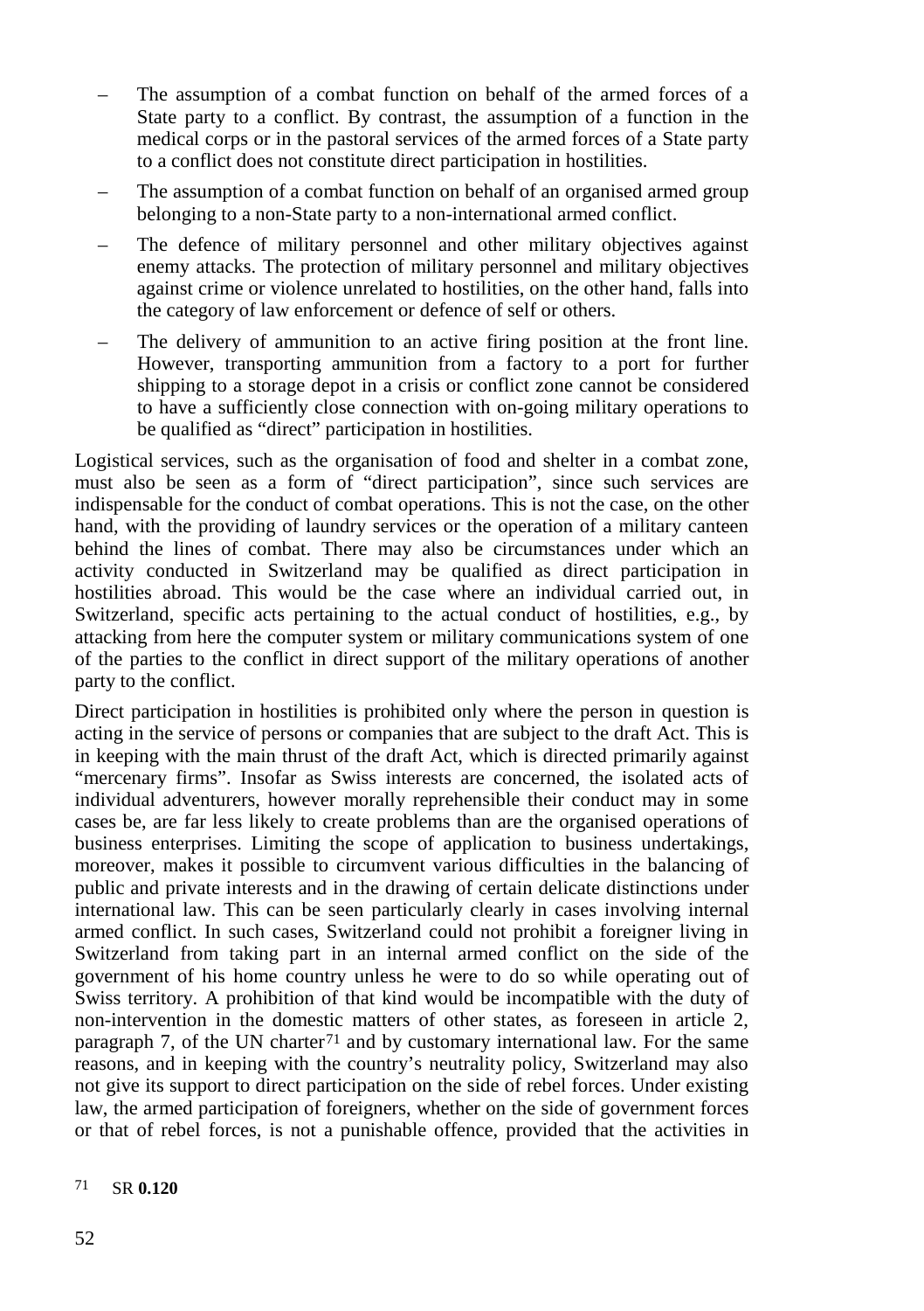- The assumption of a combat function on behalf of the armed forces of a State party to a conflict. By contrast, the assumption of a function in the medical corps or in the pastoral services of the armed forces of a State party to a conflict does not constitute direct participation in hostilities.
- The assumption of a combat function on behalf of an organised armed group belonging to a non-State party to a non-international armed conflict.
- The defence of military personnel and other military objectives against enemy attacks. The protection of military personnel and military objectives against crime or violence unrelated to hostilities, on the other hand, falls into the category of law enforcement or defence of self or others.
- The delivery of ammunition to an active firing position at the front line. However, transporting ammunition from a factory to a port for further shipping to a storage depot in a crisis or conflict zone cannot be considered to have a sufficiently close connection with on-going military operations to be qualified as "direct" participation in hostilities.

Logistical services, such as the organisation of food and shelter in a combat zone, must also be seen as a form of "direct participation", since such services are indispensable for the conduct of combat operations. This is not the case, on the other hand, with the providing of laundry services or the operation of a military canteen behind the lines of combat. There may also be circumstances under which an activity conducted in Switzerland may be qualified as direct participation in hostilities abroad. This would be the case where an individual carried out, in Switzerland, specific acts pertaining to the actual conduct of hostilities, e.g., by attacking from here the computer system or military communications system of one of the parties to the conflict in direct support of the military operations of another party to the conflict.

Direct participation in hostilities is prohibited only where the person in question is acting in the service of persons or companies that are subject to the draft Act. This is in keeping with the main thrust of the draft Act, which is directed primarily against "mercenary firms". Insofar as Swiss interests are concerned, the isolated acts of individual adventurers, however morally reprehensible their conduct may in some cases be, are far less likely to create problems than are the organised operations of business enterprises. Limiting the scope of application to business undertakings, moreover, makes it possible to circumvent various difficulties in the balancing of public and private interests and in the drawing of certain delicate distinctions under international law. This can be seen particularly clearly in cases involving internal armed conflict. In such cases, Switzerland could not prohibit a foreigner living in Switzerland from taking part in an internal armed conflict on the side of the government of his home country unless he were to do so while operating out of Swiss territory. A prohibition of that kind would be incompatible with the duty of non-intervention in the domestic matters of other states, as foreseen in article 2, paragraph 7, of the UN charter[71] and by customary international law. For the same reasons, and in keeping with the country's neutrality policy, Switzerland may also not give its support to direct participation on the side of rebel forces. Under existing law, the armed participation of foreigners, whether on the side of government forces or that of rebel forces, is not a punishable offence, provided that the activities in

[71] SR **0.120**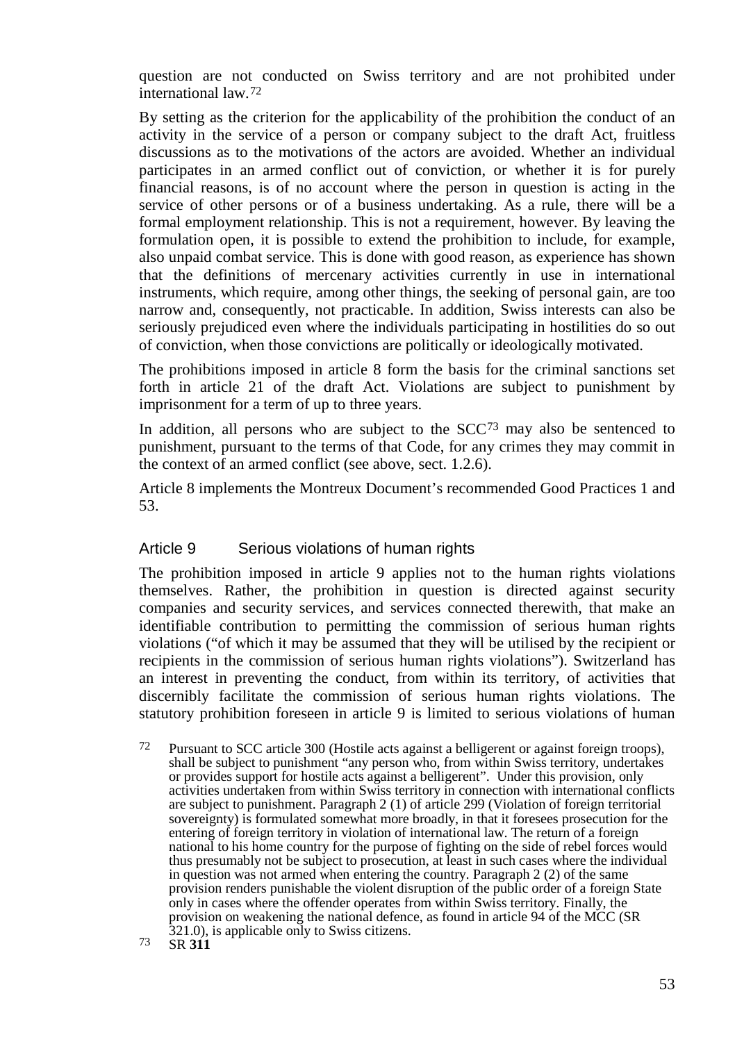question are not conducted on Swiss territory and are not prohibited under international law.[72]

By setting as the criterion for the applicability of the prohibition the conduct of an activity in the service of a person or company subject to the draft Act, fruitless discussions as to the motivations of the actors are avoided. Whether an individual participates in an armed conflict out of conviction, or whether it is for purely financial reasons, is of no account where the person in question is acting in the service of other persons or of a business undertaking. As a rule, there will be a formal employment relationship. This is not a requirement, however. By leaving the formulation open, it is possible to extend the prohibition to include, for example, also unpaid combat service. This is done with good reason, as experience has shown that the definitions of mercenary activities currently in use in international instruments, which require, among other things, the seeking of personal gain, are too narrow and, consequently, not practicable. In addition, Swiss interests can also be seriously prejudiced even where the individuals participating in hostilities do so out of conviction, when those convictions are politically or ideologically motivated.

The prohibitions imposed in article 8 form the basis for the criminal sanctions set forth in article 21 of the draft Act. Violations are subject to punishment by imprisonment for a term of up to three years.

In addition, all persons who are subject to the SCC[73] may also be sentenced to punishment, pursuant to the terms of that Code, for any crimes they may commit in the context of an armed conflict (see above, sect. 1.2.6).

Article 8 implements the Montreux Document's recommended Good Practices 1 and 53.

### Article 9 Serious violations of human rights

The prohibition imposed in article 9 applies not to the human rights violations themselves. Rather, the prohibition in question is directed against security companies and security services, and services connected therewith, that make an identifiable contribution to permitting the commission of serious human rights violations ("of which it may be assumed that they will be utilised by the recipient or recipients in the commission of serious human rights violations"). Switzerland has an interest in preventing the conduct, from within its territory, of activities that discernibly facilitate the commission of serious human rights violations. The statutory prohibition foreseen in article 9 is limited to serious violations of human

[72] Pursuant to SCC article 300 (Hostile acts against a belligerent or against foreign troops), shall be subject to punishment "any person who, from within Swiss territory, undertakes or provides support for hostile acts against a belligerent". Under this provision, only activities undertaken from within Swiss territory in connection with international conflicts are subject to punishment. Paragraph 2 (1) of article 299 (Violation of foreign territorial sovereignty) is formulated somewhat more broadly, in that it foresees prosecution for the entering of foreign territory in violation of international law. The return of a foreign national to his home country for the purpose of fighting on the side of rebel forces would thus presumably not be subject to prosecution, at least in such cases where the individual in question was not armed when entering the country. Paragraph 2 (2) of the same provision renders punishable the violent disruption of the public order of a foreign State only in cases where the offender operates from within Swiss territory. Finally, the provision on weakening the national defence, as found in article 94 of the MCC (SR 321.0), is applicable only to Swiss citizens.

[73] SR **311**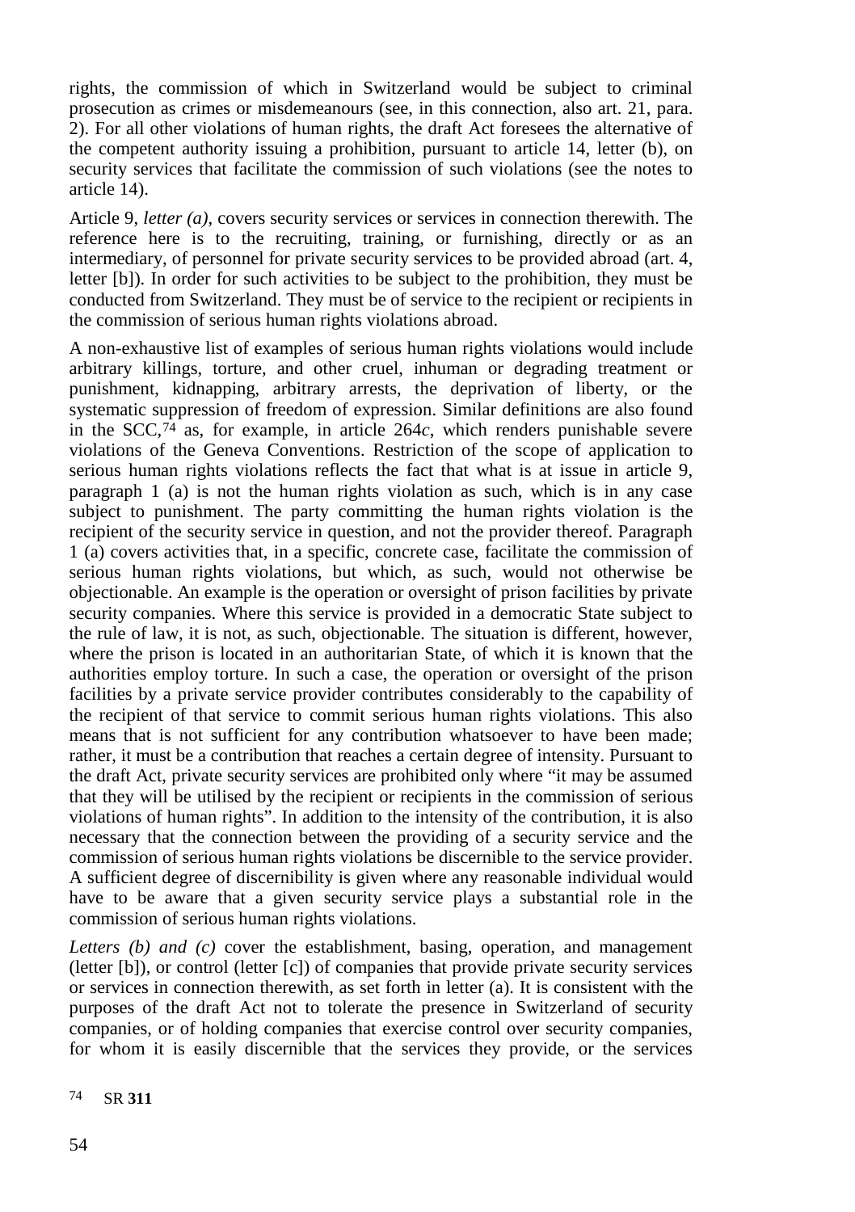rights, the commission of which in Switzerland would be subject to criminal prosecution as crimes or misdemeanours (see, in this connection, also art. 21, para. 2). For all other violations of human rights, the draft Act foresees the alternative of the competent authority issuing a prohibition, pursuant to article 14, letter (b), on security services that facilitate the commission of such violations (see the notes to article 14).

Article 9, *letter (a)*, covers security services or services in connection therewith. The reference here is to the recruiting, training, or furnishing, directly or as an intermediary, of personnel for private security services to be provided abroad (art. 4, letter [b]). In order for such activities to be subject to the prohibition, they must be conducted from Switzerland. They must be of service to the recipient or recipients in the commission of serious human rights violations abroad.

A non-exhaustive list of examples of serious human rights violations would include arbitrary killings, torture, and other cruel, inhuman or degrading treatment or punishment, kidnapping, arbitrary arrests, the deprivation of liberty, or the systematic suppression of freedom of expression. Similar definitions are also found in the SCC,[74] as, for example, in article 264*c*, which renders punishable severe violations of the Geneva Conventions. Restriction of the scope of application to serious human rights violations reflects the fact that what is at issue in article 9, paragraph 1 (a) is not the human rights violation as such, which is in any case subject to punishment. The party committing the human rights violation is the recipient of the security service in question, and not the provider thereof. Paragraph 1 (a) covers activities that, in a specific, concrete case, facilitate the commission of serious human rights violations, but which, as such, would not otherwise be objectionable. An example is the operation or oversight of prison facilities by private security companies. Where this service is provided in a democratic State subject to the rule of law, it is not, as such, objectionable. The situation is different, however, where the prison is located in an authoritarian State, of which it is known that the authorities employ torture. In such a case, the operation or oversight of the prison facilities by a private service provider contributes considerably to the capability of the recipient of that service to commit serious human rights violations. This also means that is not sufficient for any contribution whatsoever to have been made; rather, it must be a contribution that reaches a certain degree of intensity. Pursuant to the draft Act, private security services are prohibited only where "it may be assumed that they will be utilised by the recipient or recipients in the commission of serious violations of human rights". In addition to the intensity of the contribution, it is also necessary that the connection between the providing of a security service and the commission of serious human rights violations be discernible to the service provider. A sufficient degree of discernibility is given where any reasonable individual would have to be aware that a given security service plays a substantial role in the commission of serious human rights violations.

*Letters (b) and (c)* cover the establishment, basing, operation, and management (letter [b]), or control (letter [c]) of companies that provide private security services or services in connection therewith, as set forth in letter (a). It is consistent with the purposes of the draft Act not to tolerate the presence in Switzerland of security companies, or of holding companies that exercise control over security companies, for whom it is easily discernible that the services they provide, or the services

[74] SR **311**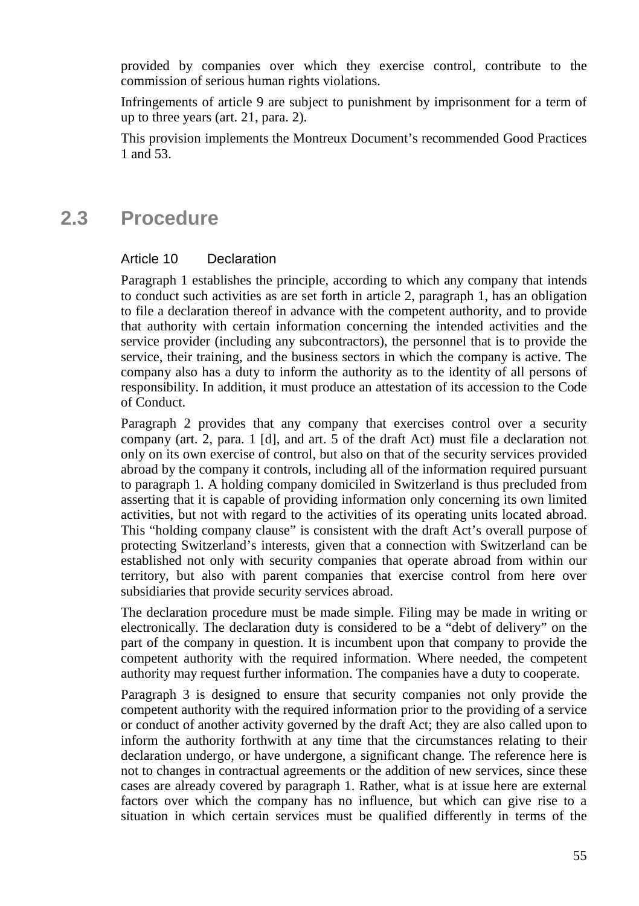provided by companies over which they exercise control, contribute to the commission of serious human rights violations.

Infringements of article 9 are subject to punishment by imprisonment for a term of up to three years (art. 21, para. 2).

This provision implements the Montreux Document's recommended Good Practices 1 and 53.

## 2.3 Procedure

### Article 10 Declaration

Paragraph 1 establishes the principle, according to which any company that intends to conduct such activities as are set forth in article 2, paragraph 1, has an obligation to file a declaration thereof in advance with the competent authority, and to provide that authority with certain information concerning the intended activities and the service provider (including any subcontractors), the personnel that is to provide the service, their training, and the business sectors in which the company is active. The company also has a duty to inform the authority as to the identity of all persons of responsibility. In addition, it must produce an attestation of its accession to the Code of Conduct.

Paragraph 2 provides that any company that exercises control over a security company (art. 2, para. 1 [d], and art. 5 of the draft Act) must file a declaration not only on its own exercise of control, but also on that of the security services provided abroad by the company it controls, including all of the information required pursuant to paragraph 1. A holding company domiciled in Switzerland is thus precluded from asserting that it is capable of providing information only concerning its own limited activities, but not with regard to the activities of its operating units located abroad. This "holding company clause" is consistent with the draft Act's overall purpose of protecting Switzerland's interests, given that a connection with Switzerland can be established not only with security companies that operate abroad from within our territory, but also with parent companies that exercise control from here over subsidiaries that provide security services abroad.

The declaration procedure must be made simple. Filing may be made in writing or electronically. The declaration duty is considered to be a "debt of delivery" on the part of the company in question. It is incumbent upon that company to provide the competent authority with the required information. Where needed, the competent authority may request further information. The companies have a duty to cooperate.

Paragraph 3 is designed to ensure that security companies not only provide the competent authority with the required information prior to the providing of a service or conduct of another activity governed by the draft Act; they are also called upon to inform the authority forthwith at any time that the circumstances relating to their declaration undergo, or have undergone, a significant change. The reference here is not to changes in contractual agreements or the addition of new services, since these cases are already covered by paragraph 1. Rather, what is at issue here are external factors over which the company has no influence, but which can give rise to a situation in which certain services must be qualified differently in terms of the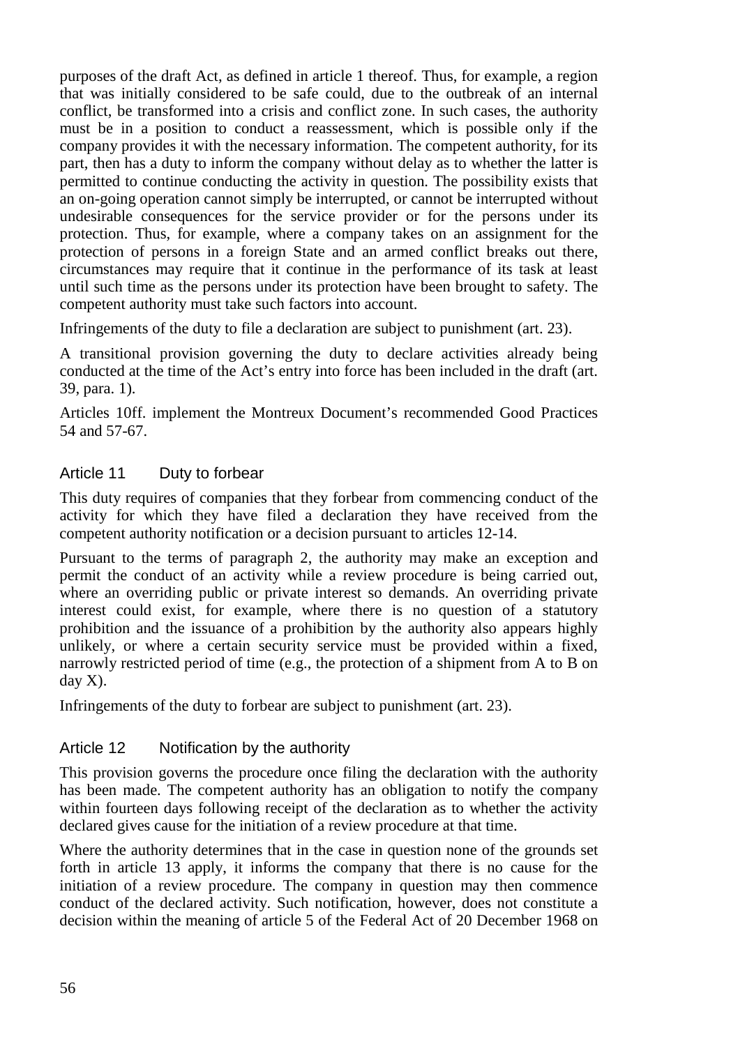purposes of the draft Act, as defined in article 1 thereof. Thus, for example, a region that was initially considered to be safe could, due to the outbreak of an internal conflict, be transformed into a crisis and conflict zone. In such cases, the authority must be in a position to conduct a reassessment, which is possible only if the company provides it with the necessary information. The competent authority, for its part, then has a duty to inform the company without delay as to whether the latter is permitted to continue conducting the activity in question. The possibility exists that an on-going operation cannot simply be interrupted, or cannot be interrupted without undesirable consequences for the service provider or for the persons under its protection. Thus, for example, where a company takes on an assignment for the protection of persons in a foreign State and an armed conflict breaks out there, circumstances may require that it continue in the performance of its task at least until such time as the persons under its protection have been brought to safety. The competent authority must take such factors into account.

Infringements of the duty to file a declaration are subject to punishment (art. 23).

A transitional provision governing the duty to declare activities already being conducted at the time of the Act's entry into force has been included in the draft (art. 39, para. 1).

Articles 10ff. implement the Montreux Document's recommended Good Practices 54 and 57-67.

### Article 11 Duty to forbear

This duty requires of companies that they forbear from commencing conduct of the activity for which they have filed a declaration they have received from the competent authority notification or a decision pursuant to articles 12-14.

Pursuant to the terms of paragraph 2, the authority may make an exception and permit the conduct of an activity while a review procedure is being carried out, where an overriding public or private interest so demands. An overriding private interest could exist, for example, where there is no question of a statutory prohibition and the issuance of a prohibition by the authority also appears highly unlikely, or where a certain security service must be provided within a fixed, narrowly restricted period of time (e.g., the protection of a shipment from A to B on day X).

Infringements of the duty to forbear are subject to punishment (art. 23).

### Article 12 Notification by the authority

This provision governs the procedure once filing the declaration with the authority has been made. The competent authority has an obligation to notify the company within fourteen days following receipt of the declaration as to whether the activity declared gives cause for the initiation of a review procedure at that time.

Where the authority determines that in the case in question none of the grounds set forth in article 13 apply, it informs the company that there is no cause for the initiation of a review procedure. The company in question may then commence conduct of the declared activity. Such notification, however, does not constitute a decision within the meaning of article 5 of the Federal Act of 20 December 1968 on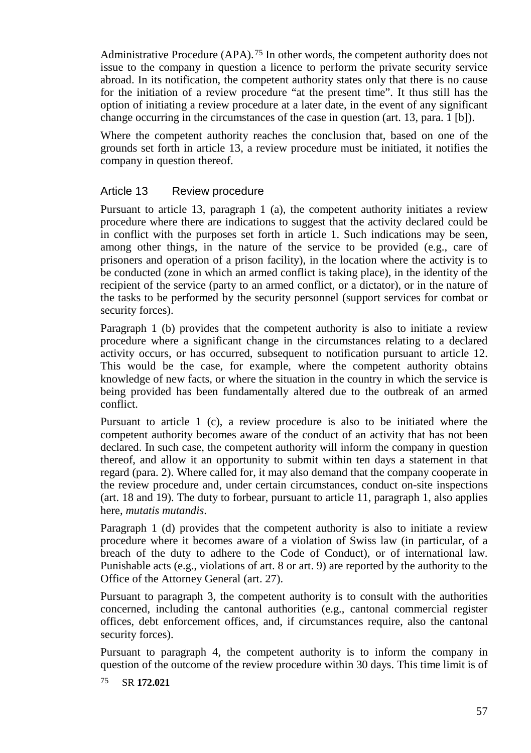Administrative Procedure (APA).[75] In other words, the competent authority does not issue to the company in question a licence to perform the private security service abroad. In its notification, the competent authority states only that there is no cause for the initiation of a review procedure "at the present time". It thus still has the option of initiating a review procedure at a later date, in the event of any significant change occurring in the circumstances of the case in question (art. 13, para. 1 [b]).

Where the competent authority reaches the conclusion that, based on one of the grounds set forth in article 13, a review procedure must be initiated, it notifies the company in question thereof.

### Article 13 Review procedure

Pursuant to article 13, paragraph 1 (a), the competent authority initiates a review procedure where there are indications to suggest that the activity declared could be in conflict with the purposes set forth in article 1. Such indications may be seen, among other things, in the nature of the service to be provided (e.g., care of prisoners and operation of a prison facility), in the location where the activity is to be conducted (zone in which an armed conflict is taking place), in the identity of the recipient of the service (party to an armed conflict, or a dictator), or in the nature of the tasks to be performed by the security personnel (support services for combat or security forces).

Paragraph 1 (b) provides that the competent authority is also to initiate a review procedure where a significant change in the circumstances relating to a declared activity occurs, or has occurred, subsequent to notification pursuant to article 12. This would be the case, for example, where the competent authority obtains knowledge of new facts, or where the situation in the country in which the service is being provided has been fundamentally altered due to the outbreak of an armed conflict.

Pursuant to article 1 (c), a review procedure is also to be initiated where the competent authority becomes aware of the conduct of an activity that has not been declared. In such case, the competent authority will inform the company in question thereof, and allow it an opportunity to submit within ten days a statement in that regard (para. 2). Where called for, it may also demand that the company cooperate in the review procedure and, under certain circumstances, conduct on-site inspections (art. 18 and 19). The duty to forbear, pursuant to article 11, paragraph 1, also applies here, *mutatis mutandis*.

Paragraph 1 (d) provides that the competent authority is also to initiate a review procedure where it becomes aware of a violation of Swiss law (in particular, of a breach of the duty to adhere to the Code of Conduct), or of international law. Punishable acts (e.g., violations of art. 8 or art. 9) are reported by the authority to the Office of the Attorney General (art. 27).

Pursuant to paragraph 3, the competent authority is to consult with the authorities concerned, including the cantonal authorities (e.g., cantonal commercial register offices, debt enforcement offices, and, if circumstances require, also the cantonal security forces).

Pursuant to paragraph 4, the competent authority is to inform the company in question of the outcome of the review procedure within 30 days. This time limit is of

[75] SR **172.021**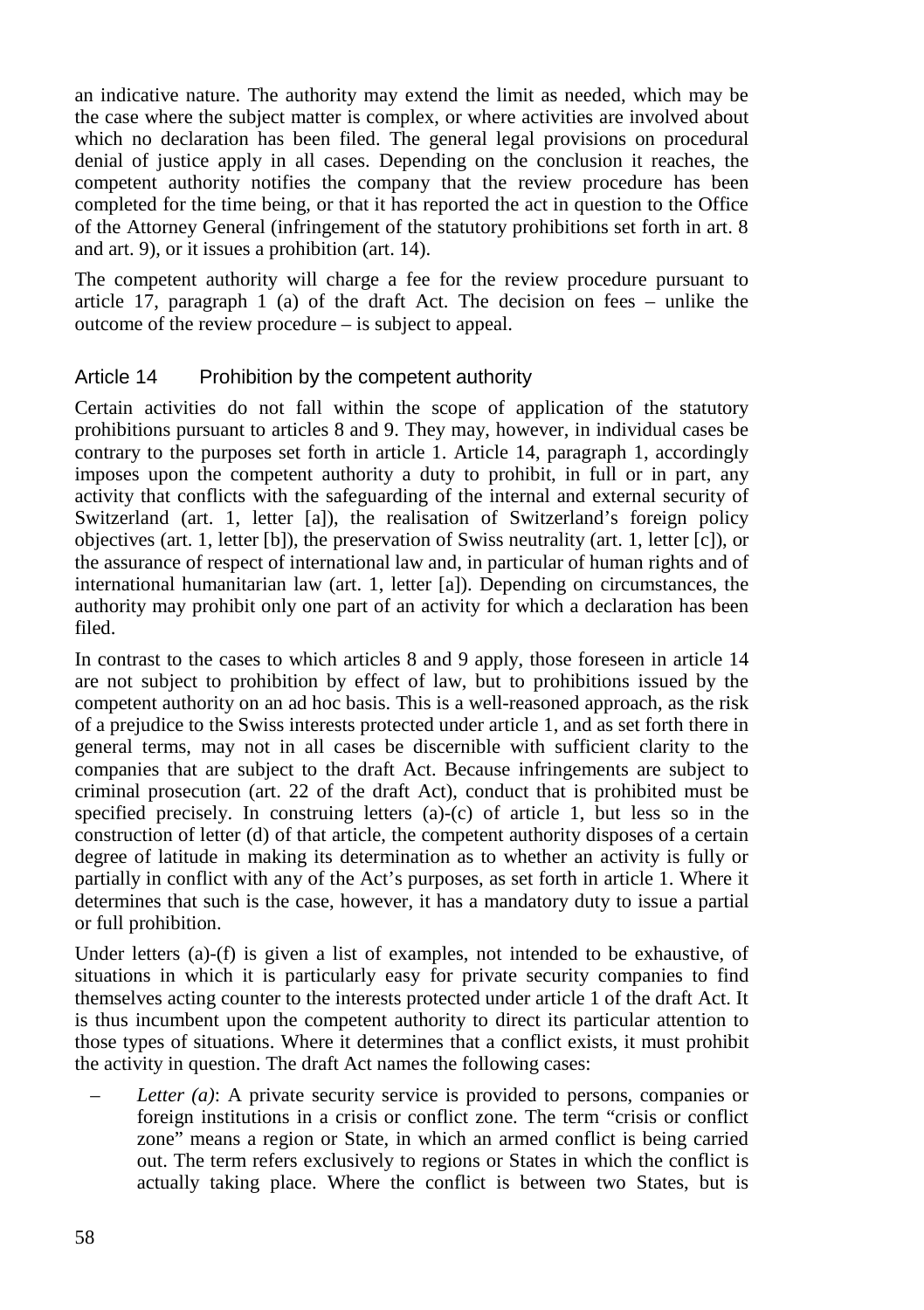an indicative nature. The authority may extend the limit as needed, which may be the case where the subject matter is complex, or where activities are involved about which no declaration has been filed. The general legal provisions on procedural denial of justice apply in all cases. Depending on the conclusion it reaches, the competent authority notifies the company that the review procedure has been completed for the time being, or that it has reported the act in question to the Office of the Attorney General (infringement of the statutory prohibitions set forth in art. 8 and art. 9), or it issues a prohibition (art. 14).

The competent authority will charge a fee for the review procedure pursuant to article 17, paragraph 1 (a) of the draft Act. The decision on fees – unlike the outcome of the review procedure – is subject to appeal.

### Article 14 Prohibition by the competent authority

Certain activities do not fall within the scope of application of the statutory prohibitions pursuant to articles 8 and 9. They may, however, in individual cases be contrary to the purposes set forth in article 1. Article 14, paragraph 1, accordingly imposes upon the competent authority a duty to prohibit, in full or in part, any activity that conflicts with the safeguarding of the internal and external security of Switzerland (art. 1, letter [a]), the realisation of Switzerland's foreign policy objectives (art. 1, letter [b]), the preservation of Swiss neutrality (art. 1, letter [c]), or the assurance of respect of international law and, in particular of human rights and of international humanitarian law (art. 1, letter [a]). Depending on circumstances, the authority may prohibit only one part of an activity for which a declaration has been filed.

In contrast to the cases to which articles 8 and 9 apply, those foreseen in article 14 are not subject to prohibition by effect of law, but to prohibitions issued by the competent authority on an ad hoc basis. This is a well-reasoned approach, as the risk of a prejudice to the Swiss interests protected under article 1, and as set forth there in general terms, may not in all cases be discernible with sufficient clarity to the companies that are subject to the draft Act. Because infringements are subject to criminal prosecution (art. 22 of the draft Act), conduct that is prohibited must be specified precisely. In construing letters (a)-(c) of article 1, but less so in the construction of letter (d) of that article, the competent authority disposes of a certain degree of latitude in making its determination as to whether an activity is fully or partially in conflict with any of the Act's purposes, as set forth in article 1. Where it determines that such is the case, however, it has a mandatory duty to issue a partial or full prohibition.

Under letters (a)-(f) is given a list of examples, not intended to be exhaustive, of situations in which it is particularly easy for private security companies to find themselves acting counter to the interests protected under article 1 of the draft Act. It is thus incumbent upon the competent authority to direct its particular attention to those types of situations. Where it determines that a conflict exists, it must prohibit the activity in question. The draft Act names the following cases:

– *Letter (a)*: A private security service is provided to persons, companies or foreign institutions in a crisis or conflict zone. The term "crisis or conflict zone" means a region or State, in which an armed conflict is being carried out. The term refers exclusively to regions or States in which the conflict is actually taking place. Where the conflict is between two States, but is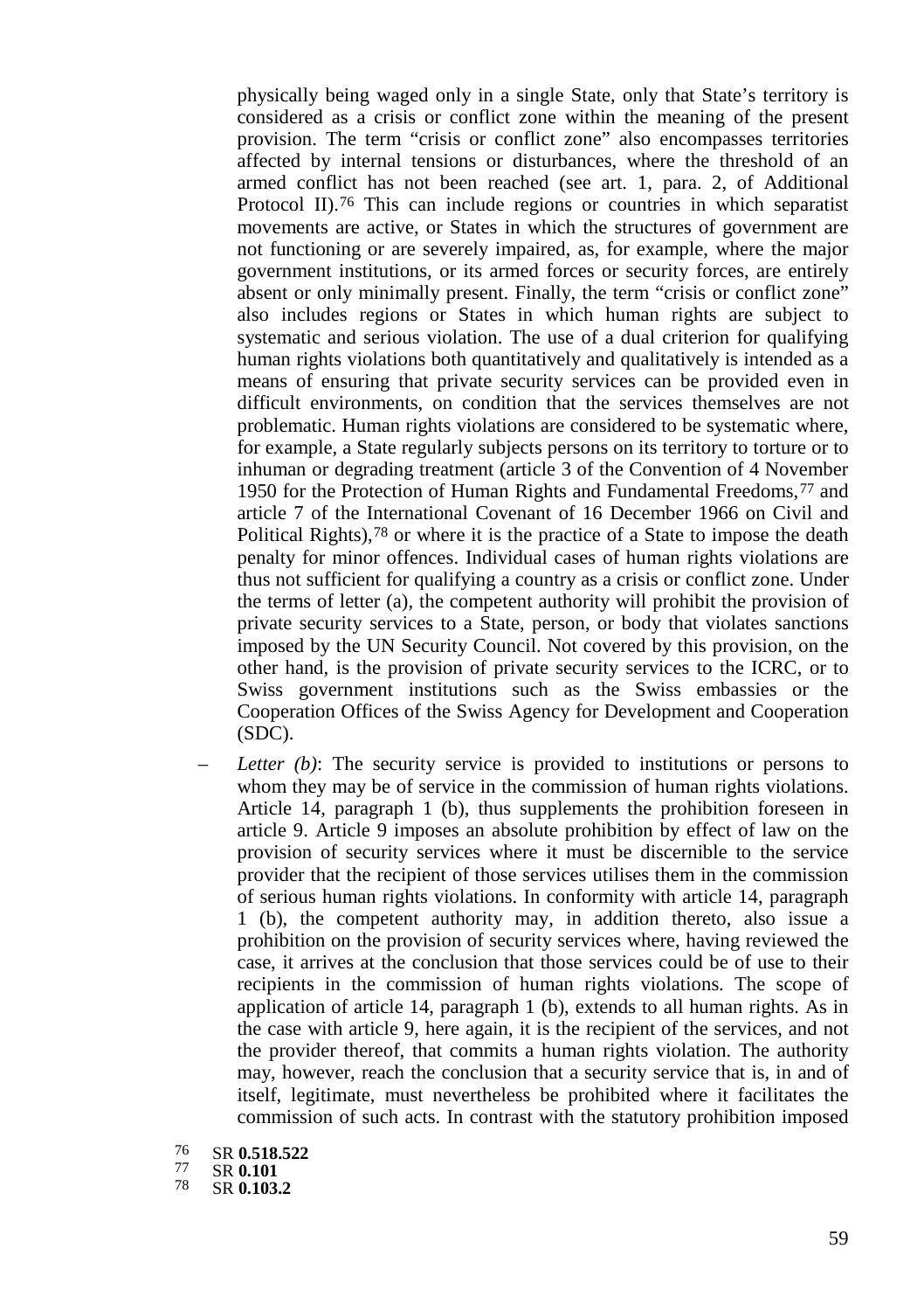physically being waged only in a single State, only that State's territory is considered as a crisis or conflict zone within the meaning of the present provision. The term "crisis or conflict zone" also encompasses territories affected by internal tensions or disturbances, where the threshold of an armed conflict has not been reached (see art. 1, para. 2, of Additional Protocol II).[76] This can include regions or countries in which separatist movements are active, or States in which the structures of government are not functioning or are severely impaired, as, for example, where the major government institutions, or its armed forces or security forces, are entirely absent or only minimally present. Finally, the term "crisis or conflict zone" also includes regions or States in which human rights are subject to systematic and serious violation. The use of a dual criterion for qualifying human rights violations both quantitatively and qualitatively is intended as a means of ensuring that private security services can be provided even in difficult environments, on condition that the services themselves are not problematic. Human rights violations are considered to be systematic where, for example, a State regularly subjects persons on its territory to torture or to inhuman or degrading treatment (article 3 of the Convention of 4 November 1950 for the Protection of Human Rights and Fundamental Freedoms,[77] and article 7 of the International Covenant of 16 December 1966 on Civil and Political Rights),[78] or where it is the practice of a State to impose the death penalty for minor offences. Individual cases of human rights violations are thus not sufficient for qualifying a country as a crisis or conflict zone. Under the terms of letter (a), the competent authority will prohibit the provision of private security services to a State, person, or body that violates sanctions imposed by the UN Security Council. Not covered by this provision, on the other hand, is the provision of private security services to the ICRC, or to Swiss government institutions such as the Swiss embassies or the Cooperation Offices of the Swiss Agency for Development and Cooperation (SDC).

– *Letter (b)*: The security service is provided to institutions or persons to whom they may be of service in the commission of human rights violations. Article 14, paragraph 1 (b), thus supplements the prohibition foreseen in article 9. Article 9 imposes an absolute prohibition by effect of law on the provision of security services where it must be discernible to the service provider that the recipient of those services utilises them in the commission of serious human rights violations. In conformity with article 14, paragraph 1 (b), the competent authority may, in addition thereto, also issue a prohibition on the provision of security services where, having reviewed the case, it arrives at the conclusion that those services could be of use to their recipients in the commission of human rights violations. The scope of application of article 14, paragraph 1 (b), extends to all human rights. As in the case with article 9, here again, it is the recipient of the services, and not the provider thereof, that commits a human rights violation. The authority may, however, reach the conclusion that a security service that is, in and of itself, legitimate, must nevertheless be prohibited where it facilitates the commission of such acts. In contrast with the statutory prohibition imposed

[76] SR **0.518.522**
[77] SR **0.101**
[78] SR **0.103.2**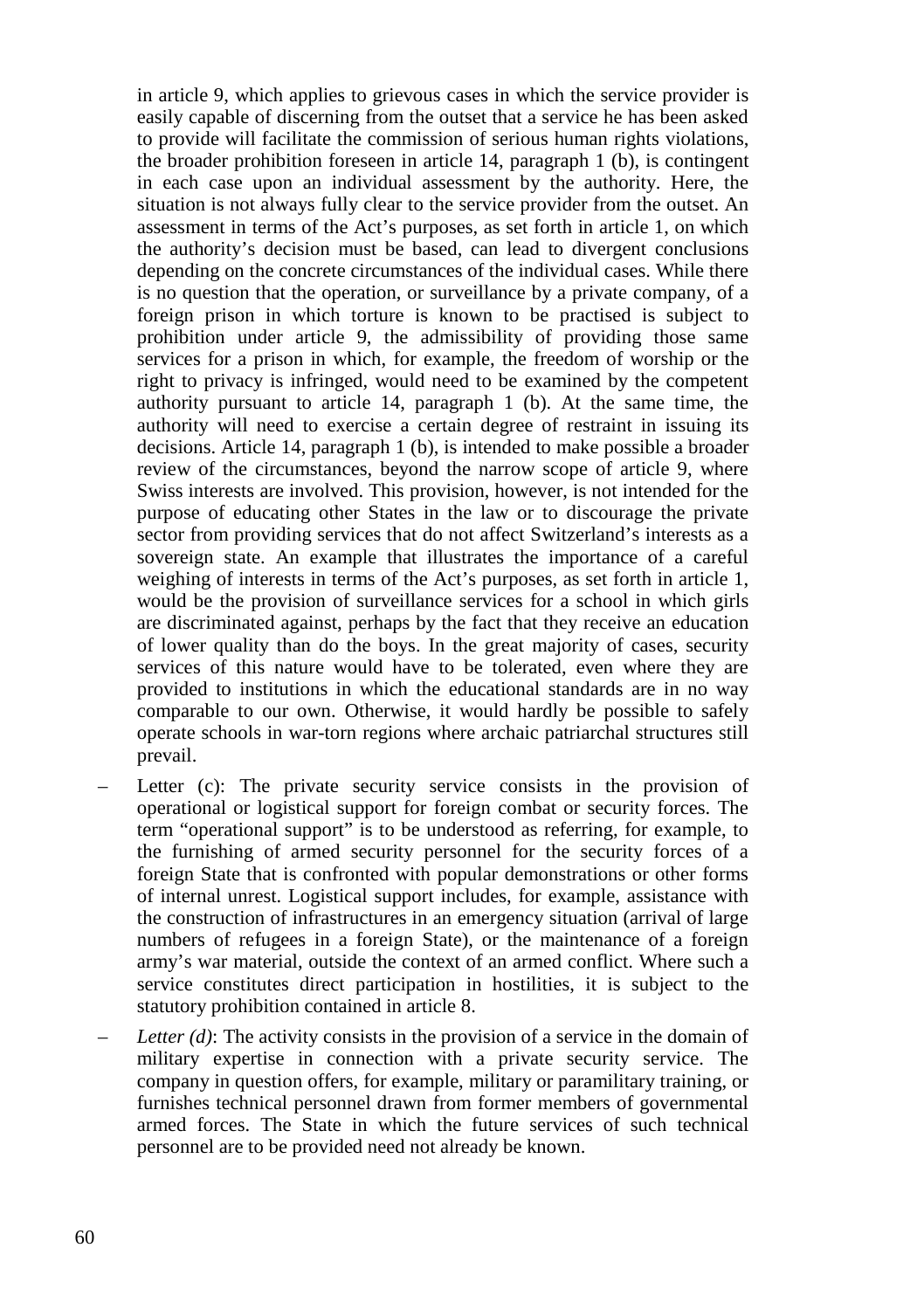in article 9, which applies to grievous cases in which the service provider is easily capable of discerning from the outset that a service he has been asked to provide will facilitate the commission of serious human rights violations, the broader prohibition foreseen in article 14, paragraph 1 (b), is contingent in each case upon an individual assessment by the authority. Here, the situation is not always fully clear to the service provider from the outset. An assessment in terms of the Act's purposes, as set forth in article 1, on which the authority's decision must be based, can lead to divergent conclusions depending on the concrete circumstances of the individual cases. While there is no question that the operation, or surveillance by a private company, of a foreign prison in which torture is known to be practised is subject to prohibition under article 9, the admissibility of providing those same services for a prison in which, for example, the freedom of worship or the right to privacy is infringed, would need to be examined by the competent authority pursuant to article 14, paragraph 1 (b). At the same time, the authority will need to exercise a certain degree of restraint in issuing its decisions. Article 14, paragraph 1 (b), is intended to make possible a broader review of the circumstances, beyond the narrow scope of article 9, where Swiss interests are involved. This provision, however, is not intended for the purpose of educating other States in the law or to discourage the private sector from providing services that do not affect Switzerland's interests as a sovereign state. An example that illustrates the importance of a careful weighing of interests in terms of the Act's purposes, as set forth in article 1, would be the provision of surveillance services for a school in which girls are discriminated against, perhaps by the fact that they receive an education of lower quality than do the boys. In the great majority of cases, security services of this nature would have to be tolerated, even where they are provided to institutions in which the educational standards are in no way comparable to our own. Otherwise, it would hardly be possible to safely operate schools in war-torn regions where archaic patriarchal structures still prevail.

- Letter (c): The private security service consists in the provision of operational or logistical support for foreign combat or security forces. The term "operational support" is to be understood as referring, for example, to the furnishing of armed security personnel for the security forces of a foreign State that is confronted with popular demonstrations or other forms of internal unrest. Logistical support includes, for example, assistance with the construction of infrastructures in an emergency situation (arrival of large numbers of refugees in a foreign State), or the maintenance of a foreign army's war material, outside the context of an armed conflict. Where such a service constitutes direct participation in hostilities, it is subject to the statutory prohibition contained in article 8.
- *Letter (d)*: The activity consists in the provision of a service in the domain of military expertise in connection with a private security service. The company in question offers, for example, military or paramilitary training, or furnishes technical personnel drawn from former members of governmental armed forces. The State in which the future services of such technical personnel are to be provided need not already be known.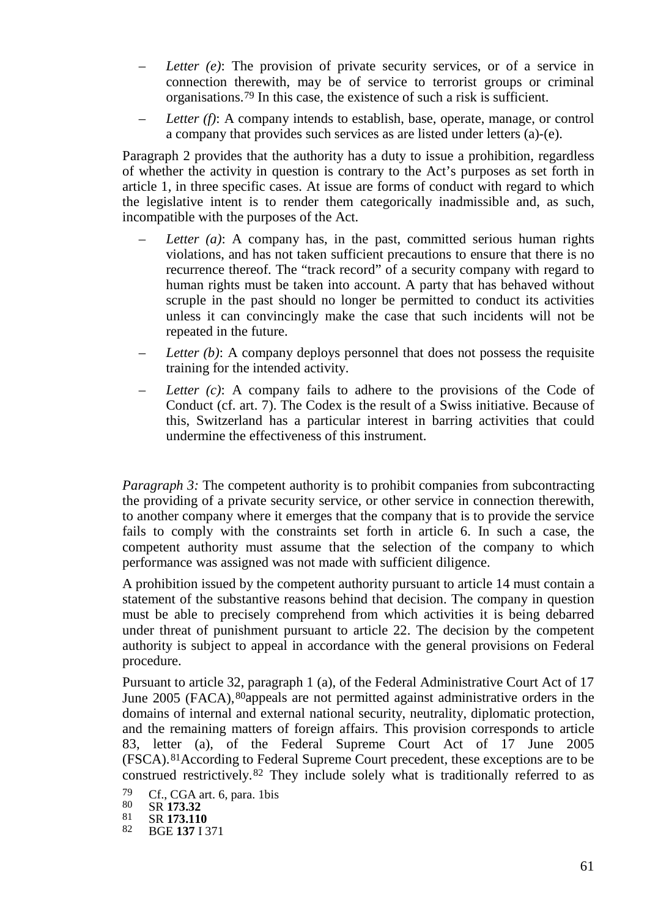- *Letter (e)*: The provision of private security services, or of a service in connection therewith, may be of service to terrorist groups or criminal organisations.[79] In this case, the existence of such a risk is sufficient.
- *Letter (f)*: A company intends to establish, base, operate, manage, or control a company that provides such services as are listed under letters (a)-(e).

Paragraph 2 provides that the authority has a duty to issue a prohibition, regardless of whether the activity in question is contrary to the Act's purposes as set forth in article 1, in three specific cases. At issue are forms of conduct with regard to which the legislative intent is to render them categorically inadmissible and, as such, incompatible with the purposes of the Act.

- *Letter (a)*: A company has, in the past, committed serious human rights violations, and has not taken sufficient precautions to ensure that there is no recurrence thereof. The "track record" of a security company with regard to human rights must be taken into account. A party that has behaved without scruple in the past should no longer be permitted to conduct its activities unless it can convincingly make the case that such incidents will not be repeated in the future.
- *Letter (b)*: A company deploys personnel that does not possess the requisite training for the intended activity.
- *Letter (c)*: A company fails to adhere to the provisions of the Code of Conduct (cf. art. 7). The Codex is the result of a Swiss initiative. Because of this, Switzerland has a particular interest in barring activities that could undermine the effectiveness of this instrument.

*Paragraph 3:* The competent authority is to prohibit companies from subcontracting the providing of a private security service, or other service in connection therewith, to another company where it emerges that the company that is to provide the service fails to comply with the constraints set forth in article 6. In such a case, the competent authority must assume that the selection of the company to which performance was assigned was not made with sufficient diligence.

A prohibition issued by the competent authority pursuant to article 14 must contain a statement of the substantive reasons behind that decision. The company in question must be able to precisely comprehend from which activities it is being debarred under threat of punishment pursuant to article 22. The decision by the competent authority is subject to appeal in accordance with the general provisions on Federal procedure.

Pursuant to article 32, paragraph 1 (a), of the Federal Administrative Court Act of 17 June 2005 (FACA),[80]appeals are not permitted against administrative orders in the domains of internal and external national security, neutrality, diplomatic protection, and the remaining matters of foreign affairs. This provision corresponds to article 83, letter (a), of the Federal Supreme Court Act of 17 June 2005 (FSCA).[81]According to Federal Supreme Court precedent, these exceptions are to be construed restrictively.[82] They include solely what is traditionally referred to as

[79] Cf., CGA art. 6, para. 1bis
[80] SR **173.32**
[81] SR **173.110**
[82] BGE **137** I 371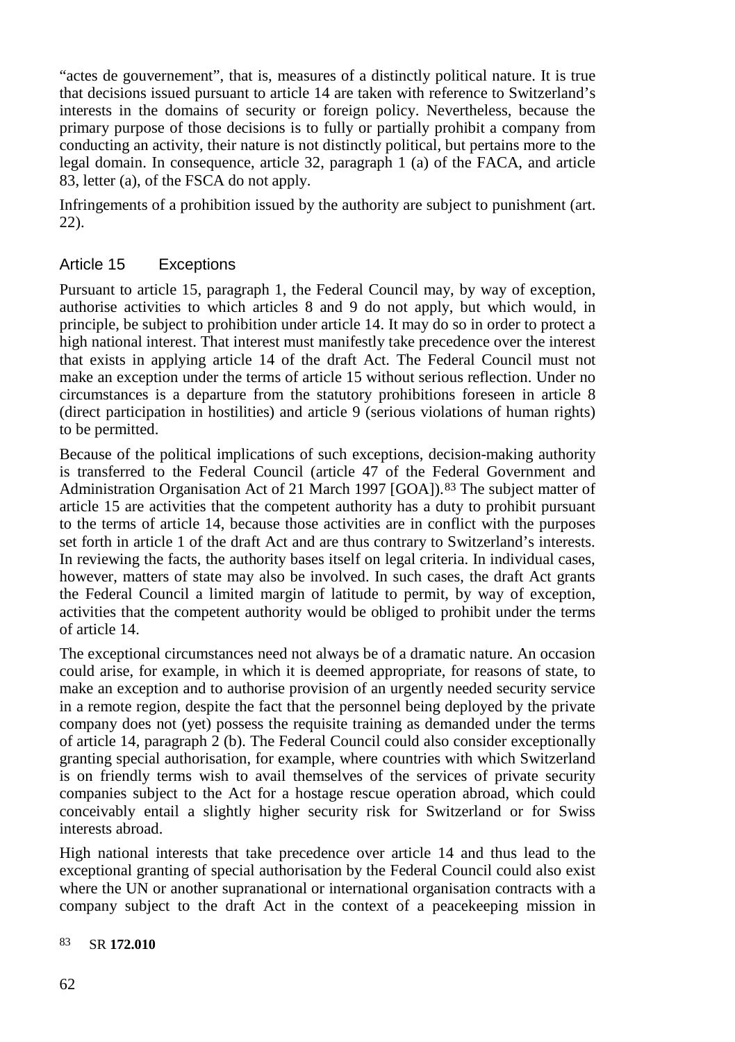"actes de gouvernement", that is, measures of a distinctly political nature. It is true that decisions issued pursuant to article 14 are taken with reference to Switzerland's interests in the domains of security or foreign policy. Nevertheless, because the primary purpose of those decisions is to fully or partially prohibit a company from conducting an activity, their nature is not distinctly political, but pertains more to the legal domain. In consequence, article 32, paragraph 1 (a) of the FACA, and article 83, letter (a), of the FSCA do not apply.

Infringements of a prohibition issued by the authority are subject to punishment (art. 22).

### Article 15 Exceptions

Pursuant to article 15, paragraph 1, the Federal Council may, by way of exception, authorise activities to which articles 8 and 9 do not apply, but which would, in principle, be subject to prohibition under article 14. It may do so in order to protect a high national interest. That interest must manifestly take precedence over the interest that exists in applying article 14 of the draft Act. The Federal Council must not make an exception under the terms of article 15 without serious reflection. Under no circumstances is a departure from the statutory prohibitions foreseen in article 8 (direct participation in hostilities) and article 9 (serious violations of human rights) to be permitted.

Because of the political implications of such exceptions, decision-making authority is transferred to the Federal Council (article 47 of the Federal Government and Administration Organisation Act of 21 March 1997 [GOA]).[83] The subject matter of article 15 are activities that the competent authority has a duty to prohibit pursuant to the terms of article 14, because those activities are in conflict with the purposes set forth in article 1 of the draft Act and are thus contrary to Switzerland's interests. In reviewing the facts, the authority bases itself on legal criteria. In individual cases, however, matters of state may also be involved. In such cases, the draft Act grants the Federal Council a limited margin of latitude to permit, by way of exception, activities that the competent authority would be obliged to prohibit under the terms of article 14.

The exceptional circumstances need not always be of a dramatic nature. An occasion could arise, for example, in which it is deemed appropriate, for reasons of state, to make an exception and to authorise provision of an urgently needed security service in a remote region, despite the fact that the personnel being deployed by the private company does not (yet) possess the requisite training as demanded under the terms of article 14, paragraph 2 (b). The Federal Council could also consider exceptionally granting special authorisation, for example, where countries with which Switzerland is on friendly terms wish to avail themselves of the services of private security companies subject to the Act for a hostage rescue operation abroad, which could conceivably entail a slightly higher security risk for Switzerland or for Swiss interests abroad.

High national interests that take precedence over article 14 and thus lead to the exceptional granting of special authorisation by the Federal Council could also exist where the UN or another supranational or international organisation contracts with a company subject to the draft Act in the context of a peacekeeping mission in

[83] SR **172.010**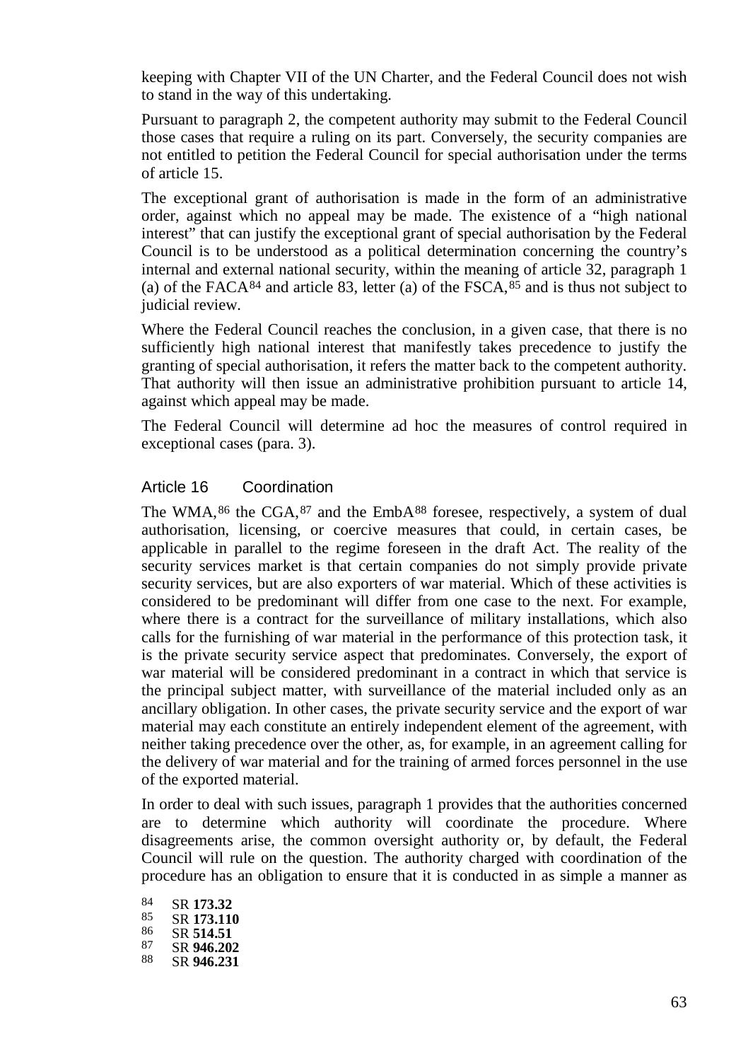keeping with Chapter VII of the UN Charter, and the Federal Council does not wish to stand in the way of this undertaking.

Pursuant to paragraph 2, the competent authority may submit to the Federal Council those cases that require a ruling on its part. Conversely, the security companies are not entitled to petition the Federal Council for special authorisation under the terms of article 15.

The exceptional grant of authorisation is made in the form of an administrative order, against which no appeal may be made. The existence of a "high national interest" that can justify the exceptional grant of special authorisation by the Federal Council is to be understood as a political determination concerning the country's internal and external national security, within the meaning of article 32, paragraph 1 (a) of the FACA[84] and article 83, letter (a) of the FSCA,[85] and is thus not subject to judicial review.

Where the Federal Council reaches the conclusion, in a given case, that there is no sufficiently high national interest that manifestly takes precedence to justify the granting of special authorisation, it refers the matter back to the competent authority. That authority will then issue an administrative prohibition pursuant to article 14, against which appeal may be made.

The Federal Council will determine ad hoc the measures of control required in exceptional cases (para. 3).

### Article 16 Coordination

The WMA,[86] the CGA,[87] and the EmbA[88] foresee, respectively, a system of dual authorisation, licensing, or coercive measures that could, in certain cases, be applicable in parallel to the regime foreseen in the draft Act. The reality of the security services market is that certain companies do not simply provide private security services, but are also exporters of war material. Which of these activities is considered to be predominant will differ from one case to the next. For example, where there is a contract for the surveillance of military installations, which also calls for the furnishing of war material in the performance of this protection task, it is the private security service aspect that predominates. Conversely, the export of war material will be considered predominant in a contract in which that service is the principal subject matter, with surveillance of the material included only as an ancillary obligation. In other cases, the private security service and the export of war material may each constitute an entirely independent element of the agreement, with neither taking precedence over the other, as, for example, in an agreement calling for the delivery of war material and for the training of armed forces personnel in the use of the exported material.

In order to deal with such issues, paragraph 1 provides that the authorities concerned are to determine which authority will coordinate the procedure. Where disagreements arise, the common oversight authority or, by default, the Federal Council will rule on the question. The authority charged with coordination of the procedure has an obligation to ensure that it is conducted in as simple a manner as

[84] SR **173.32**
[85] SR **173.110**
[86] SR **514.51**
[87] SR **946.202**
[88] SR **946.231**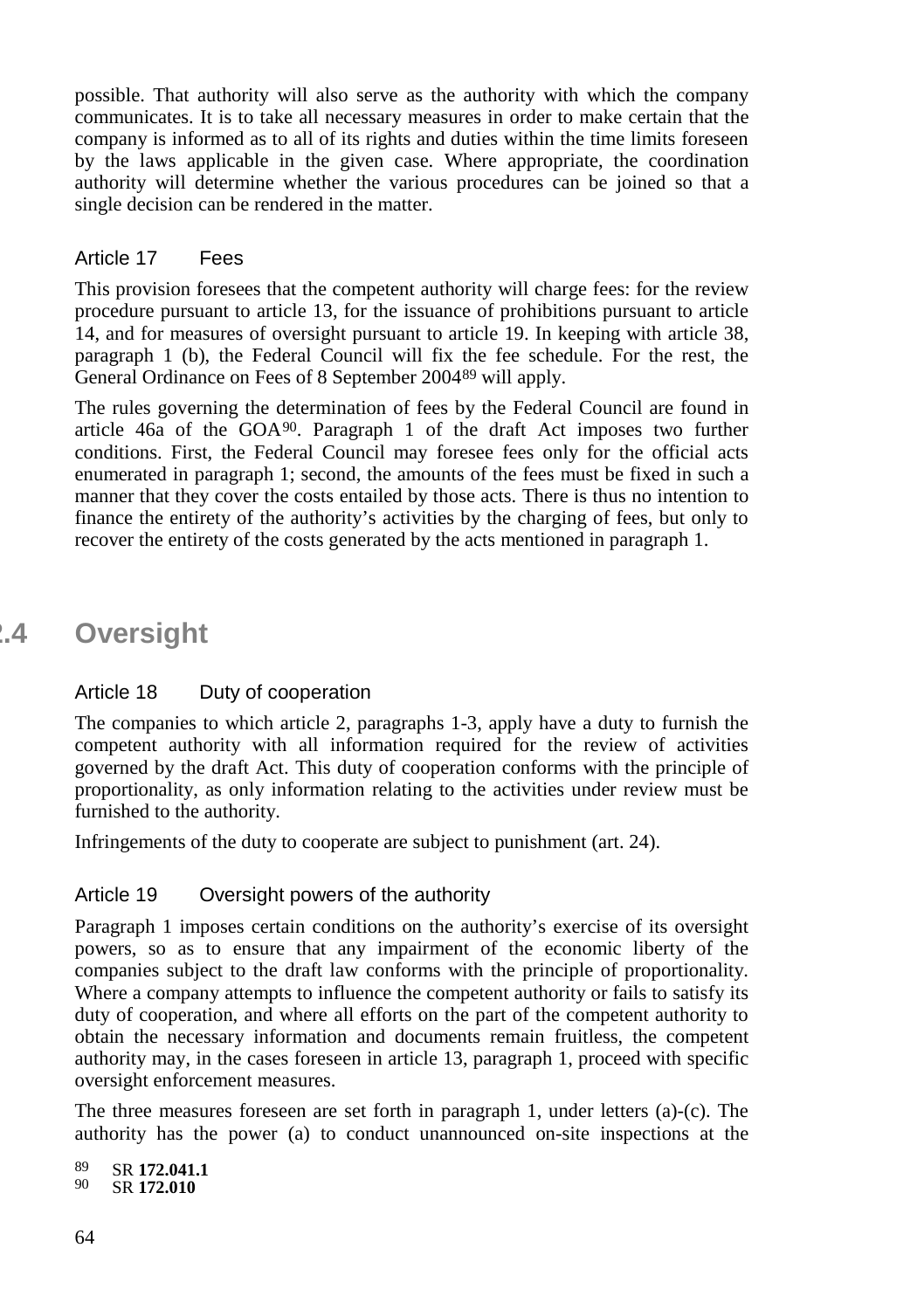possible. That authority will also serve as the authority with which the company communicates. It is to take all necessary measures in order to make certain that the company is informed as to all of its rights and duties within the time limits foreseen by the laws applicable in the given case. Where appropriate, the coordination authority will determine whether the various procedures can be joined so that a single decision can be rendered in the matter.

### Article 17 Fees

This provision foresees that the competent authority will charge fees: for the review procedure pursuant to article 13, for the issuance of prohibitions pursuant to article 14, and for measures of oversight pursuant to article 19. In keeping with article 38, paragraph 1 (b), the Federal Council will fix the fee schedule. For the rest, the General Ordinance on Fees of 8 September 2004[89] will apply.

The rules governing the determination of fees by the Federal Council are found in article 46a of the GOA[90]. Paragraph 1 of the draft Act imposes two further conditions. First, the Federal Council may foresee fees only for the official acts enumerated in paragraph 1; second, the amounts of the fees must be fixed in such a manner that they cover the costs entailed by those acts. There is thus no intention to finance the entirety of the authority's activities by the charging of fees, but only to recover the entirety of the costs generated by the acts mentioned in paragraph 1.

## 2.4 Oversight

### Article 18 Duty of cooperation

The companies to which article 2, paragraphs 1-3, apply have a duty to furnish the competent authority with all information required for the review of activities governed by the draft Act. This duty of cooperation conforms with the principle of proportionality, as only information relating to the activities under review must be furnished to the authority.

Infringements of the duty to cooperate are subject to punishment (art. 24).

### Article 19 Oversight powers of the authority

Paragraph 1 imposes certain conditions on the authority's exercise of its oversight powers, so as to ensure that any impairment of the economic liberty of the companies subject to the draft law conforms with the principle of proportionality. Where a company attempts to influence the competent authority or fails to satisfy its duty of cooperation, and where all efforts on the part of the competent authority to obtain the necessary information and documents remain fruitless, the competent authority may, in the cases foreseen in article 13, paragraph 1, proceed with specific oversight enforcement measures.

The three measures foreseen are set forth in paragraph 1, under letters (a)-(c). The authority has the power (a) to conduct unannounced on-site inspections at the

[89] SR **172.041.1**
[90] SR **172.010**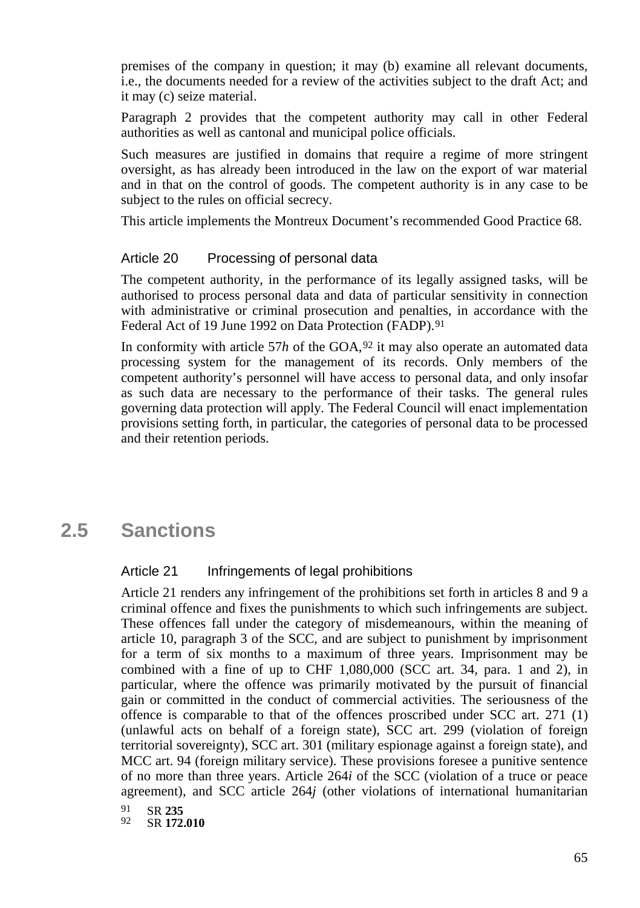premises of the company in question; it may (b) examine all relevant documents, i.e., the documents needed for a review of the activities subject to the draft Act; and it may (c) seize material.

Paragraph 2 provides that the competent authority may call in other Federal authorities as well as cantonal and municipal police officials.

Such measures are justified in domains that require a regime of more stringent oversight, as has already been introduced in the law on the export of war material and in that on the control of goods. The competent authority is in any case to be subject to the rules on official secrecy.

This article implements the Montreux Document's recommended Good Practice 68.

### Article 20 Processing of personal data

The competent authority, in the performance of its legally assigned tasks, will be authorised to process personal data and data of particular sensitivity in connection with administrative or criminal prosecution and penalties, in accordance with the Federal Act of 19 June 1992 on Data Protection (FADP).[91]

In conformity with article 57*h* of the GOA,[92] it may also operate an automated data processing system for the management of its records. Only members of the competent authority's personnel will have access to personal data, and only insofar as such data are necessary to the performance of their tasks. The general rules governing data protection will apply. The Federal Council will enact implementation provisions setting forth, in particular, the categories of personal data to be processed and their retention periods.

## 2.5 Sanctions

### Article 21 Infringements of legal prohibitions

Article 21 renders any infringement of the prohibitions set forth in articles 8 and 9 a criminal offence and fixes the punishments to which such infringements are subject. These offences fall under the category of misdemeanours, within the meaning of article 10, paragraph 3 of the SCC, and are subject to punishment by imprisonment for a term of six months to a maximum of three years. Imprisonment may be combined with a fine of up to CHF 1,080,000 (SCC art. 34, para. 1 and 2), in particular, where the offence was primarily motivated by the pursuit of financial gain or committed in the conduct of commercial activities. The seriousness of the offence is comparable to that of the offences proscribed under SCC art. 271 (1) (unlawful acts on behalf of a foreign state), SCC art. 299 (violation of foreign territorial sovereignty), SCC art. 301 (military espionage against a foreign state), and MCC art. 94 (foreign military service). These provisions foresee a punitive sentence of no more than three years. Article 264*i* of the SCC (violation of a truce or peace agreement), and SCC article 264*j* (other violations of international humanitarian

[91] SR **235**
[92] SR **172.010**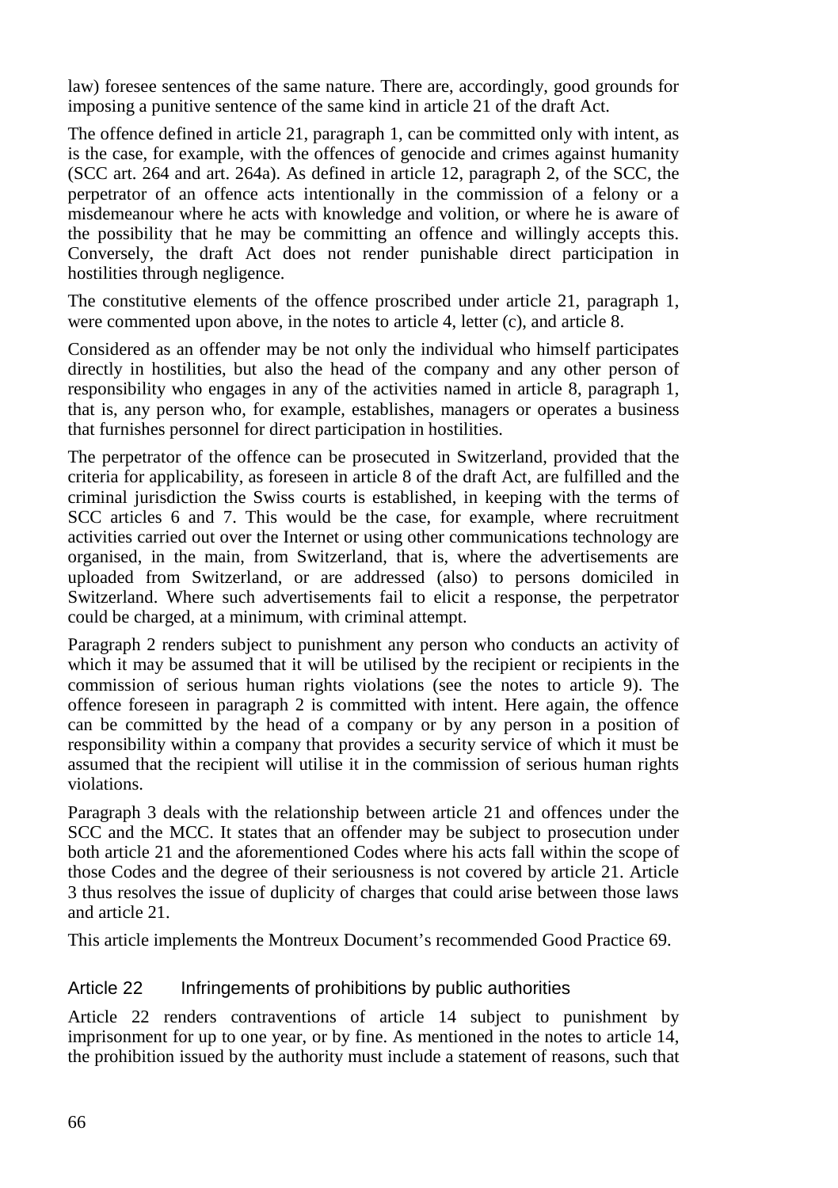law) foresee sentences of the same nature. There are, accordingly, good grounds for imposing a punitive sentence of the same kind in article 21 of the draft Act.

The offence defined in article 21, paragraph 1, can be committed only with intent, as is the case, for example, with the offences of genocide and crimes against humanity (SCC art. 264 and art. 264a). As defined in article 12, paragraph 2, of the SCC, the perpetrator of an offence acts intentionally in the commission of a felony or a misdemeanour where he acts with knowledge and volition, or where he is aware of the possibility that he may be committing an offence and willingly accepts this. Conversely, the draft Act does not render punishable direct participation in hostilities through negligence.

The constitutive elements of the offence proscribed under article 21, paragraph 1, were commented upon above, in the notes to article 4, letter (c), and article 8.

Considered as an offender may be not only the individual who himself participates directly in hostilities, but also the head of the company and any other person of responsibility who engages in any of the activities named in article 8, paragraph 1, that is, any person who, for example, establishes, managers or operates a business that furnishes personnel for direct participation in hostilities.

The perpetrator of the offence can be prosecuted in Switzerland, provided that the criteria for applicability, as foreseen in article 8 of the draft Act, are fulfilled and the criminal jurisdiction the Swiss courts is established, in keeping with the terms of SCC articles 6 and 7. This would be the case, for example, where recruitment activities carried out over the Internet or using other communications technology are organised, in the main, from Switzerland, that is, where the advertisements are uploaded from Switzerland, or are addressed (also) to persons domiciled in Switzerland. Where such advertisements fail to elicit a response, the perpetrator could be charged, at a minimum, with criminal attempt.

Paragraph 2 renders subject to punishment any person who conducts an activity of which it may be assumed that it will be utilised by the recipient or recipients in the commission of serious human rights violations (see the notes to article 9). The offence foreseen in paragraph 2 is committed with intent. Here again, the offence can be committed by the head of a company or by any person in a position of responsibility within a company that provides a security service of which it must be assumed that the recipient will utilise it in the commission of serious human rights violations.

Paragraph 3 deals with the relationship between article 21 and offences under the SCC and the MCC. It states that an offender may be subject to prosecution under both article 21 and the aforementioned Codes where his acts fall within the scope of those Codes and the degree of their seriousness is not covered by article 21. Article 3 thus resolves the issue of duplicity of charges that could arise between those laws and article 21.

This article implements the Montreux Document's recommended Good Practice 69.

### Article 22 Infringements of prohibitions by public authorities

Article 22 renders contraventions of article 14 subject to punishment by imprisonment for up to one year, or by fine. As mentioned in the notes to article 14, the prohibition issued by the authority must include a statement of reasons, such that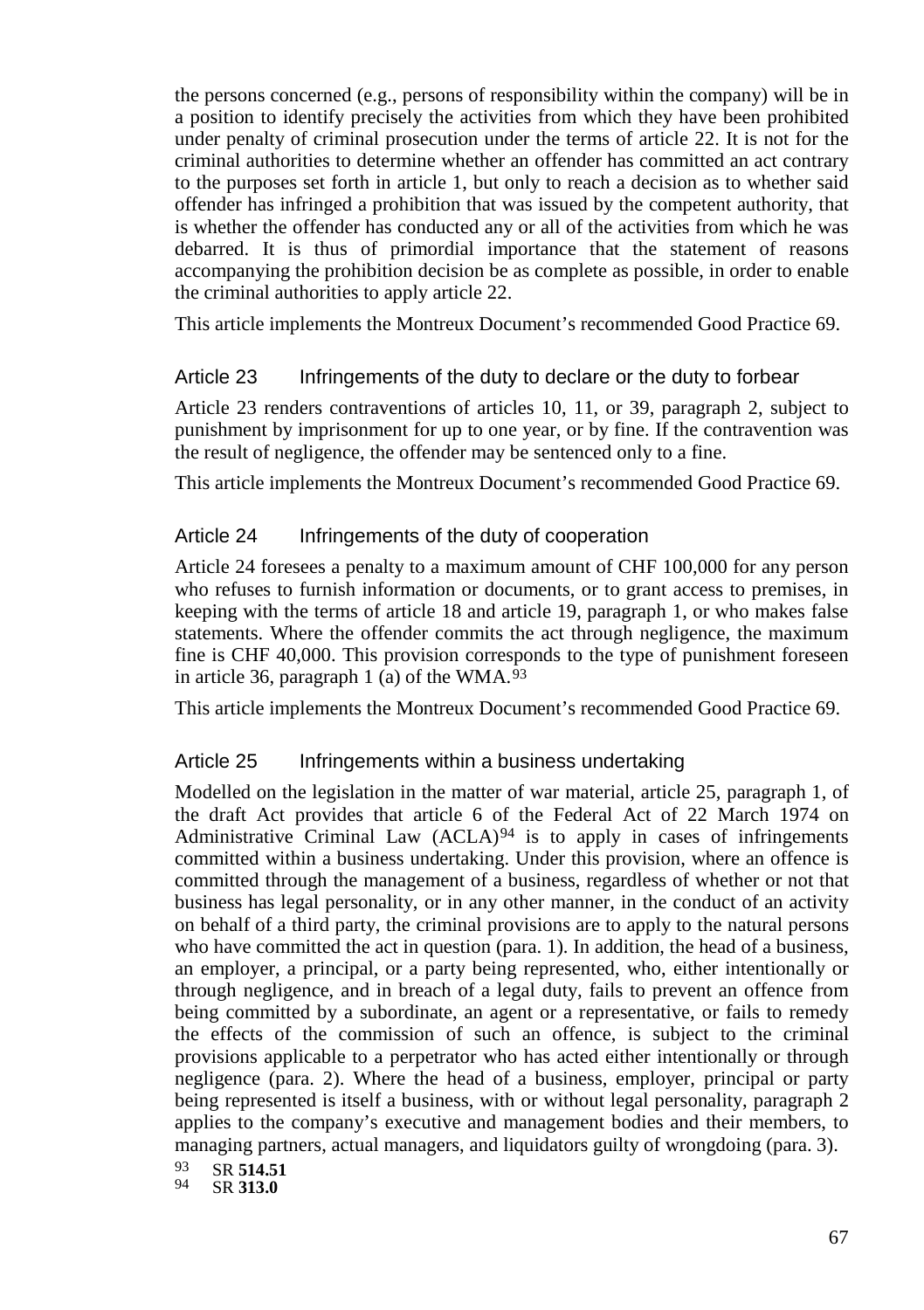the persons concerned (e.g., persons of responsibility within the company) will be in a position to identify precisely the activities from which they have been prohibited under penalty of criminal prosecution under the terms of article 22. It is not for the criminal authorities to determine whether an offender has committed an act contrary to the purposes set forth in article 1, but only to reach a decision as to whether said offender has infringed a prohibition that was issued by the competent authority, that is whether the offender has conducted any or all of the activities from which he was debarred. It is thus of primordial importance that the statement of reasons accompanying the prohibition decision be as complete as possible, in order to enable the criminal authorities to apply article 22.

This article implements the Montreux Document's recommended Good Practice 69.

### Article 23 Infringements of the duty to declare or the duty to forbear

Article 23 renders contraventions of articles 10, 11, or 39, paragraph 2, subject to punishment by imprisonment for up to one year, or by fine. If the contravention was the result of negligence, the offender may be sentenced only to a fine.

This article implements the Montreux Document's recommended Good Practice 69.

### Article 24 Infringements of the duty of cooperation

Article 24 foresees a penalty to a maximum amount of CHF 100,000 for any person who refuses to furnish information or documents, or to grant access to premises, in keeping with the terms of article 18 and article 19, paragraph 1, or who makes false statements. Where the offender commits the act through negligence, the maximum fine is CHF 40,000. This provision corresponds to the type of punishment foreseen in article 36, paragraph 1 (a) of the WMA.[93]

This article implements the Montreux Document's recommended Good Practice 69.

### Article 25 Infringements within a business undertaking

Modelled on the legislation in the matter of war material, article 25, paragraph 1, of the draft Act provides that article 6 of the Federal Act of 22 March 1974 on Administrative Criminal Law (ACLA)[94] is to apply in cases of infringements committed within a business undertaking. Under this provision, where an offence is committed through the management of a business, regardless of whether or not that business has legal personality, or in any other manner, in the conduct of an activity on behalf of a third party, the criminal provisions are to apply to the natural persons who have committed the act in question (para. 1). In addition, the head of a business, an employer, a principal, or a party being represented, who, either intentionally or through negligence, and in breach of a legal duty, fails to prevent an offence from being committed by a subordinate, an agent or a representative, or fails to remedy the effects of the commission of such an offence, is subject to the criminal provisions applicable to a perpetrator who has acted either intentionally or through negligence (para. 2). Where the head of a business, employer, principal or party being represented is itself a business, with or without legal personality, paragraph 2 applies to the company's executive and management bodies and their members, to managing partners, actual managers, and liquidators guilty of wrongdoing (para. 3).

[93] SR **514.51**
[94] SR **313.0**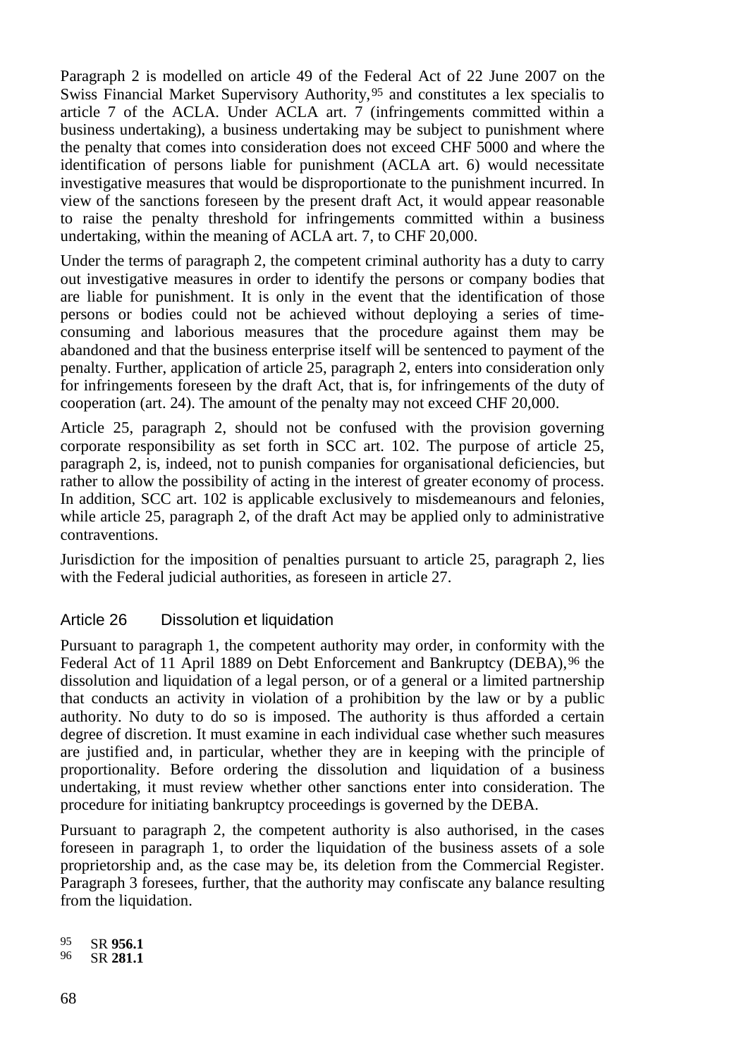Paragraph 2 is modelled on article 49 of the Federal Act of 22 June 2007 on the Swiss Financial Market Supervisory Authority,[95] and constitutes a lex specialis to article 7 of the ACLA. Under ACLA art. 7 (infringements committed within a business undertaking), a business undertaking may be subject to punishment where the penalty that comes into consideration does not exceed CHF 5000 and where the identification of persons liable for punishment (ACLA art. 6) would necessitate investigative measures that would be disproportionate to the punishment incurred. In view of the sanctions foreseen by the present draft Act, it would appear reasonable to raise the penalty threshold for infringements committed within a business undertaking, within the meaning of ACLA art. 7, to CHF 20,000.

Under the terms of paragraph 2, the competent criminal authority has a duty to carry out investigative measures in order to identify the persons or company bodies that are liable for punishment. It is only in the event that the identification of those persons or bodies could not be achieved without deploying a series of time-consuming and laborious measures that the procedure against them may be abandoned and that the business enterprise itself will be sentenced to payment of the penalty. Further, application of article 25, paragraph 2, enters into consideration only for infringements foreseen by the draft Act, that is, for infringements of the duty of cooperation (art. 24). The amount of the penalty may not exceed CHF 20,000.

Article 25, paragraph 2, should not be confused with the provision governing corporate responsibility as set forth in SCC art. 102. The purpose of article 25, paragraph 2, is, indeed, not to punish companies for organisational deficiencies, but rather to allow the possibility of acting in the interest of greater economy of process. In addition, SCC art. 102 is applicable exclusively to misdemeanours and felonies, while article 25, paragraph 2, of the draft Act may be applied only to administrative contraventions.

Jurisdiction for the imposition of penalties pursuant to article 25, paragraph 2, lies with the Federal judicial authorities, as foreseen in article 27.

### Article 26 Dissolution et liquidation

Pursuant to paragraph 1, the competent authority may order, in conformity with the Federal Act of 11 April 1889 on Debt Enforcement and Bankruptcy (DEBA),[96] the dissolution and liquidation of a legal person, or of a general or a limited partnership that conducts an activity in violation of a prohibition by the law or by a public authority. No duty to do so is imposed. The authority is thus afforded a certain degree of discretion. It must examine in each individual case whether such measures are justified and, in particular, whether they are in keeping with the principle of proportionality. Before ordering the dissolution and liquidation of a business undertaking, it must review whether other sanctions enter into consideration. The procedure for initiating bankruptcy proceedings is governed by the DEBA.

Pursuant to paragraph 2, the competent authority is also authorised, in the cases foreseen in paragraph 1, to order the liquidation of the business assets of a sole proprietorship and, as the case may be, its deletion from the Commercial Register. Paragraph 3 foresees, further, that the authority may confiscate any balance resulting from the liquidation.

[95] SR **956.1**
[96] SR **281.1**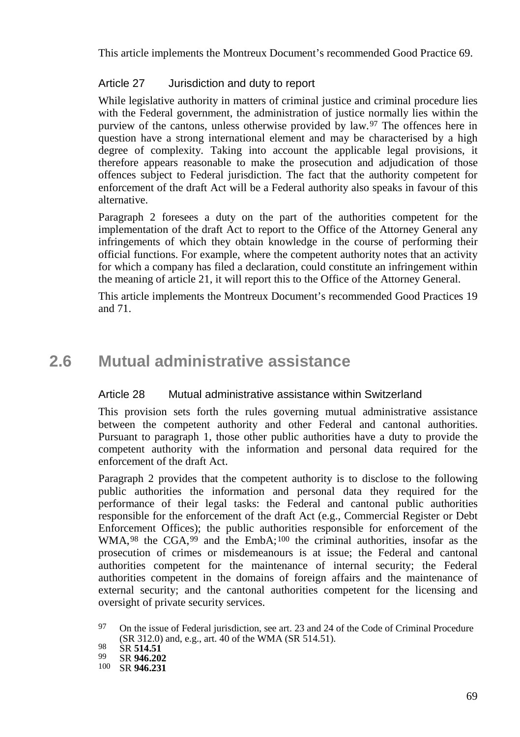This article implements the Montreux Document's recommended Good Practice 69.

### Article 27 Jurisdiction and duty to report

While legislative authority in matters of criminal justice and criminal procedure lies with the Federal government, the administration of justice normally lies within the purview of the cantons, unless otherwise provided by law.[97] The offences here in question have a strong international element and may be characterised by a high degree of complexity. Taking into account the applicable legal provisions, it therefore appears reasonable to make the prosecution and adjudication of those offences subject to Federal jurisdiction. The fact that the authority competent for enforcement of the draft Act will be a Federal authority also speaks in favour of this alternative.

Paragraph 2 foresees a duty on the part of the authorities competent for the implementation of the draft Act to report to the Office of the Attorney General any infringements of which they obtain knowledge in the course of performing their official functions. For example, where the competent authority notes that an activity for which a company has filed a declaration, could constitute an infringement within the meaning of article 21, it will report this to the Office of the Attorney General.

This article implements the Montreux Document's recommended Good Practices 19 and 71.

## 2.6 Mutual administrative assistance

### Article 28 Mutual administrative assistance within Switzerland

This provision sets forth the rules governing mutual administrative assistance between the competent authority and other Federal and cantonal authorities. Pursuant to paragraph 1, those other public authorities have a duty to provide the competent authority with the information and personal data required for the enforcement of the draft Act.

Paragraph 2 provides that the competent authority is to disclose to the following public authorities the information and personal data they required for the performance of their legal tasks: the Federal and cantonal public authorities responsible for the enforcement of the draft Act (e.g., Commercial Register or Debt Enforcement Offices); the public authorities responsible for enforcement of the WMA,[98] the CGA,[99] and the EmbA;[100] the criminal authorities, insofar as the prosecution of crimes or misdemeanours is at issue; the Federal and cantonal authorities competent for the maintenance of internal security; the Federal authorities competent in the domains of foreign affairs and the maintenance of external security; and the cantonal authorities competent for the licensing and oversight of private security services.

---

[97] On the issue of Federal jurisdiction, see art. 23 and 24 of the Code of Criminal Procedure (SR 312.0) and, e.g., art. 40 of the WMA (SR 514.51).

[98] SR **514.51**

[99] SR **946.202**

[100] SR **946.231**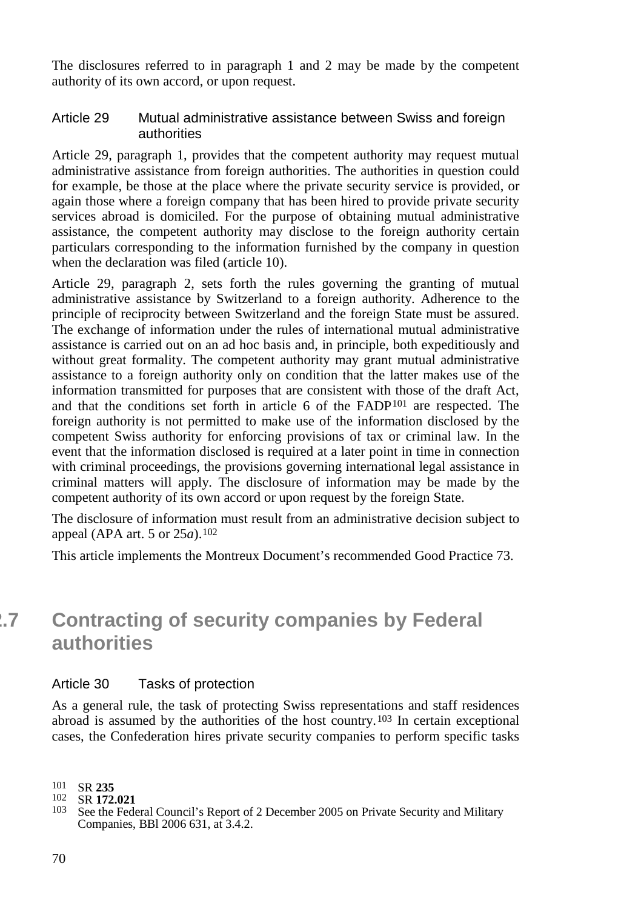The disclosures referred to in paragraph 1 and 2 may be made by the competent authority of its own accord, or upon request.

### Article 29 Mutual administrative assistance between Swiss and foreign authorities

Article 29, paragraph 1, provides that the competent authority may request mutual administrative assistance from foreign authorities. The authorities in question could for example, be those at the place where the private security service is provided, or again those where a foreign company that has been hired to provide private security services abroad is domiciled. For the purpose of obtaining mutual administrative assistance, the competent authority may disclose to the foreign authority certain particulars corresponding to the information furnished by the company in question when the declaration was filed (article 10).

Article 29, paragraph 2, sets forth the rules governing the granting of mutual administrative assistance by Switzerland to a foreign authority. Adherence to the principle of reciprocity between Switzerland and the foreign State must be assured. The exchange of information under the rules of international mutual administrative assistance is carried out on an ad hoc basis and, in principle, both expeditiously and without great formality. The competent authority may grant mutual administrative assistance to a foreign authority only on condition that the latter makes use of the information transmitted for purposes that are consistent with those of the draft Act, and that the conditions set forth in article 6 of the FADP[101] are respected. The foreign authority is not permitted to make use of the information disclosed by the competent Swiss authority for enforcing provisions of tax or criminal law. In the event that the information disclosed is required at a later point in time in connection with criminal proceedings, the provisions governing international legal assistance in criminal matters will apply. The disclosure of information may be made by the competent authority of its own accord or upon request by the foreign State.

The disclosure of information must result from an administrative decision subject to appeal (APA art. 5 or 25*a*).[102]

This article implements the Montreux Document's recommended Good Practice 73.

## 2.7 Contracting of security companies by Federal authorities

### Article 30 Tasks of protection

As a general rule, the task of protecting Swiss representations and staff residences abroad is assumed by the authorities of the host country.[103] In certain exceptional cases, the Confederation hires private security companies to perform specific tasks

---

[101] SR **235**

[102] SR **172.021**

[103] See the Federal Council's Report of 2 December 2005 on Private Security and Military Companies, BBl 2006 631, at 3.4.2.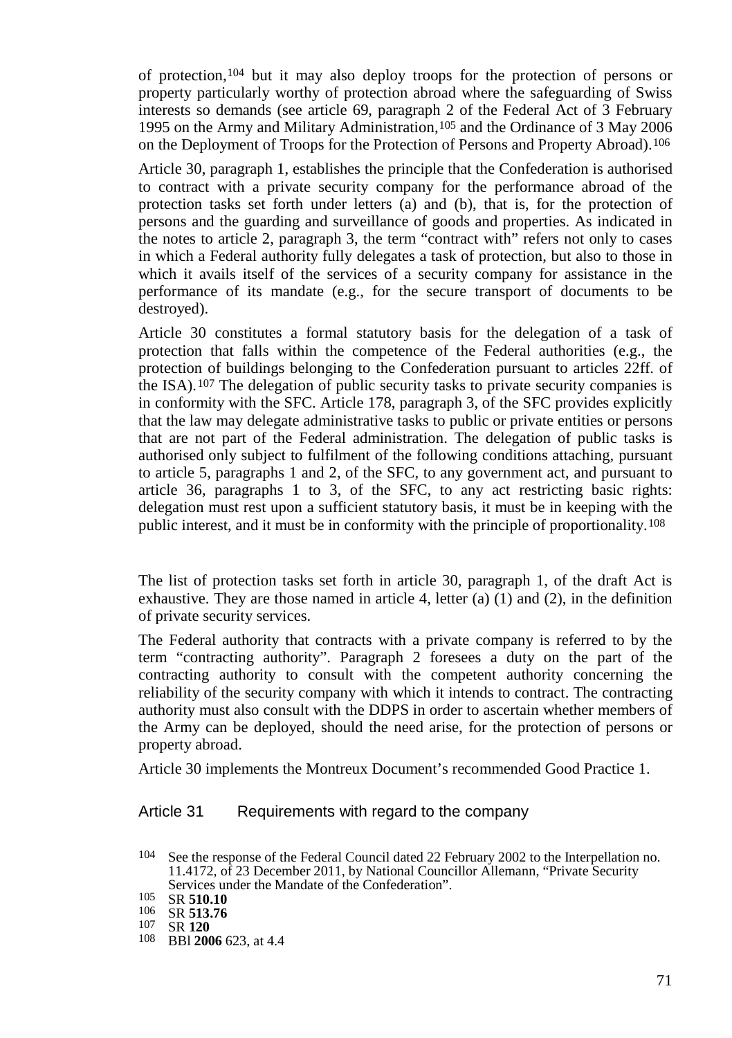of protection,[104] but it may also deploy troops for the protection of persons or property particularly worthy of protection abroad where the safeguarding of Swiss interests so demands (see article 69, paragraph 2 of the Federal Act of 3 February 1995 on the Army and Military Administration,[105] and the Ordinance of 3 May 2006 on the Deployment of Troops for the Protection of Persons and Property Abroad).[106]

Article 30, paragraph 1, establishes the principle that the Confederation is authorised to contract with a private security company for the performance abroad of the protection tasks set forth under letters (a) and (b), that is, for the protection of persons and the guarding and surveillance of goods and properties. As indicated in the notes to article 2, paragraph 3, the term "contract with" refers not only to cases in which a Federal authority fully delegates a task of protection, but also to those in which it avails itself of the services of a security company for assistance in the performance of its mandate (e.g., for the secure transport of documents to be destroyed).

Article 30 constitutes a formal statutory basis for the delegation of a task of protection that falls within the competence of the Federal authorities (e.g., the protection of buildings belonging to the Confederation pursuant to articles 22ff. of the ISA).[107] The delegation of public security tasks to private security companies is in conformity with the SFC. Article 178, paragraph 3, of the SFC provides explicitly that the law may delegate administrative tasks to public or private entities or persons that are not part of the Federal administration. The delegation of public tasks is authorised only subject to fulfilment of the following conditions attaching, pursuant to article 5, paragraphs 1 and 2, of the SFC, to any government act, and pursuant to article 36, paragraphs 1 to 3, of the SFC, to any act restricting basic rights: delegation must rest upon a sufficient statutory basis, it must be in keeping with the public interest, and it must be in conformity with the principle of proportionality.[108]

The list of protection tasks set forth in article 30, paragraph 1, of the draft Act is exhaustive. They are those named in article 4, letter (a) (1) and (2), in the definition of private security services.

The Federal authority that contracts with a private company is referred to by the term "contracting authority". Paragraph 2 foresees a duty on the part of the contracting authority to consult with the competent authority concerning the reliability of the security company with which it intends to contract. The contracting authority must also consult with the DDPS in order to ascertain whether members of the Army can be deployed, should the need arise, for the protection of persons or property abroad.

Article 30 implements the Montreux Document's recommended Good Practice 1.

### Article 31 Requirements with regard to the company

---

104 See the response of the Federal Council dated 22 February 2002 to the Interpellation no. 11.4172, of 23 December 2011, by National Councillor Allemann, "Private Security Services under the Mandate of the Confederation".

105 SR **510.10**

106 SR **513.76**

107 SR **120**

108 BBl **2006** 623, at 4.4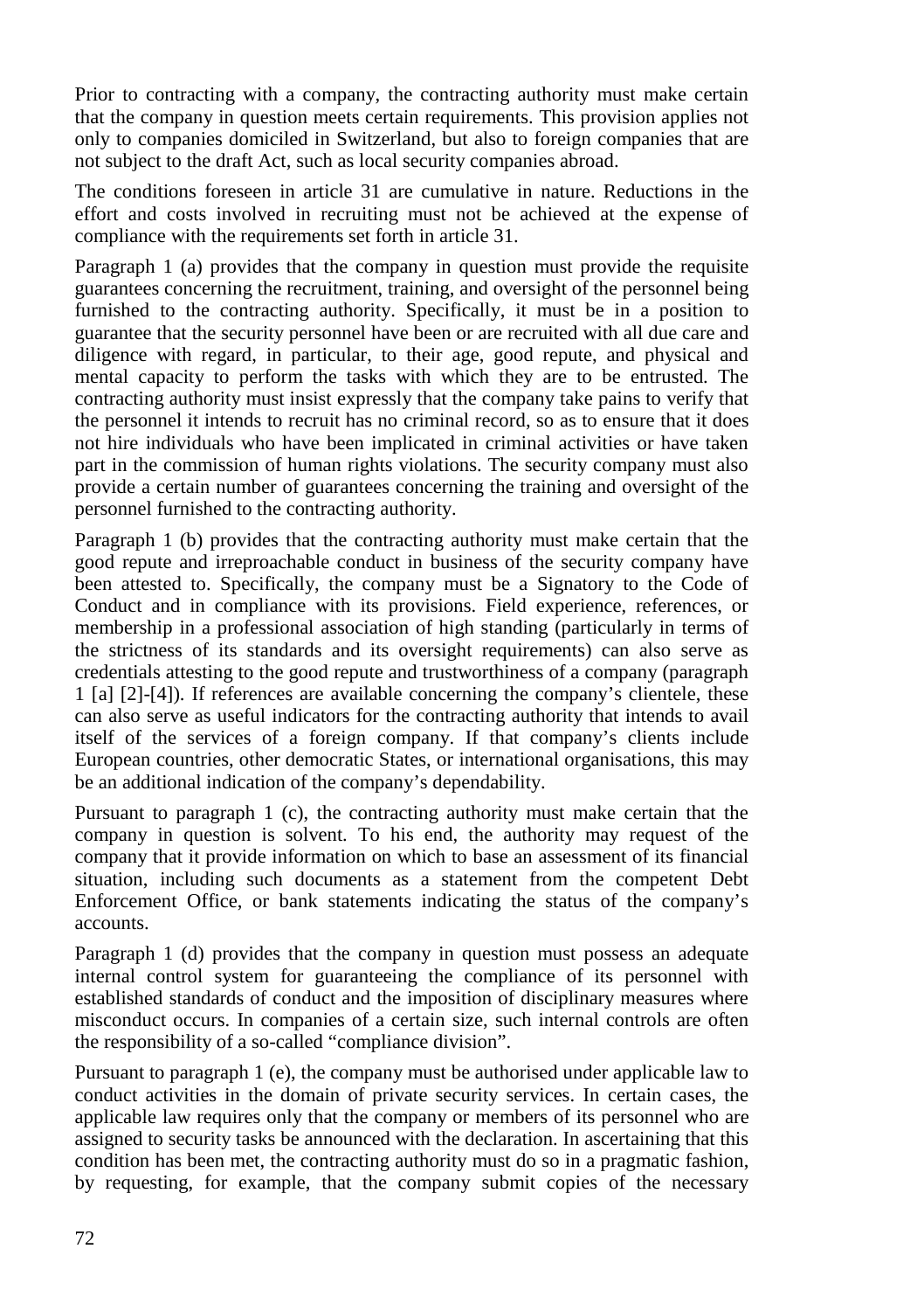Prior to contracting with a company, the contracting authority must make certain that the company in question meets certain requirements. This provision applies not only to companies domiciled in Switzerland, but also to foreign companies that are not subject to the draft Act, such as local security companies abroad.

The conditions foreseen in article 31 are cumulative in nature. Reductions in the effort and costs involved in recruiting must not be achieved at the expense of compliance with the requirements set forth in article 31.

Paragraph 1 (a) provides that the company in question must provide the requisite guarantees concerning the recruitment, training, and oversight of the personnel being furnished to the contracting authority. Specifically, it must be in a position to guarantee that the security personnel have been or are recruited with all due care and diligence with regard, in particular, to their age, good repute, and physical and mental capacity to perform the tasks with which they are to be entrusted. The contracting authority must insist expressly that the company take pains to verify that the personnel it intends to recruit has no criminal record, so as to ensure that it does not hire individuals who have been implicated in criminal activities or have taken part in the commission of human rights violations. The security company must also provide a certain number of guarantees concerning the training and oversight of the personnel furnished to the contracting authority.

Paragraph 1 (b) provides that the contracting authority must make certain that the good repute and irreproachable conduct in business of the security company have been attested to. Specifically, the company must be a Signatory to the Code of Conduct and in compliance with its provisions. Field experience, references, or membership in a professional association of high standing (particularly in terms of the strictness of its standards and its oversight requirements) can also serve as credentials attesting to the good repute and trustworthiness of a company (paragraph 1 [a] [2]-[4]). If references are available concerning the company's clientele, these can also serve as useful indicators for the contracting authority that intends to avail itself of the services of a foreign company. If that company's clients include European countries, other democratic States, or international organisations, this may be an additional indication of the company's dependability.

Pursuant to paragraph 1 (c), the contracting authority must make certain that the company in question is solvent. To his end, the authority may request of the company that it provide information on which to base an assessment of its financial situation, including such documents as a statement from the competent Debt Enforcement Office, or bank statements indicating the status of the company's accounts.

Paragraph 1 (d) provides that the company in question must possess an adequate internal control system for guaranteeing the compliance of its personnel with established standards of conduct and the imposition of disciplinary measures where misconduct occurs. In companies of a certain size, such internal controls are often the responsibility of a so-called "compliance division".

Pursuant to paragraph 1 (e), the company must be authorised under applicable law to conduct activities in the domain of private security services. In certain cases, the applicable law requires only that the company or members of its personnel who are assigned to security tasks be announced with the declaration. In ascertaining that this condition has been met, the contracting authority must do so in a pragmatic fashion, by requesting, for example, that the company submit copies of the necessary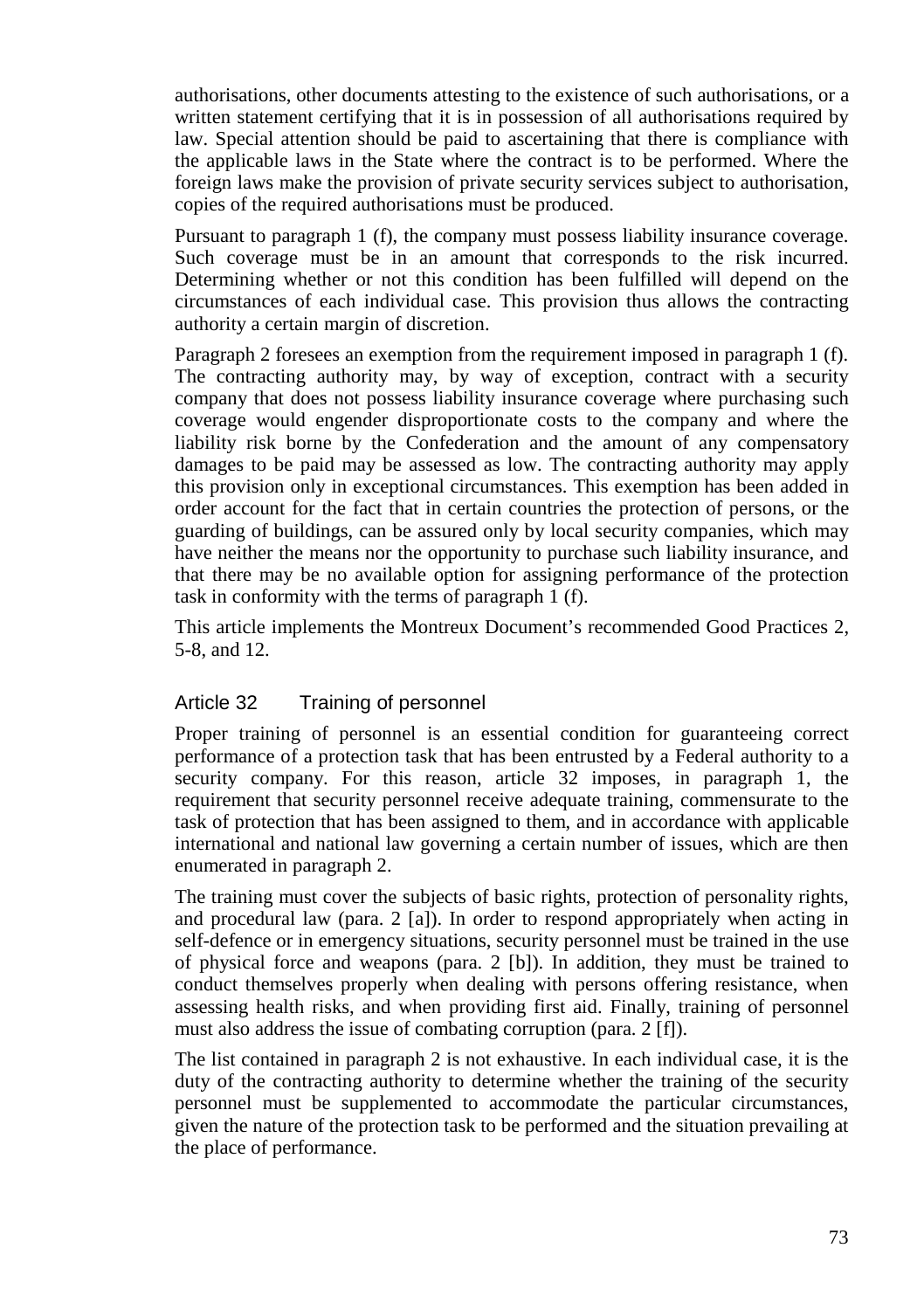authorisations, other documents attesting to the existence of such authorisations, or a written statement certifying that it is in possession of all authorisations required by law. Special attention should be paid to ascertaining that there is compliance with the applicable laws in the State where the contract is to be performed. Where the foreign laws make the provision of private security services subject to authorisation, copies of the required authorisations must be produced.

Pursuant to paragraph 1 (f), the company must possess liability insurance coverage. Such coverage must be in an amount that corresponds to the risk incurred. Determining whether or not this condition has been fulfilled will depend on the circumstances of each individual case. This provision thus allows the contracting authority a certain margin of discretion.

Paragraph 2 foresees an exemption from the requirement imposed in paragraph 1 (f). The contracting authority may, by way of exception, contract with a security company that does not possess liability insurance coverage where purchasing such coverage would engender disproportionate costs to the company and where the liability risk borne by the Confederation and the amount of any compensatory damages to be paid may be assessed as low. The contracting authority may apply this provision only in exceptional circumstances. This exemption has been added in order account for the fact that in certain countries the protection of persons, or the guarding of buildings, can be assured only by local security companies, which may have neither the means nor the opportunity to purchase such liability insurance, and that there may be no available option for assigning performance of the protection task in conformity with the terms of paragraph 1 (f).

This article implements the Montreux Document's recommended Good Practices 2, 5-8, and 12.

### Article 32 Training of personnel

Proper training of personnel is an essential condition for guaranteeing correct performance of a protection task that has been entrusted by a Federal authority to a security company. For this reason, article 32 imposes, in paragraph 1, the requirement that security personnel receive adequate training, commensurate to the task of protection that has been assigned to them, and in accordance with applicable international and national law governing a certain number of issues, which are then enumerated in paragraph 2.

The training must cover the subjects of basic rights, protection of personality rights, and procedural law (para. 2 [a]). In order to respond appropriately when acting in self-defence or in emergency situations, security personnel must be trained in the use of physical force and weapons (para. 2 [b]). In addition, they must be trained to conduct themselves properly when dealing with persons offering resistance, when assessing health risks, and when providing first aid. Finally, training of personnel must also address the issue of combating corruption (para. 2 [f]).

The list contained in paragraph 2 is not exhaustive. In each individual case, it is the duty of the contracting authority to determine whether the training of the security personnel must be supplemented to accommodate the particular circumstances, given the nature of the protection task to be performed and the situation prevailing at the place of performance.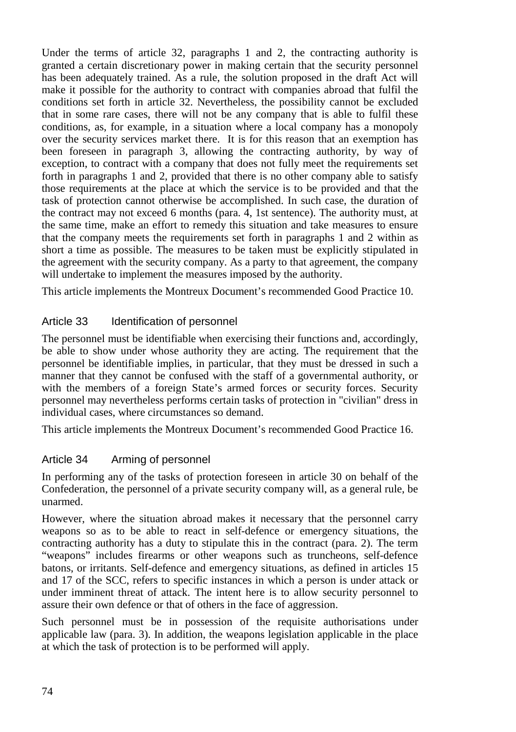Under the terms of article 32, paragraphs 1 and 2, the contracting authority is granted a certain discretionary power in making certain that the security personnel has been adequately trained. As a rule, the solution proposed in the draft Act will make it possible for the authority to contract with companies abroad that fulfil the conditions set forth in article 32. Nevertheless, the possibility cannot be excluded that in some rare cases, there will not be any company that is able to fulfil these conditions, as, for example, in a situation where a local company has a monopoly over the security services market there. It is for this reason that an exemption has been foreseen in paragraph 3, allowing the contracting authority, by way of exception, to contract with a company that does not fully meet the requirements set forth in paragraphs 1 and 2, provided that there is no other company able to satisfy those requirements at the place at which the service is to be provided and that the task of protection cannot otherwise be accomplished. In such case, the duration of the contract may not exceed 6 months (para. 4, 1st sentence). The authority must, at the same time, make an effort to remedy this situation and take measures to ensure that the company meets the requirements set forth in paragraphs 1 and 2 within as short a time as possible. The measures to be taken must be explicitly stipulated in the agreement with the security company. As a party to that agreement, the company will undertake to implement the measures imposed by the authority.

This article implements the Montreux Document's recommended Good Practice 10.

### Article 33 Identification of personnel

The personnel must be identifiable when exercising their functions and, accordingly, be able to show under whose authority they are acting. The requirement that the personnel be identifiable implies, in particular, that they must be dressed in such a manner that they cannot be confused with the staff of a governmental authority, or with the members of a foreign State's armed forces or security forces. Security personnel may nevertheless performs certain tasks of protection in "civilian" dress in individual cases, where circumstances so demand.

This article implements the Montreux Document's recommended Good Practice 16.

### Article 34 Arming of personnel

In performing any of the tasks of protection foreseen in article 30 on behalf of the Confederation, the personnel of a private security company will, as a general rule, be unarmed.

However, where the situation abroad makes it necessary that the personnel carry weapons so as to be able to react in self-defence or emergency situations, the contracting authority has a duty to stipulate this in the contract (para. 2). The term "weapons" includes firearms or other weapons such as truncheons, self-defence batons, or irritants. Self-defence and emergency situations, as defined in articles 15 and 17 of the SCC, refers to specific instances in which a person is under attack or under imminent threat of attack. The intent here is to allow security personnel to assure their own defence or that of others in the face of aggression.

Such personnel must be in possession of the requisite authorisations under applicable law (para. 3). In addition, the weapons legislation applicable in the place at which the task of protection is to be performed will apply.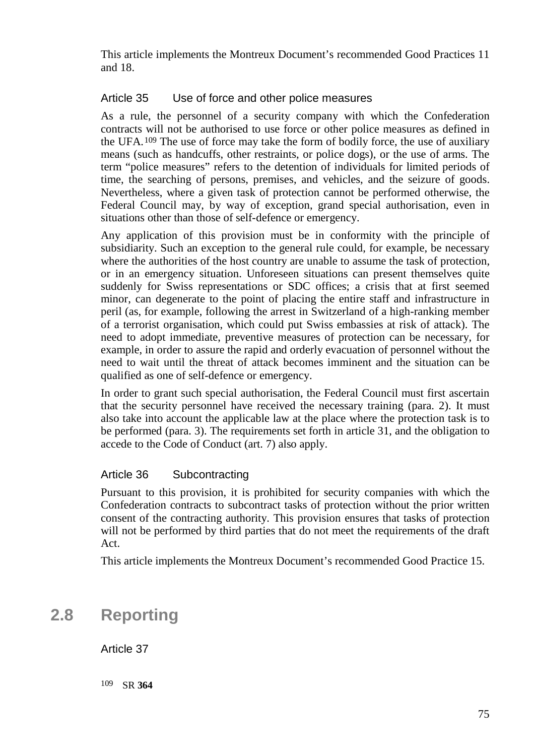This article implements the Montreux Document's recommended Good Practices 11 and 18.

### Article 35 Use of force and other police measures

As a rule, the personnel of a security company with which the Confederation contracts will not be authorised to use force or other police measures as defined in the UFA.[109] The use of force may take the form of bodily force, the use of auxiliary means (such as handcuffs, other restraints, or police dogs), or the use of arms. The term "police measures" refers to the detention of individuals for limited periods of time, the searching of persons, premises, and vehicles, and the seizure of goods. Nevertheless, where a given task of protection cannot be performed otherwise, the Federal Council may, by way of exception, grand special authorisation, even in situations other than those of self-defence or emergency.

Any application of this provision must be in conformity with the principle of subsidiarity. Such an exception to the general rule could, for example, be necessary where the authorities of the host country are unable to assume the task of protection, or in an emergency situation. Unforeseen situations can present themselves quite suddenly for Swiss representations or SDC offices; a crisis that at first seemed minor, can degenerate to the point of placing the entire staff and infrastructure in peril (as, for example, following the arrest in Switzerland of a high-ranking member of a terrorist organisation, which could put Swiss embassies at risk of attack). The need to adopt immediate, preventive measures of protection can be necessary, for example, in order to assure the rapid and orderly evacuation of personnel without the need to wait until the threat of attack becomes imminent and the situation can be qualified as one of self-defence or emergency.

In order to grant such special authorisation, the Federal Council must first ascertain that the security personnel have received the necessary training (para. 2). It must also take into account the applicable law at the place where the protection task is to be performed (para. 3). The requirements set forth in article 31, and the obligation to accede to the Code of Conduct (art. 7) also apply.

### Article 36 Subcontracting

Pursuant to this provision, it is prohibited for security companies with which the Confederation contracts to subcontract tasks of protection without the prior written consent of the contracting authority. This provision ensures that tasks of protection will not be performed by third parties that do not meet the requirements of the draft Act.

This article implements the Montreux Document's recommended Good Practice 15.

## 2.8 Reporting

### Article 37

[109] SR **364**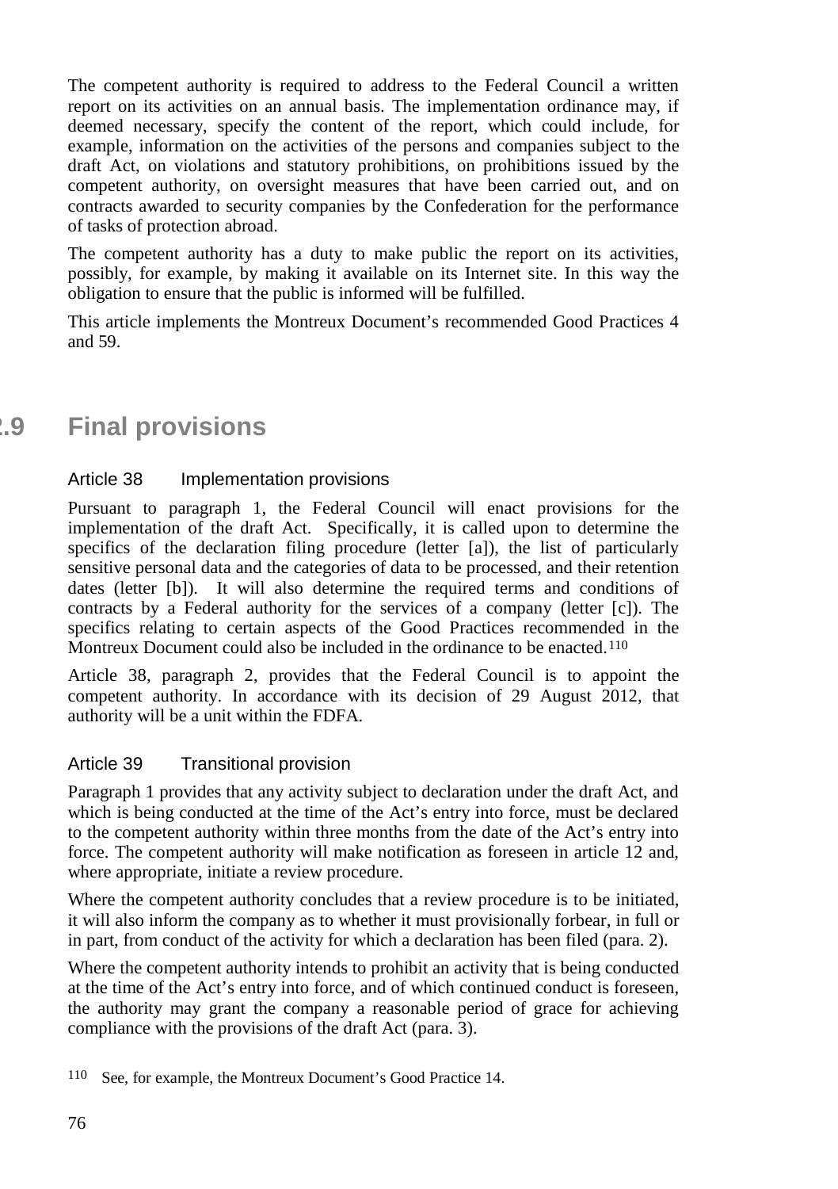The competent authority is required to address to the Federal Council a written report on its activities on an annual basis. The implementation ordinance may, if deemed necessary, specify the content of the report, which could include, for example, information on the activities of the persons and companies subject to the draft Act, on violations and statutory prohibitions, on prohibitions issued by the competent authority, on oversight measures that have been carried out, and on contracts awarded to security companies by the Confederation for the performance of tasks of protection abroad.

The competent authority has a duty to make public the report on its activities, possibly, for example, by making it available on its Internet site. In this way the obligation to ensure that the public is informed will be fulfilled.

This article implements the Montreux Document's recommended Good Practices 4 and 59.

## 2.9 Final provisions

### Article 38 Implementation provisions

Pursuant to paragraph 1, the Federal Council will enact provisions for the implementation of the draft Act. Specifically, it is called upon to determine the specifics of the declaration filing procedure (letter [a]), the list of particularly sensitive personal data and the categories of data to be processed, and their retention dates (letter [b]). It will also determine the required terms and conditions of contracts by a Federal authority for the services of a company (letter [c]). The specifics relating to certain aspects of the Good Practices recommended in the Montreux Document could also be included in the ordinance to be enacted.[110]

Article 38, paragraph 2, provides that the Federal Council is to appoint the competent authority. In accordance with its decision of 29 August 2012, that authority will be a unit within the FDFA.

### Article 39 Transitional provision

Paragraph 1 provides that any activity subject to declaration under the draft Act, and which is being conducted at the time of the Act's entry into force, must be declared to the competent authority within three months from the date of the Act's entry into force. The competent authority will make notification as foreseen in article 12 and, where appropriate, initiate a review procedure.

Where the competent authority concludes that a review procedure is to be initiated, it will also inform the company as to whether it must provisionally forbear, in full or in part, from conduct of the activity for which a declaration has been filed (para. 2).

Where the competent authority intends to prohibit an activity that is being conducted at the time of the Act's entry into force, and of which continued conduct is foreseen, the authority may grant the company a reasonable period of grace for achieving compliance with the provisions of the draft Act (para. 3).

[110] See, for example, the Montreux Document's Good Practice 14.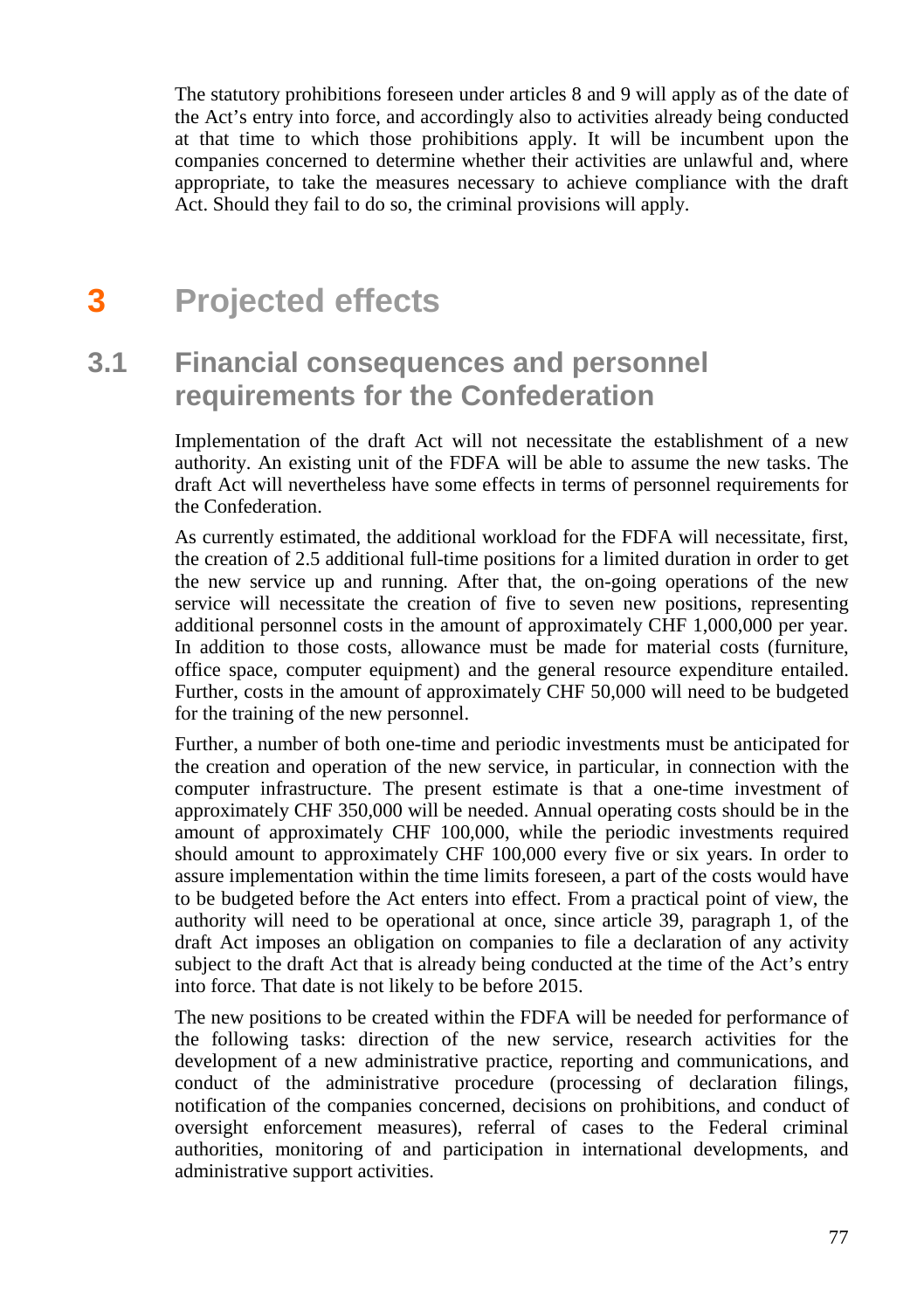The statutory prohibitions foreseen under articles 8 and 9 will apply as of the date of the Act's entry into force, and accordingly also to activities already being conducted at that time to which those prohibitions apply. It will be incumbent upon the companies concerned to determine whether their activities are unlawful and, where appropriate, to take the measures necessary to achieve compliance with the draft Act. Should they fail to do so, the criminal provisions will apply.

# 3 Projected effects

## 3.1 Financial consequences and personnel requirements for the Confederation

Implementation of the draft Act will not necessitate the establishment of a new authority. An existing unit of the FDFA will be able to assume the new tasks. The draft Act will nevertheless have some effects in terms of personnel requirements for the Confederation.

As currently estimated, the additional workload for the FDFA will necessitate, first, the creation of 2.5 additional full-time positions for a limited duration in order to get the new service up and running. After that, the on-going operations of the new service will necessitate the creation of five to seven new positions, representing additional personnel costs in the amount of approximately CHF 1,000,000 per year. In addition to those costs, allowance must be made for material costs (furniture, office space, computer equipment) and the general resource expenditure entailed. Further, costs in the amount of approximately CHF 50,000 will need to be budgeted for the training of the new personnel.

Further, a number of both one-time and periodic investments must be anticipated for the creation and operation of the new service, in particular, in connection with the computer infrastructure. The present estimate is that a one-time investment of approximately CHF 350,000 will be needed. Annual operating costs should be in the amount of approximately CHF 100,000, while the periodic investments required should amount to approximately CHF 100,000 every five or six years. In order to assure implementation within the time limits foreseen, a part of the costs would have to be budgeted before the Act enters into effect. From a practical point of view, the authority will need to be operational at once, since article 39, paragraph 1, of the draft Act imposes an obligation on companies to file a declaration of any activity subject to the draft Act that is already being conducted at the time of the Act's entry into force. That date is not likely to be before 2015.

The new positions to be created within the FDFA will be needed for performance of the following tasks: direction of the new service, research activities for the development of a new administrative practice, reporting and communications, and conduct of the administrative procedure (processing of declaration filings, notification of the companies concerned, decisions on prohibitions, and conduct of oversight enforcement measures), referral of cases to the Federal criminal authorities, monitoring of and participation in international developments, and administrative support activities.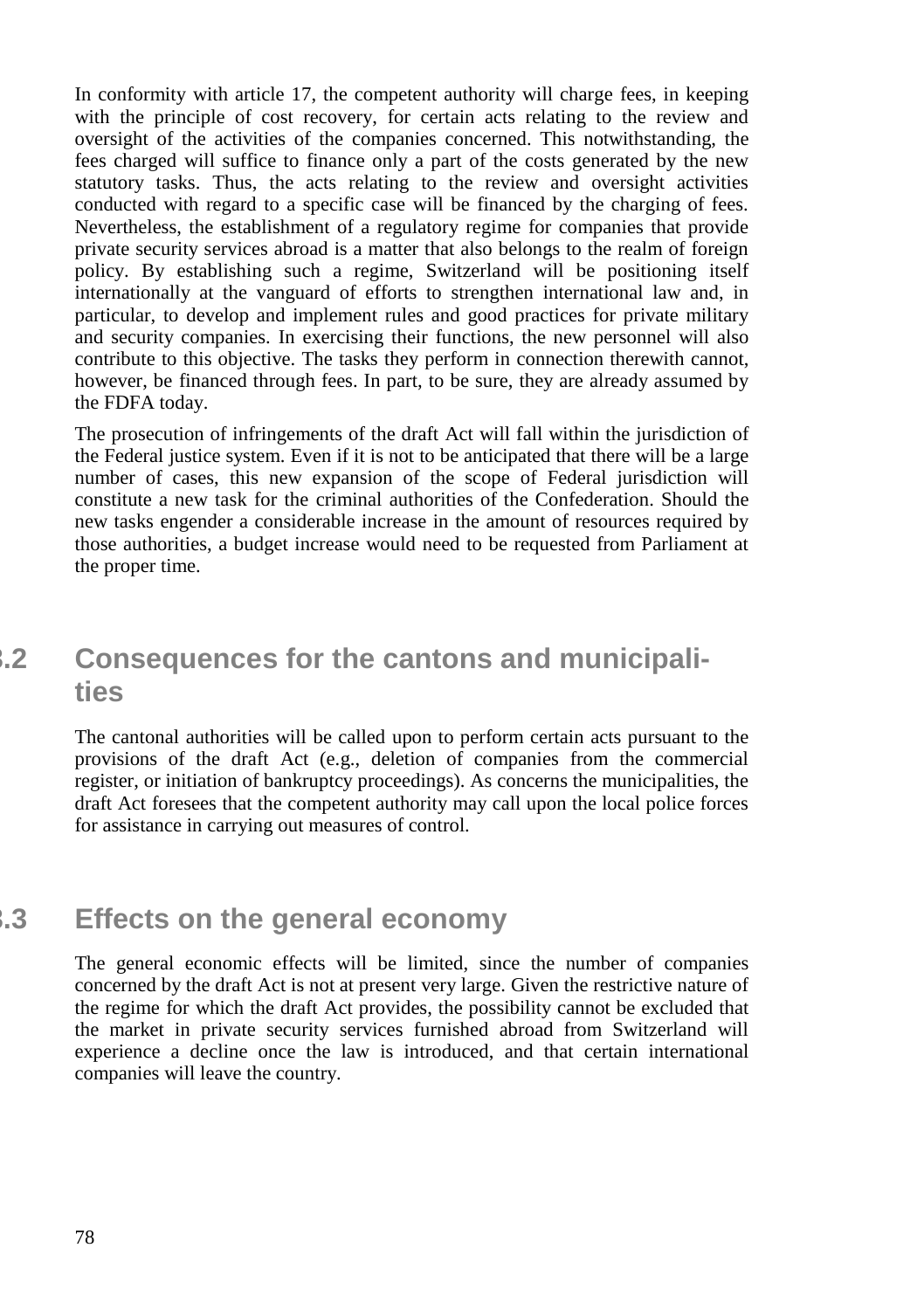In conformity with article 17, the competent authority will charge fees, in keeping with the principle of cost recovery, for certain acts relating to the review and oversight of the activities of the companies concerned. This notwithstanding, the fees charged will suffice to finance only a part of the costs generated by the new statutory tasks. Thus, the acts relating to the review and oversight activities conducted with regard to a specific case will be financed by the charging of fees. Nevertheless, the establishment of a regulatory regime for companies that provide private security services abroad is a matter that also belongs to the realm of foreign policy. By establishing such a regime, Switzerland will be positioning itself internationally at the vanguard of efforts to strengthen international law and, in particular, to develop and implement rules and good practices for private military and security companies. In exercising their functions, the new personnel will also contribute to this objective. The tasks they perform in connection therewith cannot, however, be financed through fees. In part, to be sure, they are already assumed by the FDFA today.

The prosecution of infringements of the draft Act will fall within the jurisdiction of the Federal justice system. Even if it is not to be anticipated that there will be a large number of cases, this new expansion of the scope of Federal jurisdiction will constitute a new task for the criminal authorities of the Confederation. Should the new tasks engender a considerable increase in the amount of resources required by those authorities, a budget increase would need to be requested from Parliament at the proper time.

## 3.2 Consequences for the cantons and municipalities

The cantonal authorities will be called upon to perform certain acts pursuant to the provisions of the draft Act (e.g., deletion of companies from the commercial register, or initiation of bankruptcy proceedings). As concerns the municipalities, the draft Act foresees that the competent authority may call upon the local police forces for assistance in carrying out measures of control.

## 3.3 Effects on the general economy

The general economic effects will be limited, since the number of companies concerned by the draft Act is not at present very large. Given the restrictive nature of the regime for which the draft Act provides, the possibility cannot be excluded that the market in private security services furnished abroad from Switzerland will experience a decline once the law is introduced, and that certain international companies will leave the country.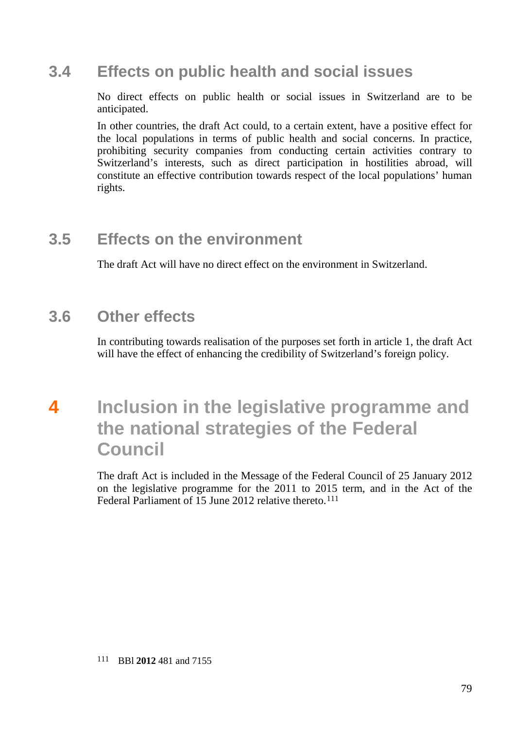## 3.4 Effects on public health and social issues

No direct effects on public health or social issues in Switzerland are to be anticipated.

In other countries, the draft Act could, to a certain extent, have a positive effect for the local populations in terms of public health and social concerns. In practice, prohibiting security companies from conducting certain activities contrary to Switzerland's interests, such as direct participation in hostilities abroad, will constitute an effective contribution towards respect of the local populations' human rights.

## 3.5 Effects on the environment

The draft Act will have no direct effect on the environment in Switzerland.

## 3.6 Other effects

In contributing towards realisation of the purposes set forth in article 1, the draft Act will have the effect of enhancing the credibility of Switzerland's foreign policy.

# 4 Inclusion in the legislative programme and the national strategies of the Federal Council

The draft Act is included in the Message of the Federal Council of 25 January 2012 on the legislative programme for the 2011 to 2015 term, and in the Act of the Federal Parliament of 15 June 2012 relative thereto.[111]

[111] BBl **2012** 481 and 7155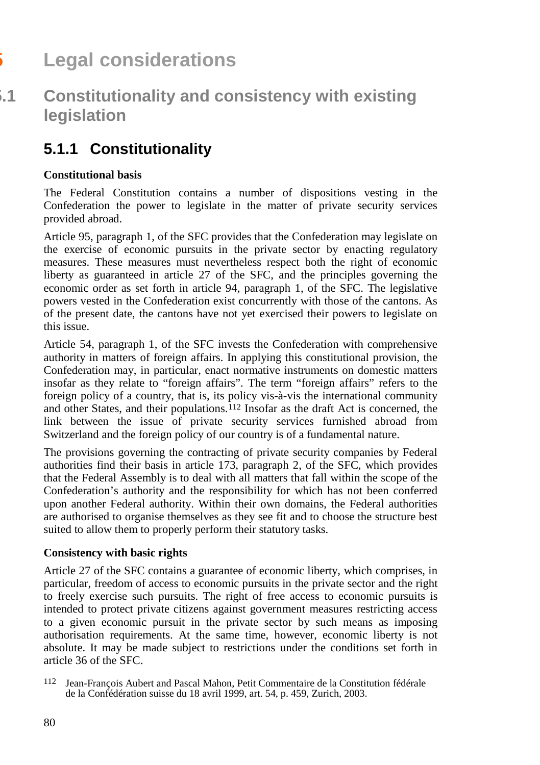# 5 Legal considerations

## 5.1 Constitutionality and consistency with existing legislation

### 5.1.1 Constitutionality

**Constitutional basis**

The Federal Constitution contains a number of dispositions vesting in the Confederation the power to legislate in the matter of private security services provided abroad.

Article 95, paragraph 1, of the SFC provides that the Confederation may legislate on the exercise of economic pursuits in the private sector by enacting regulatory measures. These measures must nevertheless respect both the right of economic liberty as guaranteed in article 27 of the SFC, and the principles governing the economic order as set forth in article 94, paragraph 1, of the SFC. The legislative powers vested in the Confederation exist concurrently with those of the cantons. As of the present date, the cantons have not yet exercised their powers to legislate on this issue.

Article 54, paragraph 1, of the SFC invests the Confederation with comprehensive authority in matters of foreign affairs. In applying this constitutional provision, the Confederation may, in particular, enact normative instruments on domestic matters insofar as they relate to "foreign affairs". The term "foreign affairs" refers to the foreign policy of a country, that is, its policy vis-à-vis the international community and other States, and their populations.[112] Insofar as the draft Act is concerned, the link between the issue of private security services furnished abroad from Switzerland and the foreign policy of our country is of a fundamental nature.

The provisions governing the contracting of private security companies by Federal authorities find their basis in article 173, paragraph 2, of the SFC, which provides that the Federal Assembly is to deal with all matters that fall within the scope of the Confederation's authority and the responsibility for which has not been conferred upon another Federal authority. Within their own domains, the Federal authorities are authorised to organise themselves as they see fit and to choose the structure best suited to allow them to properly perform their statutory tasks.

**Consistency with basic rights**

Article 27 of the SFC contains a guarantee of economic liberty, which comprises, in particular, freedom of access to economic pursuits in the private sector and the right to freely exercise such pursuits. The right of free access to economic pursuits is intended to protect private citizens against government measures restricting access to a given economic pursuit in the private sector by such means as imposing authorisation requirements. At the same time, however, economic liberty is not absolute. It may be made subject to restrictions under the conditions set forth in article 36 of the SFC.

[112] Jean-François Aubert and Pascal Mahon, Petit Commentaire de la Constitution fédérale de la Confédération suisse du 18 avril 1999, art. 54, p. 459, Zurich, 2003.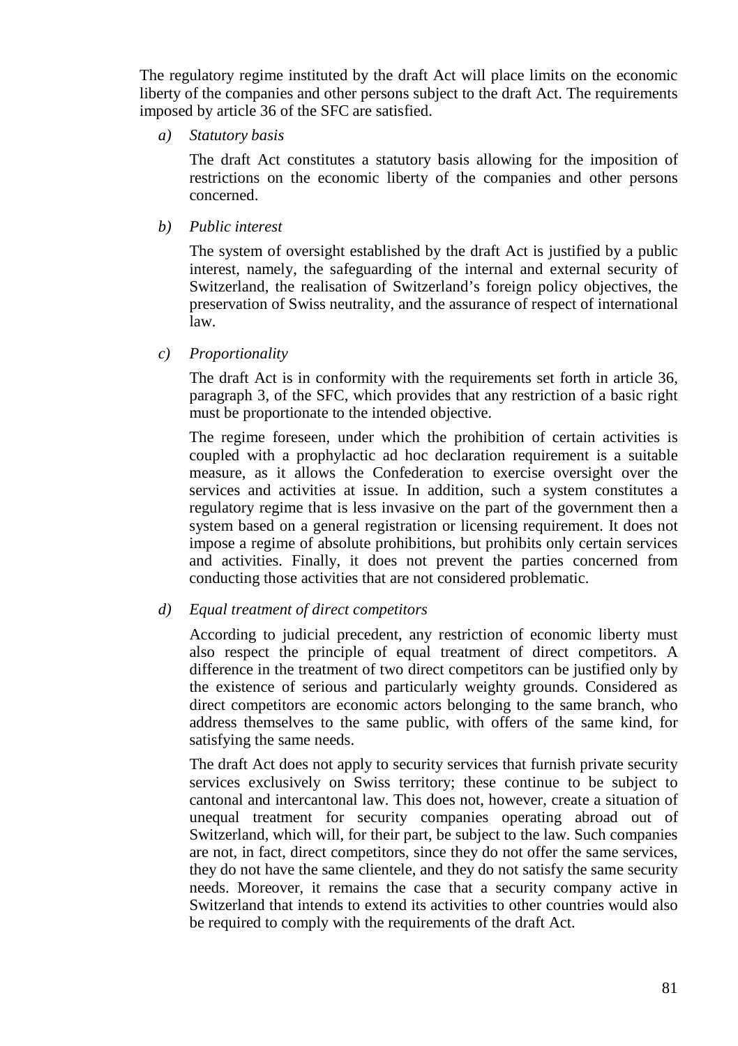The regulatory regime instituted by the draft Act will place limits on the economic liberty of the companies and other persons subject to the draft Act. The requirements imposed by article 36 of the SFC are satisfied.

*a) Statutory basis*

The draft Act constitutes a statutory basis allowing for the imposition of restrictions on the economic liberty of the companies and other persons concerned.

*b) Public interest*

The system of oversight established by the draft Act is justified by a public interest, namely, the safeguarding of the internal and external security of Switzerland, the realisation of Switzerland's foreign policy objectives, the preservation of Swiss neutrality, and the assurance of respect of international law.

*c) Proportionality*

The draft Act is in conformity with the requirements set forth in article 36, paragraph 3, of the SFC, which provides that any restriction of a basic right must be proportionate to the intended objective.

The regime foreseen, under which the prohibition of certain activities is coupled with a prophylactic ad hoc declaration requirement is a suitable measure, as it allows the Confederation to exercise oversight over the services and activities at issue. In addition, such a system constitutes a regulatory regime that is less invasive on the part of the government then a system based on a general registration or licensing requirement. It does not impose a regime of absolute prohibitions, but prohibits only certain services and activities. Finally, it does not prevent the parties concerned from conducting those activities that are not considered problematic.

*d) Equal treatment of direct competitors*

According to judicial precedent, any restriction of economic liberty must also respect the principle of equal treatment of direct competitors. A difference in the treatment of two direct competitors can be justified only by the existence of serious and particularly weighty grounds. Considered as direct competitors are economic actors belonging to the same branch, who address themselves to the same public, with offers of the same kind, for satisfying the same needs.

The draft Act does not apply to security services that furnish private security services exclusively on Swiss territory; these continue to be subject to cantonal and intercantonal law. This does not, however, create a situation of unequal treatment for security companies operating abroad out of Switzerland, which will, for their part, be subject to the law. Such companies are not, in fact, direct competitors, since they do not offer the same services, they do not have the same clientele, and they do not satisfy the same security needs. Moreover, it remains the case that a security company active in Switzerland that intends to extend its activities to other countries would also be required to comply with the requirements of the draft Act.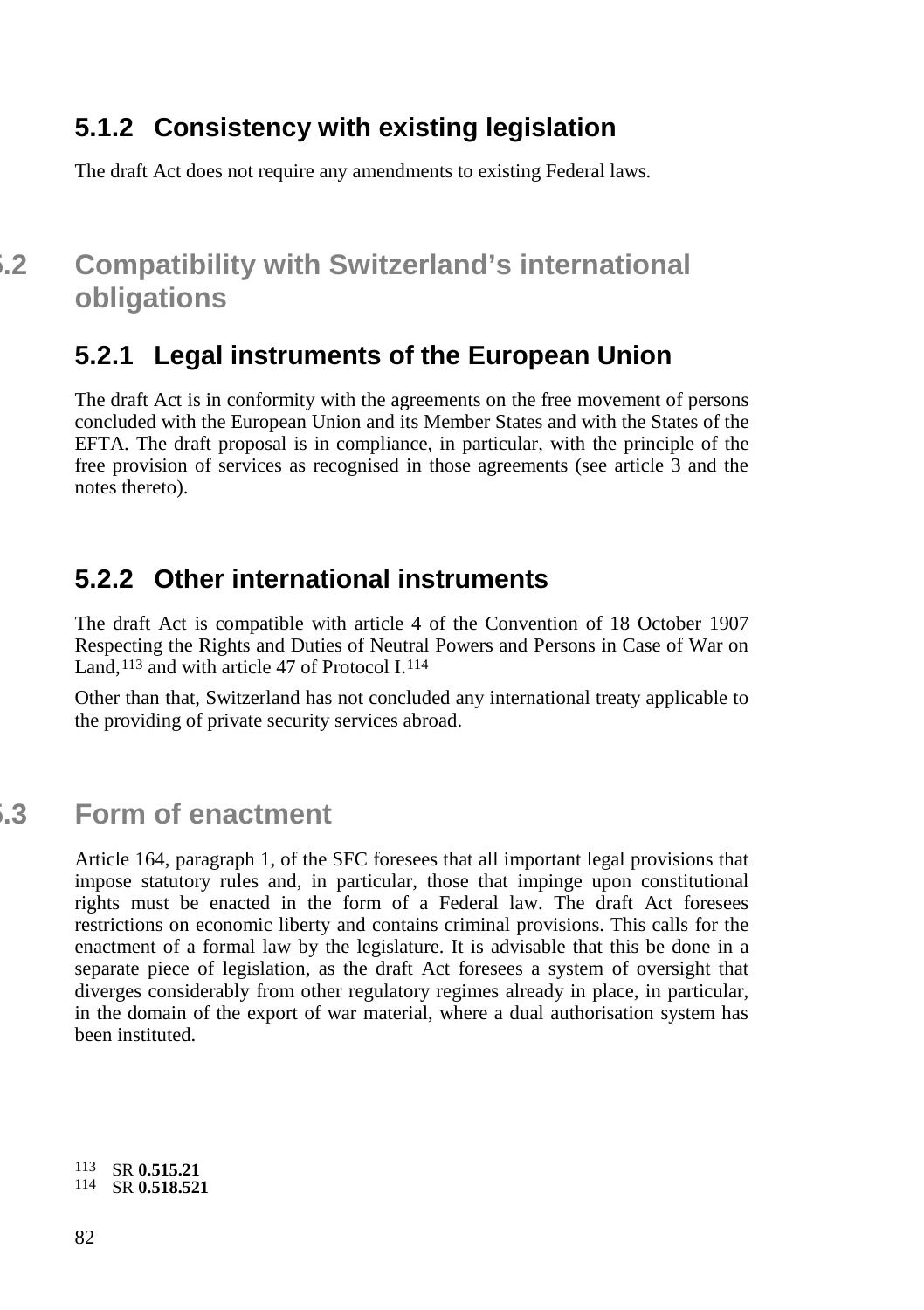### 5.1.2 Consistency with existing legislation

The draft Act does not require any amendments to existing Federal laws.

## 5.2 Compatibility with Switzerland's international obligations

### 5.2.1 Legal instruments of the European Union

The draft Act is in conformity with the agreements on the free movement of persons concluded with the European Union and its Member States and with the States of the EFTA. The draft proposal is in compliance, in particular, with the principle of the free provision of services as recognised in those agreements (see article 3 and the notes thereto).

### 5.2.2 Other international instruments

The draft Act is compatible with article 4 of the Convention of 18 October 1907 Respecting the Rights and Duties of Neutral Powers and Persons in Case of War on Land,[113] and with article 47 of Protocol I.[114]

Other than that, Switzerland has not concluded any international treaty applicable to the providing of private security services abroad.

## 5.3 Form of enactment

Article 164, paragraph 1, of the SFC foresees that all important legal provisions that impose statutory rules and, in particular, those that impinge upon constitutional rights must be enacted in the form of a Federal law. The draft Act foresees restrictions on economic liberty and contains criminal provisions. This calls for the enactment of a formal law by the legislature. It is advisable that this be done in a separate piece of legislation, as the draft Act foresees a system of oversight that diverges considerably from other regulatory regimes already in place, in particular, in the domain of the export of war material, where a dual authorisation system has been instituted.

[113] SR **0.515.21**
[114] SR **0.518.521**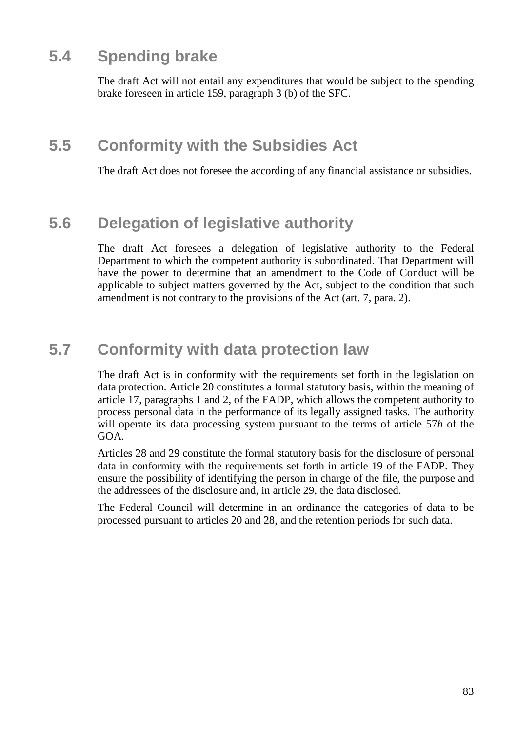## 5.4 Spending brake

The draft Act will not entail any expenditures that would be subject to the spending brake foreseen in article 159, paragraph 3 (b) of the SFC.

## 5.5 Conformity with the Subsidies Act

The draft Act does not foresee the according of any financial assistance or subsidies.

## 5.6 Delegation of legislative authority

The draft Act foresees a delegation of legislative authority to the Federal Department to which the competent authority is subordinated. That Department will have the power to determine that an amendment to the Code of Conduct will be applicable to subject matters governed by the Act, subject to the condition that such amendment is not contrary to the provisions of the Act (art. 7, para. 2).

## 5.7 Conformity with data protection law

The draft Act is in conformity with the requirements set forth in the legislation on data protection. Article 20 constitutes a formal statutory basis, within the meaning of article 17, paragraphs 1 and 2, of the FADP, which allows the competent authority to process personal data in the performance of its legally assigned tasks. The authority will operate its data processing system pursuant to the terms of article 57*h* of the GOA.

Articles 28 and 29 constitute the formal statutory basis for the disclosure of personal data in conformity with the requirements set forth in article 19 of the FADP. They ensure the possibility of identifying the person in charge of the file, the purpose and the addressees of the disclosure and, in article 29, the data disclosed.

The Federal Council will determine in an ordinance the categories of data to be processed pursuant to articles 20 and 28, and the retention periods for such data.